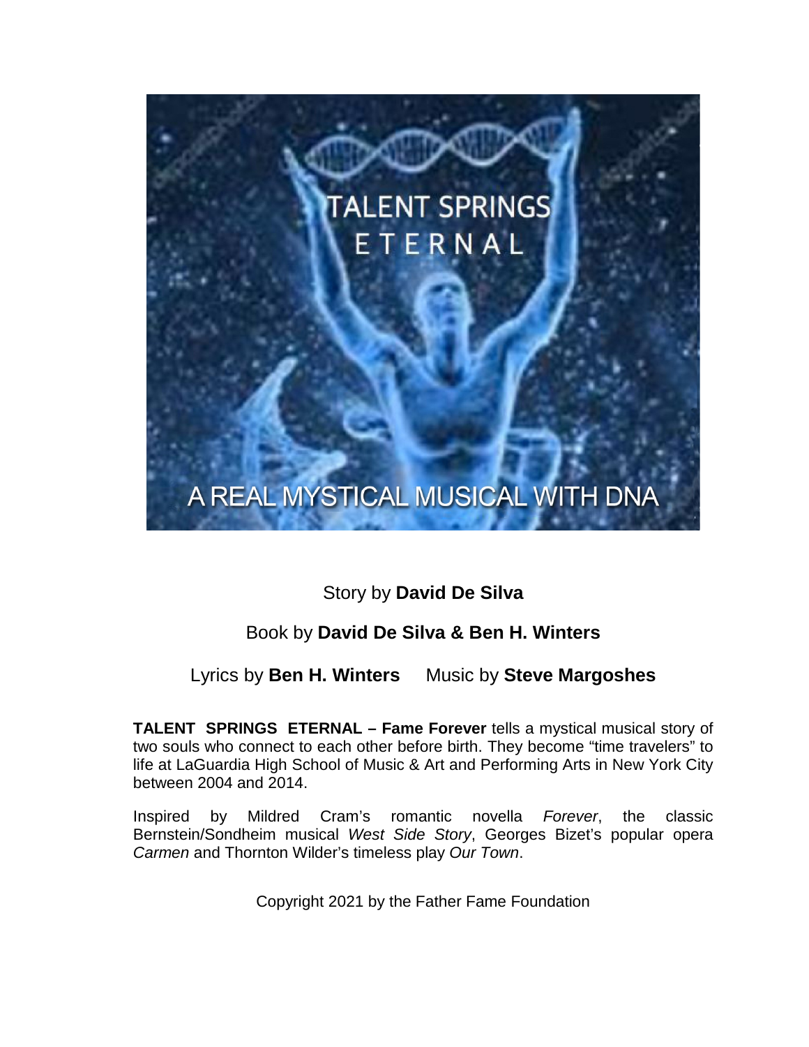Story by **David De Silva**

Book by **David De Silva & Ben H. Winters**

Lyrics by **Ben H. Winters** Music by **Steve Margoshes**

**TALENT SPRINGS ETERNAL – Fame Forever** tells a mystical musical story of two souls who connect to each other before birth. They become "time travelers" to life at LaGuardia High School of Music & Art and Performing Arts in New York City between 2004 and 2014.

Inspired by Mildred Cram's romantic novella *Forever*, the classic Bernstein/Sondheim musical *West Side Story*, Georges Bizet's popular opera *Carmen* and Thornton Wilder's timeless play *Our Town*.

Copyright 2021 by the Father Fame Foundation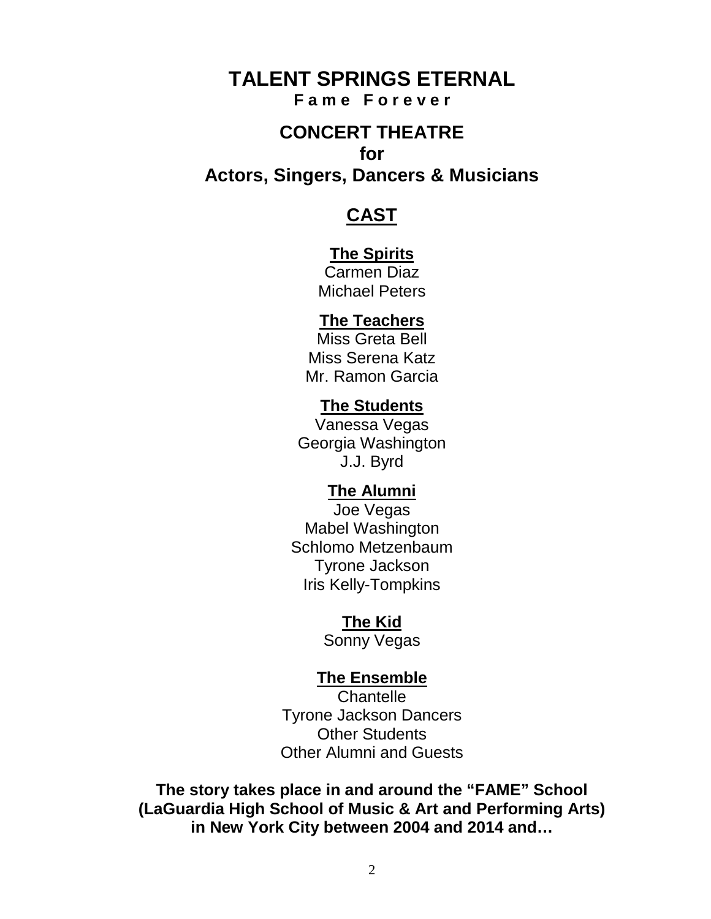# TALENT SPRINGS ETERNAL

**Fame Forever**

## CONCERT THEATRE
## for
## Actors, Singers, Dancers & Musicians

## CAST

### The Spirits

Carmen Diaz
Michael Peters

### The Teachers

Miss Greta Bell
Miss Serena Katz
Mr. Ramon Garcia

### The Students

Vanessa Vegas
Georgia Washington
J.J. Byrd

### The Alumni

Joe Vegas
Mabel Washington
Schlomo Metzenbaum
Tyrone Jackson
Iris Kelly-Tompkins

### The Kid

Sonny Vegas

### The Ensemble

Chantelle
Tyrone Jackson Dancers
Other Students
Other Alumni and Guests

**The story takes place in and around the "FAME" School (LaGuardia High School of Music & Art and Performing Arts) in New York City between 2004 and 2014 and…**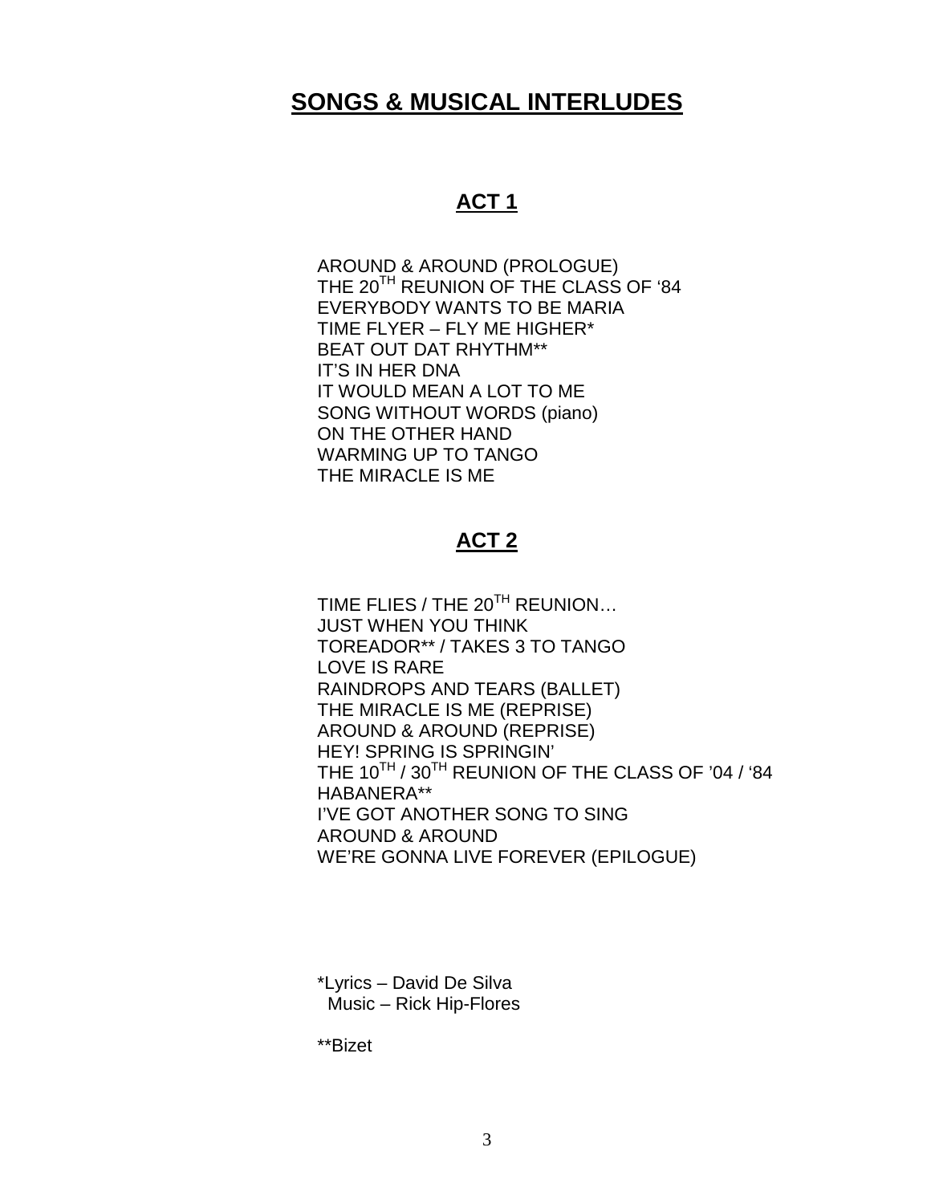# SONGS & MUSICAL INTERLUDES

## ACT 1

AROUND & AROUND (PROLOGUE)
THE 20TH REUNION OF THE CLASS OF '84
EVERYBODY WANTS TO BE MARIA
TIME FLYER – FLY ME HIGHER*
BEAT OUT DAT RHYTHM**
IT'S IN HER DNA
IT WOULD MEAN A LOT TO ME
SONG WITHOUT WORDS (piano)
ON THE OTHER HAND
WARMING UP TO TANGO
THE MIRACLE IS ME

## ACT 2

TIME FLIES / THE 20TH REUNION…
JUST WHEN YOU THINK
TOREADOR** / TAKES 3 TO TANGO
LOVE IS RARE
RAINDROPS AND TEARS (BALLET)
THE MIRACLE IS ME (REPRISE)
AROUND & AROUND (REPRISE)
HEY! SPRING IS SPRINGIN'
THE 10TH / 30TH REUNION OF THE CLASS OF '04 / '84
HABANERA**
I'VE GOT ANOTHER SONG TO SING
AROUND & AROUND
WE'RE GONNA LIVE FOREVER (EPILOGUE)

*Lyrics – David De Silva
Music – Rick Hip-Flores

**Bizet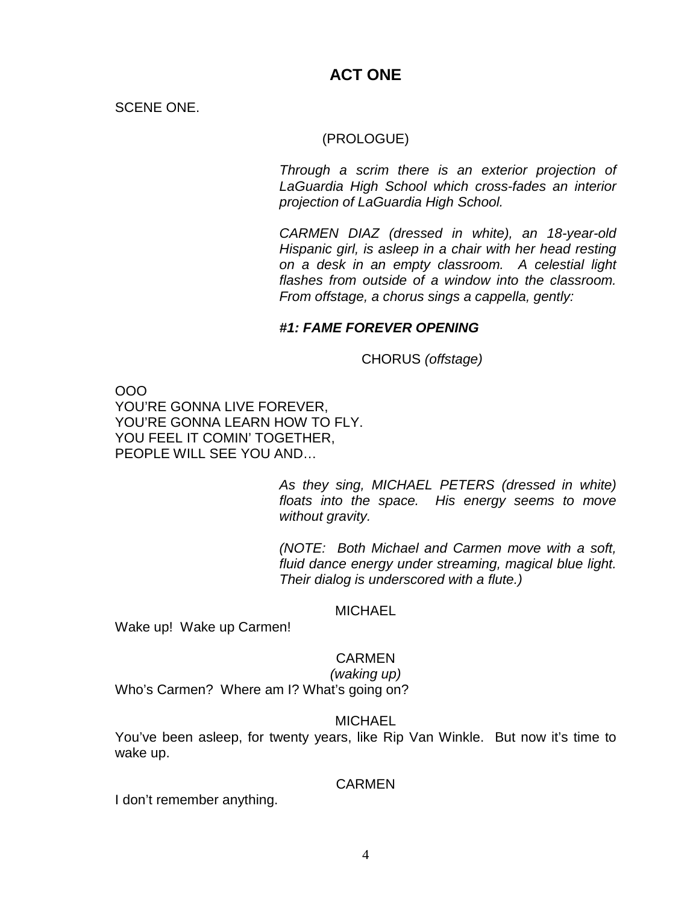## ACT ONE

SCENE ONE.

(PROLOGUE)

*Through a scrim there is an exterior projection of LaGuardia High School which cross-fades an interior projection of LaGuardia High School.*

*CARMEN DIAZ (dressed in white), an 18-year-old Hispanic girl, is asleep in a chair with her head resting on a desk in an empty classroom. A celestial light flashes from outside of a window into the classroom. From offstage, a chorus sings a cappella, gently:*

***#1: FAME FOREVER OPENING***

CHORUS *(offstage)*

OOO
YOU'RE GONNA LIVE FOREVER,
YOU'RE GONNA LEARN HOW TO FLY.
YOU FEEL IT COMIN' TOGETHER,
PEOPLE WILL SEE YOU AND…

*As they sing, MICHAEL PETERS (dressed in white) floats into the space. His energy seems to move without gravity.*

*(NOTE: Both Michael and Carmen move with a soft, fluid dance energy under streaming, magical blue light. Their dialog is underscored with a flute.)*

MICHAEL

Wake up! Wake up Carmen!

CARMEN
*(waking up)*

Who's Carmen? Where am I? What's going on?

MICHAEL

You've been asleep, for twenty years, like Rip Van Winkle. But now it's time to wake up.

CARMEN

I don't remember anything.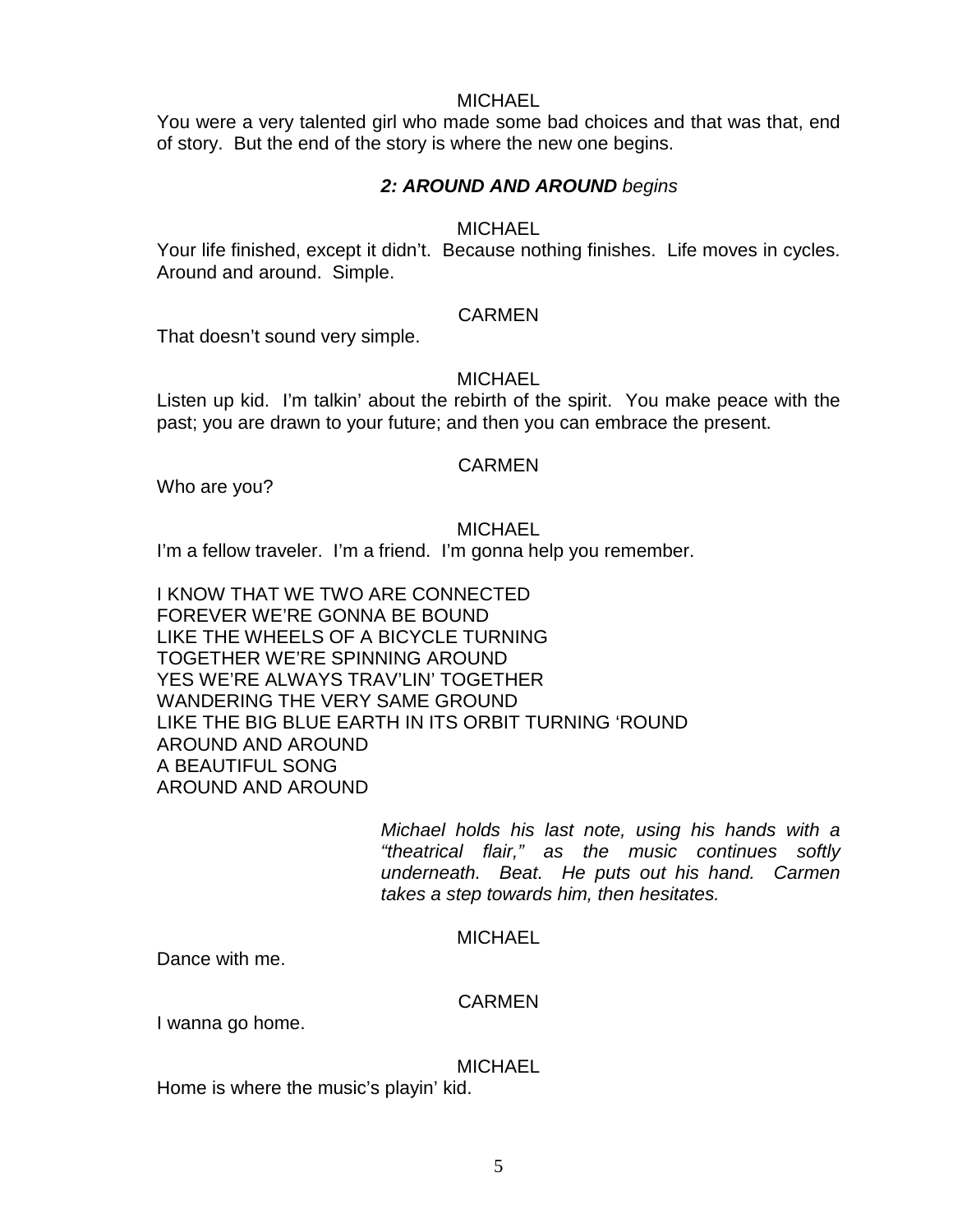MICHAEL

You were a very talented girl who made some bad choices and that was that, end of story. But the end of the story is where the new one begins.

***2: AROUND AND AROUND** begins*

MICHAEL

Your life finished, except it didn't. Because nothing finishes. Life moves in cycles. Around and around. Simple.

CARMEN

That doesn't sound very simple.

MICHAEL

Listen up kid. I'm talkin' about the rebirth of the spirit. You make peace with the past; you are drawn to your future; and then you can embrace the present.

CARMEN

Who are you?

MICHAEL

I'm a fellow traveler. I'm a friend. I'm gonna help you remember.

I KNOW THAT WE TWO ARE CONNECTED
FOREVER WE'RE GONNA BE BOUND
LIKE THE WHEELS OF A BICYCLE TURNING
TOGETHER WE'RE SPINNING AROUND
YES WE'RE ALWAYS TRAV'LIN' TOGETHER
WANDERING THE VERY SAME GROUND
LIKE THE BIG BLUE EARTH IN ITS ORBIT TURNING 'ROUND
AROUND AND AROUND
A BEAUTIFUL SONG
AROUND AND AROUND

*Michael holds his last note, using his hands with a "theatrical flair," as the music continues softly underneath. Beat. He puts out his hand. Carmen takes a step towards him, then hesitates.*

MICHAEL

Dance with me.

CARMEN

I wanna go home.

MICHAEL

Home is where the music's playin' kid.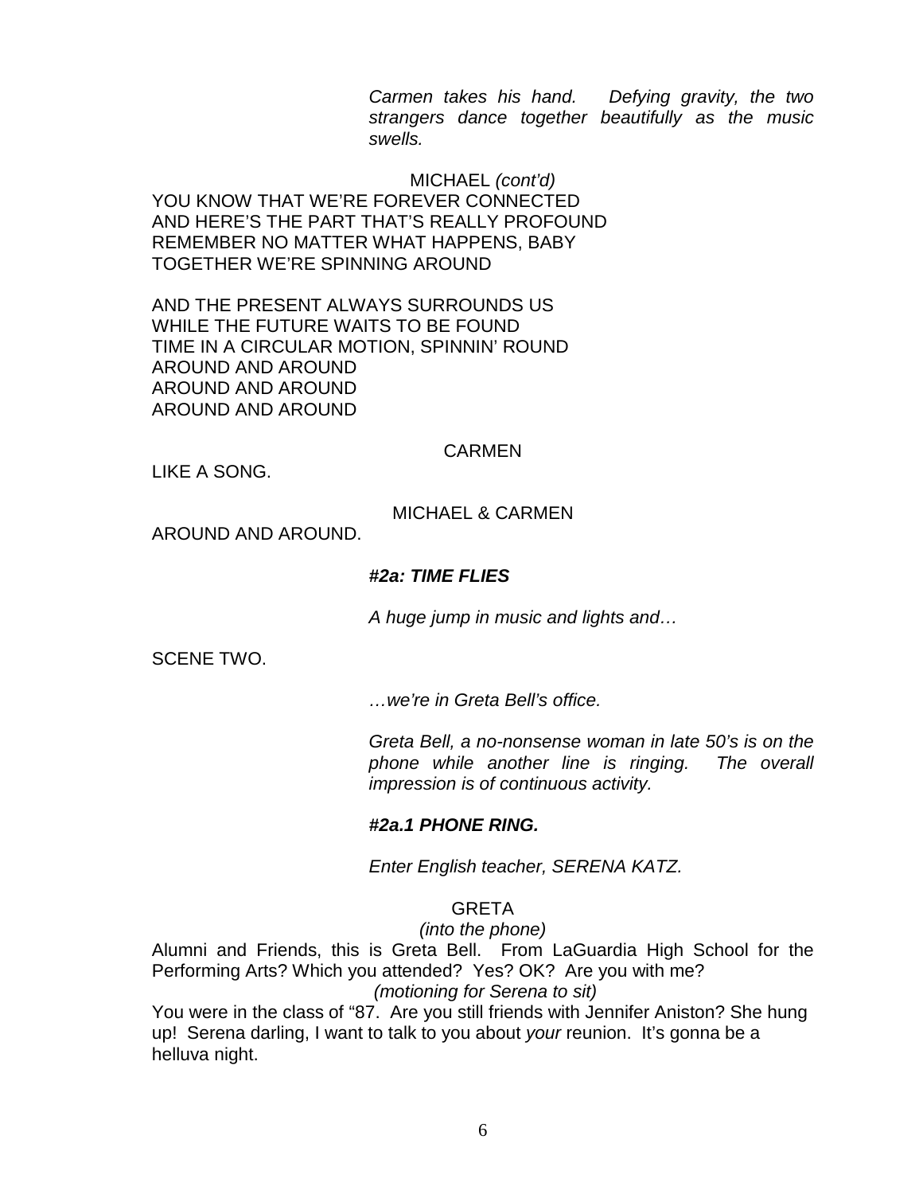*Carmen takes his hand. Defying gravity, the two strangers dance together beautifully as the music swells.*

MICHAEL *(cont'd)*

YOU KNOW THAT WE'RE FOREVER CONNECTED
AND HERE'S THE PART THAT'S REALLY PROFOUND
REMEMBER NO MATTER WHAT HAPPENS, BABY
TOGETHER WE'RE SPINNING AROUND

AND THE PRESENT ALWAYS SURROUNDS US
WHILE THE FUTURE WAITS TO BE FOUND
TIME IN A CIRCULAR MOTION, SPINNIN' ROUND
AROUND AND AROUND
AROUND AND AROUND
AROUND AND AROUND

CARMEN

LIKE A SONG.

MICHAEL & CARMEN

AROUND AND AROUND.

***#2a: TIME FLIES***

*A huge jump in music and lights and…*

SCENE TWO.

*…we're in Greta Bell's office.*

*Greta Bell, a no-nonsense woman in late 50's is on the phone while another line is ringing. The overall impression is of continuous activity.*

***#2a.1 PHONE RING.***

*Enter English teacher, SERENA KATZ.*

GRETA

*(into the phone)*

Alumni and Friends, this is Greta Bell. From LaGuardia High School for the Performing Arts? Which you attended? Yes? OK? Are you with me?

*(motioning for Serena to sit)*

You were in the class of "87. Are you still friends with Jennifer Aniston? She hung up! Serena darling, I want to talk to you about *your* reunion. It's gonna be a helluva night.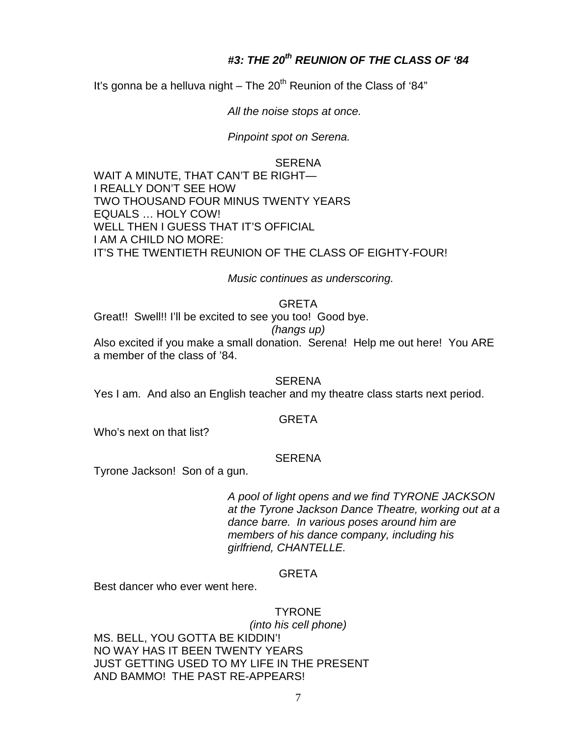## *#3: THE 20th REUNION OF THE CLASS OF '84*

It's gonna be a helluva night – The 20th Reunion of the Class of '84"

*All the noise stops at once.*

*Pinpoint spot on Serena.*

SERENA

WAIT A MINUTE, THAT CAN'T BE RIGHT—
I REALLY DON'T SEE HOW
TWO THOUSAND FOUR MINUS TWENTY YEARS
EQUALS … HOLY COW!
WELL THEN I GUESS THAT IT'S OFFICIAL
I AM A CHILD NO MORE:
IT'S THE TWENTIETH REUNION OF THE CLASS OF EIGHTY-FOUR!

*Music continues as underscoring.*

GRETA

Great!! Swell!! I'll be excited to see you too! Good bye.

*(hangs up)*

Also excited if you make a small donation. Serena! Help me out here! You ARE a member of the class of '84.

SERENA

Yes I am. And also an English teacher and my theatre class starts next period.

GRETA

Who's next on that list?

SERENA

Tyrone Jackson! Son of a gun.

*A pool of light opens and we find TYRONE JACKSON at the Tyrone Jackson Dance Theatre, working out at a dance barre. In various poses around him are members of his dance company, including his girlfriend, CHANTELLE.*

GRETA

Best dancer who ever went here.

TYRONE

*(into his cell phone)*

MS. BELL, YOU GOTTA BE KIDDIN'!
NO WAY HAS IT BEEN TWENTY YEARS
JUST GETTING USED TO MY LIFE IN THE PRESENT
AND BAMMO! THE PAST RE-APPEARS!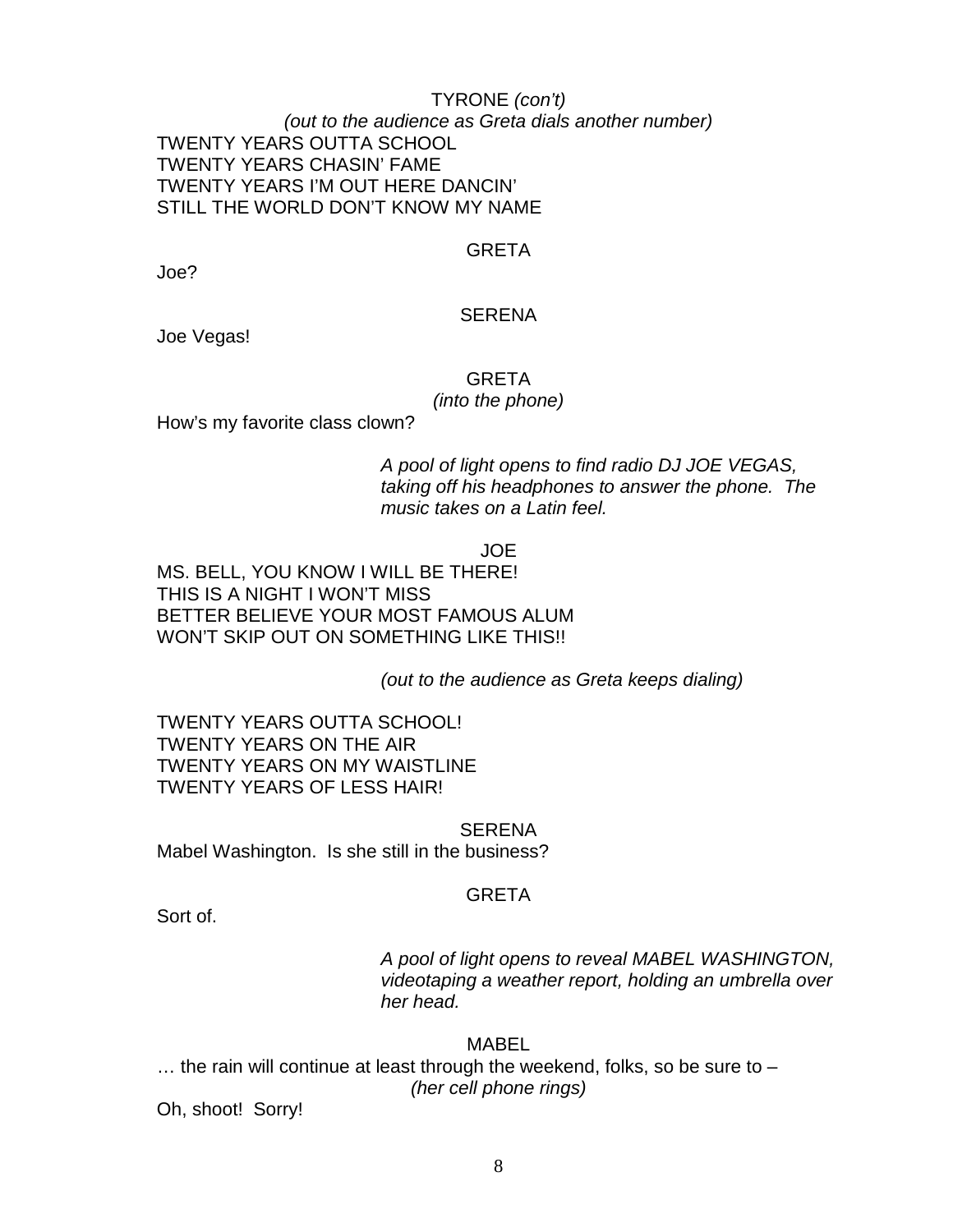TYRONE *(con't)*

*(out to the audience as Greta dials another number)*

TWENTY YEARS OUTTA SCHOOL
TWENTY YEARS CHASIN' FAME
TWENTY YEARS I'M OUT HERE DANCIN'
STILL THE WORLD DON'T KNOW MY NAME

GRETA

Joe?

SERENA

Joe Vegas!

GRETA

*(into the phone)*

How's my favorite class clown?

*A pool of light opens to find radio DJ JOE VEGAS, taking off his headphones to answer the phone. The music takes on a Latin feel.*

JOE

MS. BELL, YOU KNOW I WILL BE THERE!
THIS IS A NIGHT I WON'T MISS
BETTER BELIEVE YOUR MOST FAMOUS ALUM
WON'T SKIP OUT ON SOMETHING LIKE THIS!!

*(out to the audience as Greta keeps dialing)*

TWENTY YEARS OUTTA SCHOOL!
TWENTY YEARS ON THE AIR
TWENTY YEARS ON MY WAISTLINE
TWENTY YEARS OF LESS HAIR!

SERENA

Mabel Washington. Is she still in the business?

GRETA

Sort of.

*A pool of light opens to reveal MABEL WASHINGTON, videotaping a weather report, holding an umbrella over her head.*

MABEL

… the rain will continue at least through the weekend, folks, so be sure to –

*(her cell phone rings)*

Oh, shoot! Sorry!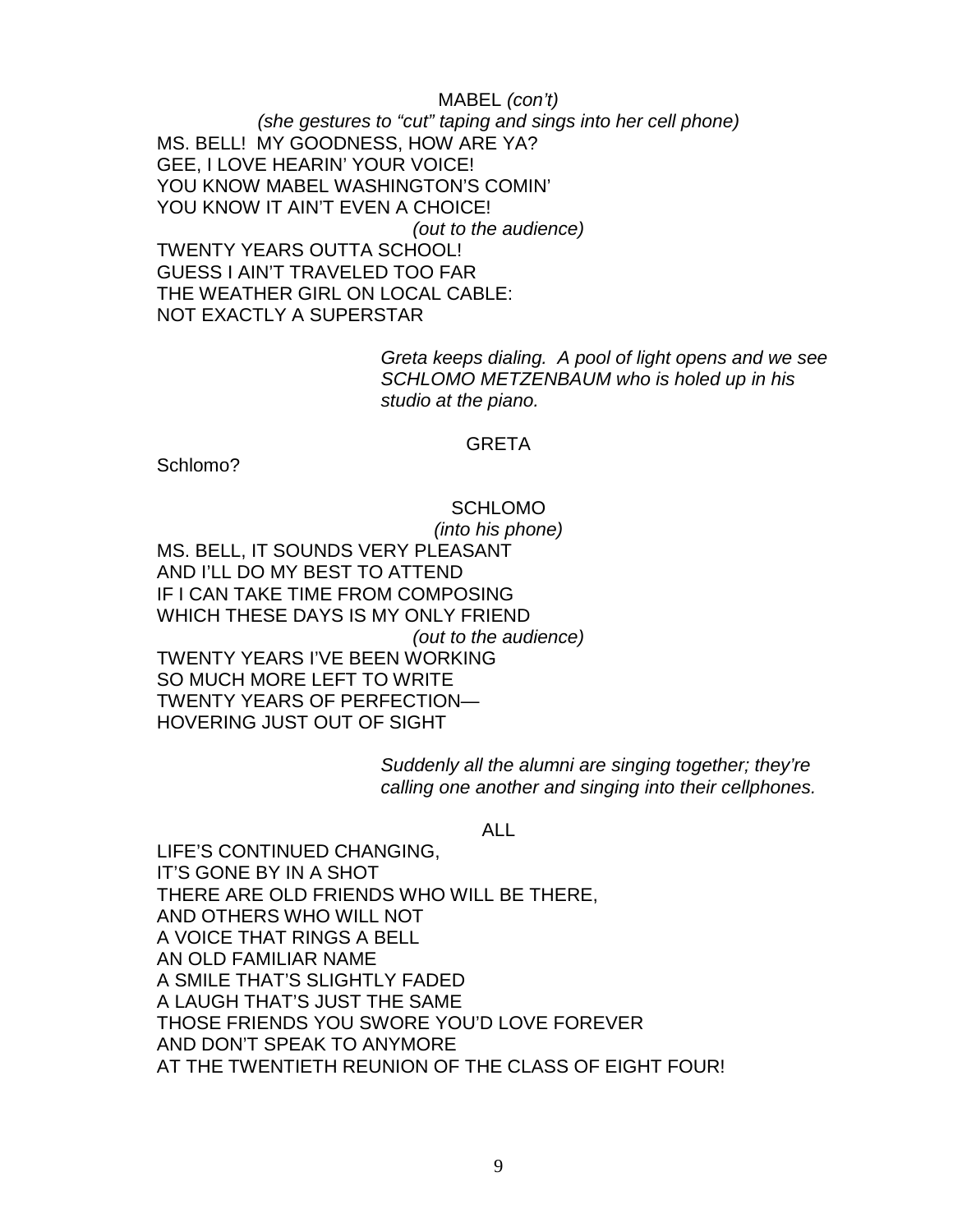MABEL *(con't)*

*(she gestures to "cut" taping and sings into her cell phone)*

MS. BELL! MY GOODNESS, HOW ARE YA?
GEE, I LOVE HEARIN' YOUR VOICE!
YOU KNOW MABEL WASHINGTON'S COMIN'
YOU KNOW IT AIN'T EVEN A CHOICE!

*(out to the audience)*

TWENTY YEARS OUTTA SCHOOL!
GUESS I AIN'T TRAVELED TOO FAR
THE WEATHER GIRL ON LOCAL CABLE:
NOT EXACTLY A SUPERSTAR

*Greta keeps dialing. A pool of light opens and we see SCHLOMO METZENBAUM who is holed up in his studio at the piano.*

GRETA

Schlomo?

SCHLOMO

*(into his phone)*

MS. BELL, IT SOUNDS VERY PLEASANT
AND I'LL DO MY BEST TO ATTEND
IF I CAN TAKE TIME FROM COMPOSING
WHICH THESE DAYS IS MY ONLY FRIEND

*(out to the audience)*

TWENTY YEARS I'VE BEEN WORKING
SO MUCH MORE LEFT TO WRITE
TWENTY YEARS OF PERFECTION—
HOVERING JUST OUT OF SIGHT

*Suddenly all the alumni are singing together; they're calling one another and singing into their cellphones.*

ALL

LIFE'S CONTINUED CHANGING,
IT'S GONE BY IN A SHOT
THERE ARE OLD FRIENDS WHO WILL BE THERE,
AND OTHERS WHO WILL NOT
A VOICE THAT RINGS A BELL
AN OLD FAMILIAR NAME
A SMILE THAT'S SLIGHTLY FADED
A LAUGH THAT'S JUST THE SAME
THOSE FRIENDS YOU SWORE YOU'D LOVE FOREVER
AND DON'T SPEAK TO ANYMORE
AT THE TWENTIETH REUNION OF THE CLASS OF EIGHT FOUR!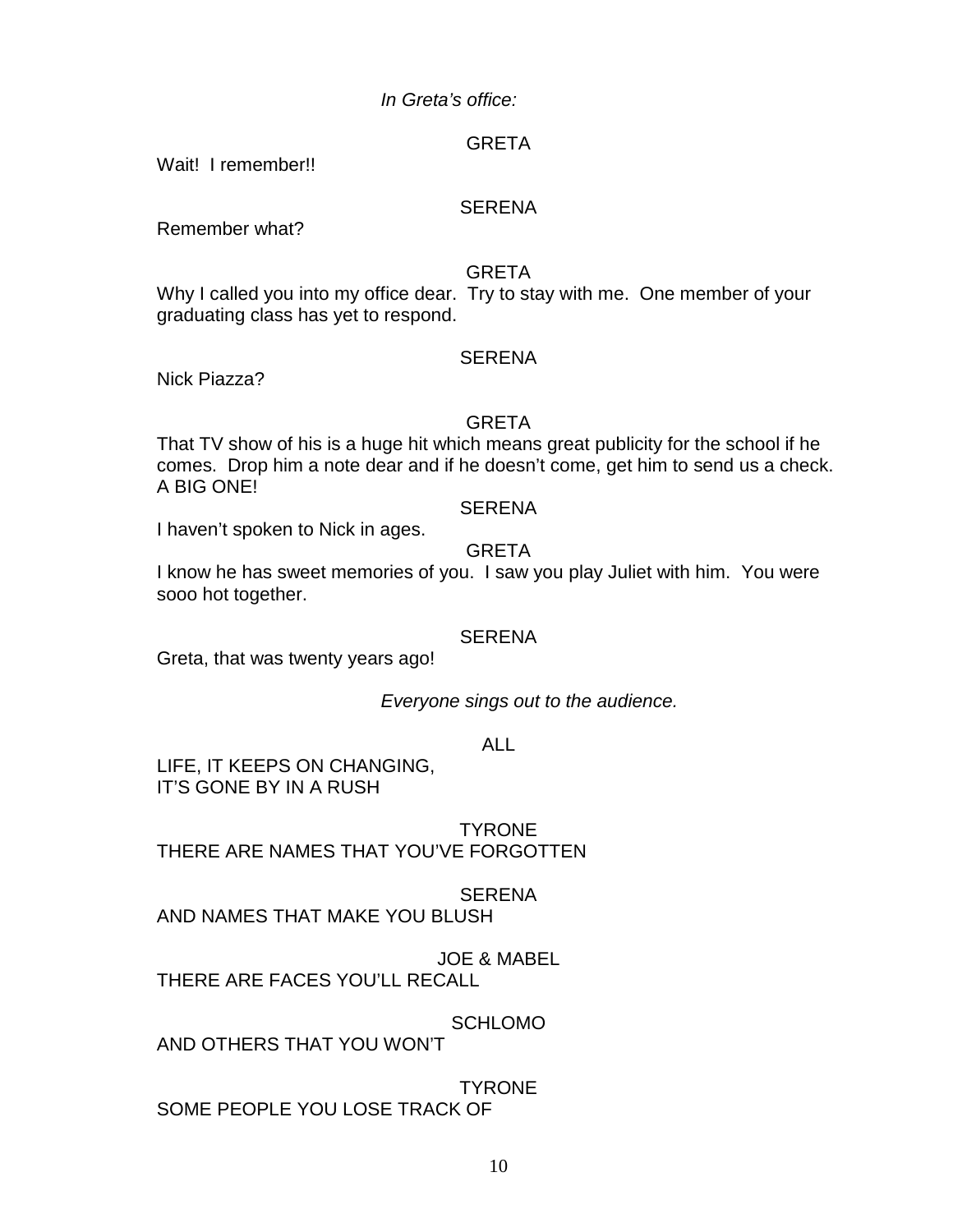*In Greta's office:*

GRETA

Wait!  I remember!!

SERENA

Remember what?

GRETA

Why I called you into my office dear.  Try to stay with me.  One member of your graduating class has yet to respond.

SERENA

Nick Piazza?

GRETA

That TV show of his is a huge hit which means great publicity for the school if he comes.  Drop him a note dear and if he doesn't come, get him to send us a check.  A BIG ONE!

SERENA

I haven't spoken to Nick in ages.

GRETA

I know he has sweet memories of you.  I saw you play Juliet with him.  You were sooo hot together.

SERENA

Greta, that was twenty years ago!

*Everyone sings out to the audience.*

ALL

LIFE, IT KEEPS ON CHANGING,
IT'S GONE BY IN A RUSH

TYRONE

THERE ARE NAMES THAT YOU'VE FORGOTTEN

SERENA

AND NAMES THAT MAKE YOU BLUSH

JOE & MABEL

THERE ARE FACES YOU'LL RECALL

SCHLOMO

AND OTHERS THAT YOU WON'T

TYRONE

SOME PEOPLE YOU LOSE TRACK OF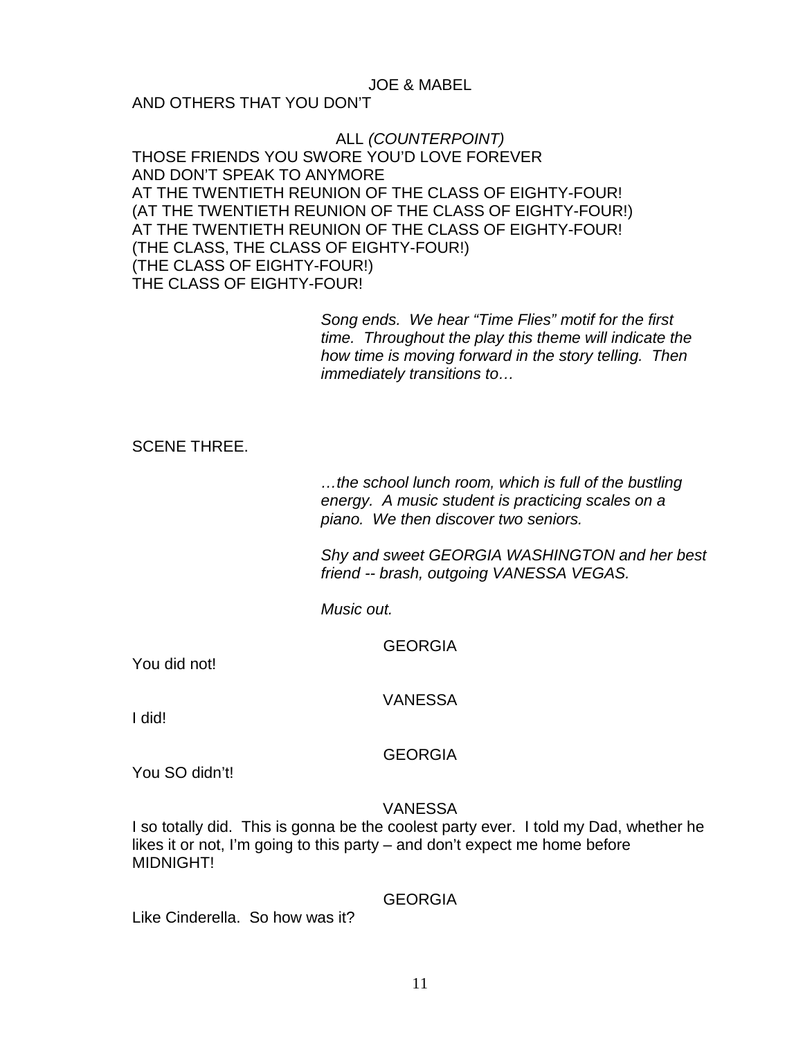JOE & MABEL

AND OTHERS THAT YOU DON'T

ALL *(COUNTERPOINT)*

THOSE FRIENDS YOU SWORE YOU'D LOVE FOREVER
AND DON'T SPEAK TO ANYMORE
AT THE TWENTIETH REUNION OF THE CLASS OF EIGHTY-FOUR!
(AT THE TWENTIETH REUNION OF THE CLASS OF EIGHTY-FOUR!)
AT THE TWENTIETH REUNION OF THE CLASS OF EIGHTY-FOUR!
(THE CLASS, THE CLASS OF EIGHTY-FOUR!)
(THE CLASS OF EIGHTY-FOUR!)
THE CLASS OF EIGHTY-FOUR!

*Song ends. We hear "Time Flies" motif for the first time. Throughout the play this theme will indicate the how time is moving forward in the story telling. Then immediately transitions to…*

SCENE THREE.

*…the school lunch room, which is full of the bustling energy. A music student is practicing scales on a piano. We then discover two seniors.*

*Shy and sweet GEORGIA WASHINGTON and her best friend -- brash, outgoing VANESSA VEGAS.*

*Music out.*

GEORGIA

You did not!

VANESSA

I did!

GEORGIA

You SO didn't!

VANESSA

I so totally did. This is gonna be the coolest party ever. I told my Dad, whether he likes it or not, I'm going to this party – and don't expect me home before MIDNIGHT!

GEORGIA

Like Cinderella. So how was it?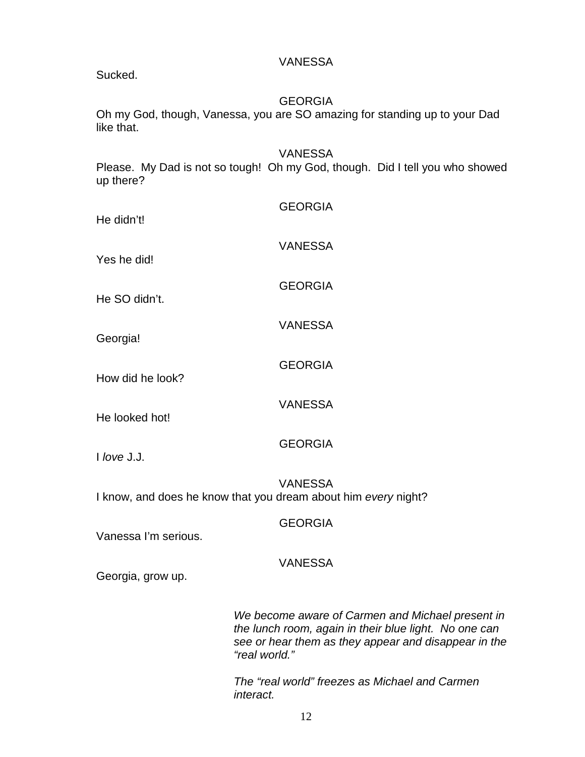VANESSA

Sucked.

GEORGIA

Oh my God, though, Vanessa, you are SO amazing for standing up to your Dad like that.

VANESSA

Please. My Dad is not so tough! Oh my God, though. Did I tell you who showed up there?

GEORGIA

He didn't!

VANESSA

Yes he did!

GEORGIA

He SO didn't.

VANESSA

Georgia!

GEORGIA

How did he look?

VANESSA

He looked hot!

GEORGIA

I *love* J.J.

VANESSA

I know, and does he know that you dream about him *every* night?

GEORGIA

Vanessa I'm serious.

VANESSA

Georgia, grow up.

*We become aware of Carmen and Michael present in the lunch room, again in their blue light. No one can see or hear them as they appear and disappear in the "real world."*

*The "real world" freezes as Michael and Carmen interact.*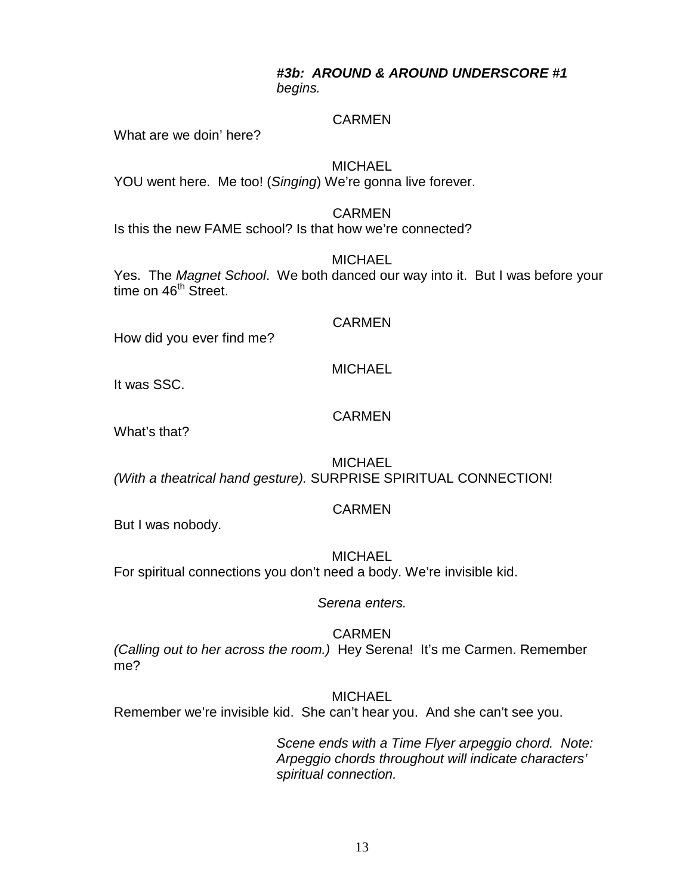***#3b: AROUND & AROUND UNDERSCORE #1*** *begins.*

CARMEN

What are we doin' here?

MICHAEL

YOU went here. Me too! (*Singing*) We're gonna live forever.

CARMEN

Is this the new FAME school? Is that how we're connected?

MICHAEL

Yes. The *Magnet School*. We both danced our way into it. But I was before your time on 46th Street.

CARMEN

How did you ever find me?

MICHAEL

It was SSC.

CARMEN

What's that?

MICHAEL

*(With a theatrical hand gesture).* SURPRISE SPIRITUAL CONNECTION!

CARMEN

But I was nobody.

MICHAEL

For spiritual connections you don't need a body. We're invisible kid.

*Serena enters.*

CARMEN

*(Calling out to her across the room.)* Hey Serena! It's me Carmen. Remember me?

MICHAEL

Remember we're invisible kid. She can't hear you. And she can't see you.

*Scene ends with a Time Flyer arpeggio chord. Note: Arpeggio chords throughout will indicate characters' spiritual connection.*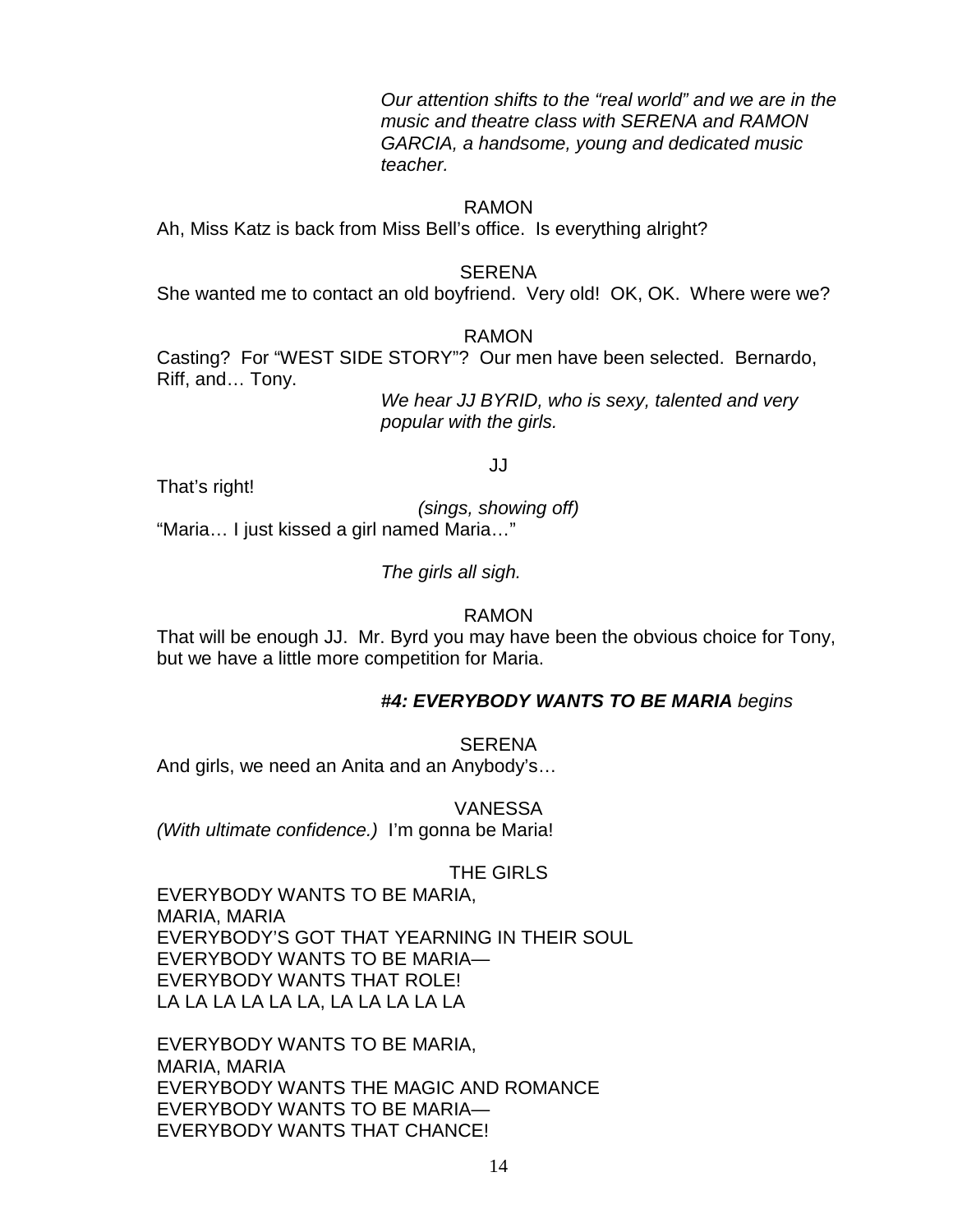*Our attention shifts to the "real world" and we are in the music and theatre class with SERENA and RAMON GARCIA, a handsome, young and dedicated music teacher.*

RAMON

Ah, Miss Katz is back from Miss Bell's office. Is everything alright?

SERENA

She wanted me to contact an old boyfriend. Very old! OK, OK. Where were we?

RAMON

Casting? For "WEST SIDE STORY"? Our men have been selected. Bernardo, Riff, and… Tony.

*We hear JJ BYRID, who is sexy, talented and very popular with the girls.*

JJ

That's right!

*(sings, showing off)*

"Maria… I just kissed a girl named Maria…"

*The girls all sigh.*

RAMON

That will be enough JJ. Mr. Byrd you may have been the obvious choice for Tony, but we have a little more competition for Maria.

***#4: EVERYBODY WANTS TO BE MARIA** begins*

SERENA

And girls, we need an Anita and an Anybody's…

VANESSA

*(With ultimate confidence.)* I'm gonna be Maria!

THE GIRLS

EVERYBODY WANTS TO BE MARIA,
MARIA, MARIA
EVERYBODY'S GOT THAT YEARNING IN THEIR SOUL
EVERYBODY WANTS TO BE MARIA—
EVERYBODY WANTS THAT ROLE!
LA LA LA LA LA LA, LA LA LA LA LA

EVERYBODY WANTS TO BE MARIA,
MARIA, MARIA
EVERYBODY WANTS THE MAGIC AND ROMANCE
EVERYBODY WANTS TO BE MARIA—
EVERYBODY WANTS THAT CHANCE!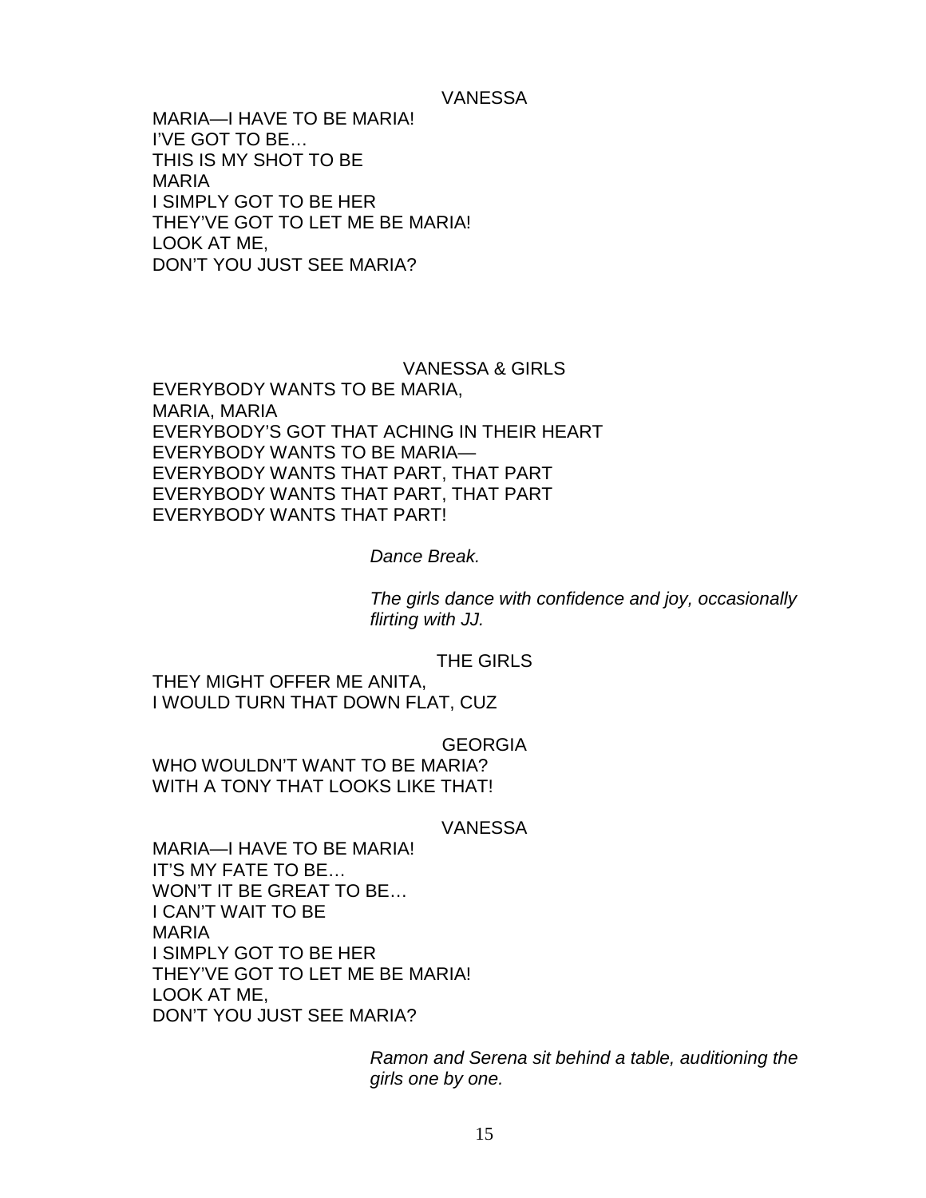VANESSA

MARIA—I HAVE TO BE MARIA!
I'VE GOT TO BE…
THIS IS MY SHOT TO BE
MARIA
I SIMPLY GOT TO BE HER
THEY'VE GOT TO LET ME BE MARIA!
LOOK AT ME,
DON'T YOU JUST SEE MARIA?

VANESSA & GIRLS

EVERYBODY WANTS TO BE MARIA,
MARIA, MARIA
EVERYBODY'S GOT THAT ACHING IN THEIR HEART
EVERYBODY WANTS TO BE MARIA—
EVERYBODY WANTS THAT PART, THAT PART
EVERYBODY WANTS THAT PART, THAT PART
EVERYBODY WANTS THAT PART!

*Dance Break.*

*The girls dance with confidence and joy, occasionally flirting with JJ.*

THE GIRLS

THEY MIGHT OFFER ME ANITA,
I WOULD TURN THAT DOWN FLAT, CUZ

GEORGIA

WHO WOULDN'T WANT TO BE MARIA?
WITH A TONY THAT LOOKS LIKE THAT!

VANESSA

MARIA—I HAVE TO BE MARIA!
IT'S MY FATE TO BE…
WON'T IT BE GREAT TO BE…
I CAN'T WAIT TO BE
MARIA
I SIMPLY GOT TO BE HER
THEY'VE GOT TO LET ME BE MARIA!
LOOK AT ME,
DON'T YOU JUST SEE MARIA?

*Ramon and Serena sit behind a table, auditioning the girls one by one.*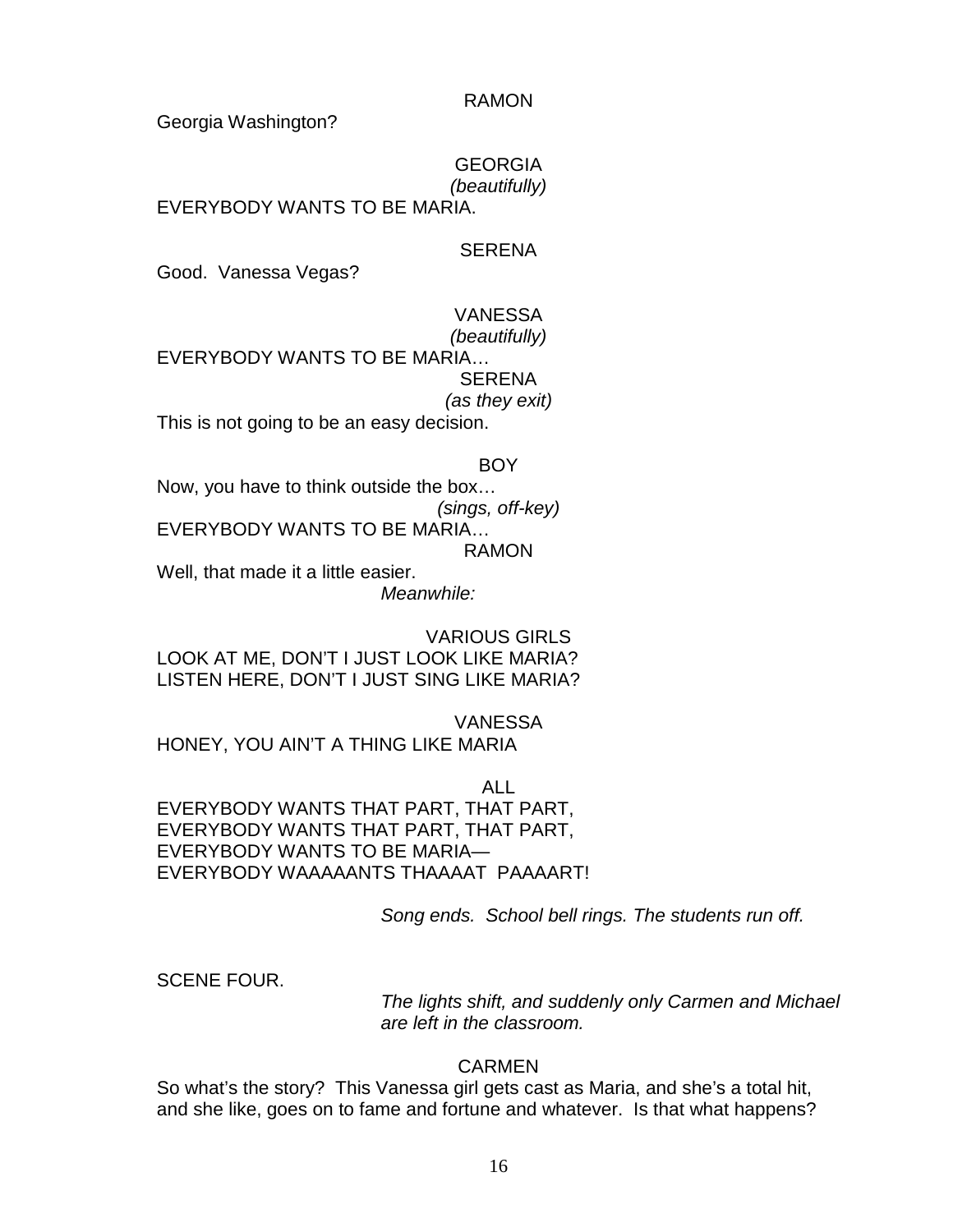RAMON

Georgia Washington?

GEORGIA

*(beautifully)*

EVERYBODY WANTS TO BE MARIA.

SERENA

Good. Vanessa Vegas?

VANESSA

*(beautifully)*

EVERYBODY WANTS TO BE MARIA…

SERENA

*(as they exit)*

This is not going to be an easy decision.

BOY

Now, you have to think outside the box…

*(sings, off-key)*

EVERYBODY WANTS TO BE MARIA…

RAMON

Well, that made it a little easier.

*Meanwhile:*

VARIOUS GIRLS

LOOK AT ME, DON'T I JUST LOOK LIKE MARIA?
LISTEN HERE, DON'T I JUST SING LIKE MARIA?

VANESSA

HONEY, YOU AIN'T A THING LIKE MARIA

ALL

EVERYBODY WANTS THAT PART, THAT PART,
EVERYBODY WANTS THAT PART, THAT PART,
EVERYBODY WANTS TO BE MARIA—
EVERYBODY WAAAAANTS THAAAAT PAAAART!

*Song ends. School bell rings. The students run off.*

SCENE FOUR.

*The lights shift, and suddenly only Carmen and Michael are left in the classroom.*

CARMEN

So what's the story? This Vanessa girl gets cast as Maria, and she's a total hit, and she like, goes on to fame and fortune and whatever. Is that what happens?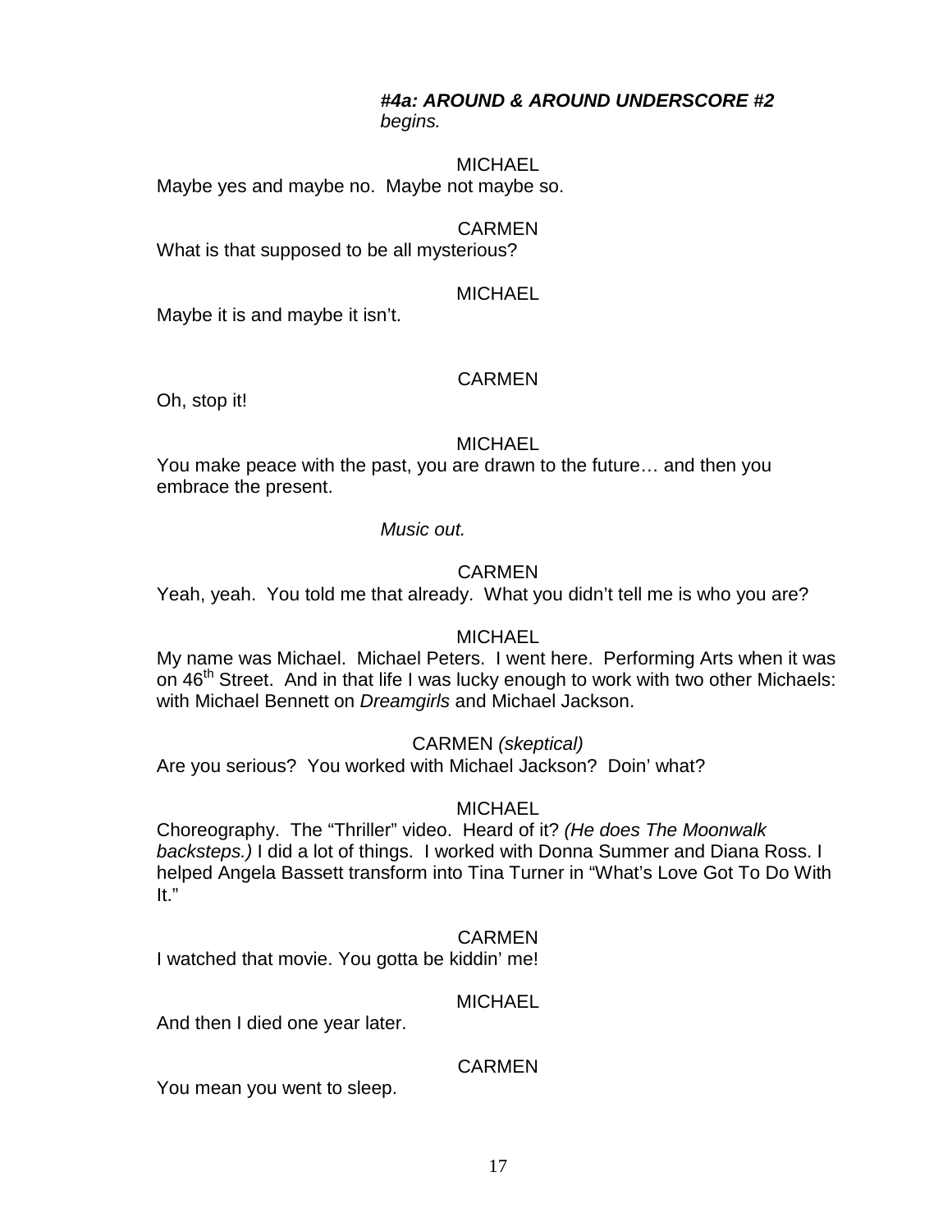***#4a: AROUND & AROUND UNDERSCORE #2*** *begins.*

MICHAEL

Maybe yes and maybe no. Maybe not maybe so.

CARMEN

What is that supposed to be all mysterious?

MICHAEL

Maybe it is and maybe it isn't.

CARMEN

Oh, stop it!

MICHAEL

You make peace with the past, you are drawn to the future… and then you embrace the present.

*Music out.*

CARMEN

Yeah, yeah. You told me that already. What you didn't tell me is who you are?

MICHAEL

My name was Michael. Michael Peters. I went here. Performing Arts when it was on 46th Street. And in that life I was lucky enough to work with two other Michaels: with Michael Bennett on *Dreamgirls* and Michael Jackson.

CARMEN *(skeptical)*

Are you serious? You worked with Michael Jackson? Doin' what?

MICHAEL

Choreography. The "Thriller" video. Heard of it? *(He does The Moonwalk backsteps.)* I did a lot of things. I worked with Donna Summer and Diana Ross. I helped Angela Bassett transform into Tina Turner in "What's Love Got To Do With It."

CARMEN

I watched that movie. You gotta be kiddin' me!

MICHAEL

And then I died one year later.

CARMEN

You mean you went to sleep.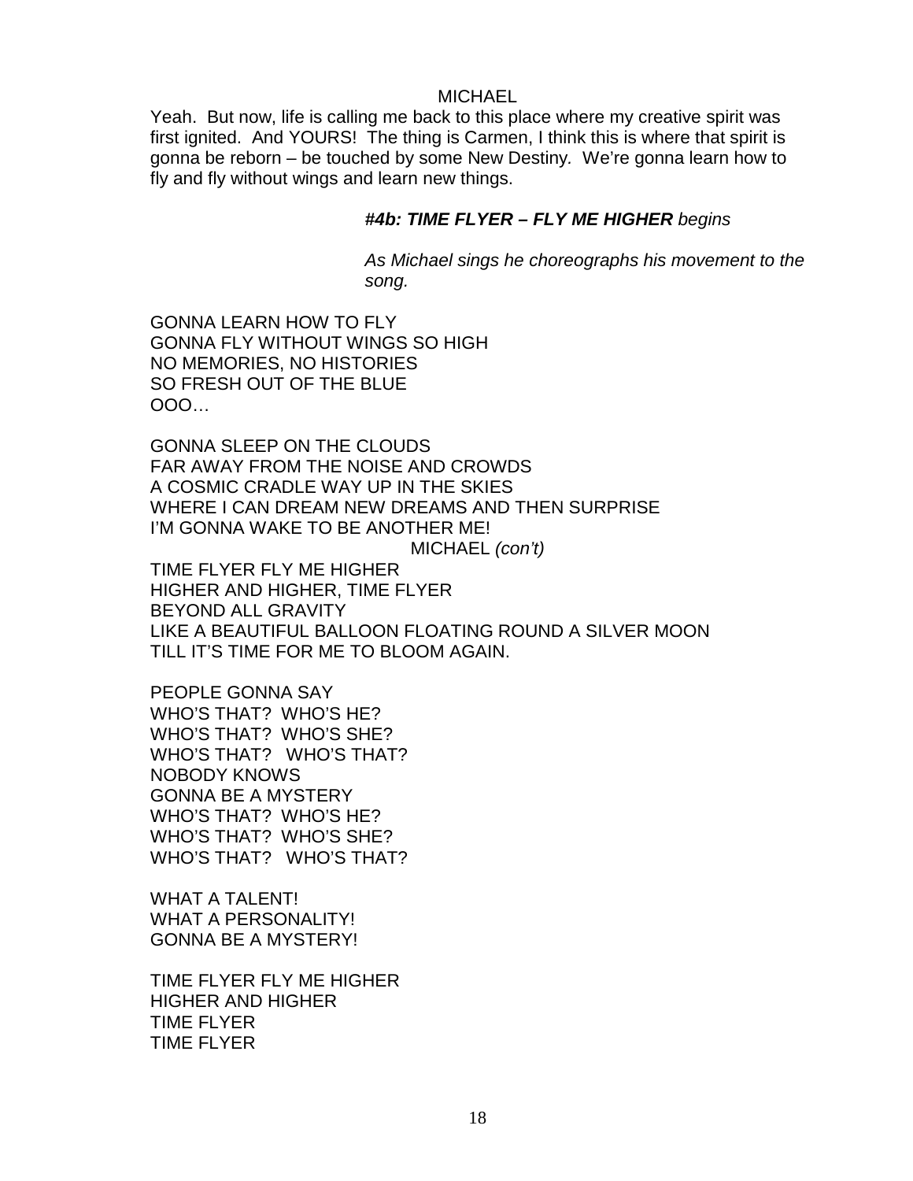MICHAEL

Yeah. But now, life is calling me back to this place where my creative spirit was first ignited. And YOURS! The thing is Carmen, I think this is where that spirit is gonna be reborn – be touched by some New Destiny. We're gonna learn how to fly and fly without wings and learn new things.

***#4b: TIME FLYER – FLY ME HIGHER*** *begins*

*As Michael sings he choreographs his movement to the song.*

GONNA LEARN HOW TO FLY
GONNA FLY WITHOUT WINGS SO HIGH
NO MEMORIES, NO HISTORIES
SO FRESH OUT OF THE BLUE
OOO…

GONNA SLEEP ON THE CLOUDS
FAR AWAY FROM THE NOISE AND CROWDS
A COSMIC CRADLE WAY UP IN THE SKIES
WHERE I CAN DREAM NEW DREAMS AND THEN SURPRISE
I'M GONNA WAKE TO BE ANOTHER ME!

MICHAEL *(con't)*

TIME FLYER FLY ME HIGHER
HIGHER AND HIGHER, TIME FLYER
BEYOND ALL GRAVITY
LIKE A BEAUTIFUL BALLOON FLOATING ROUND A SILVER MOON
TILL IT'S TIME FOR ME TO BLOOM AGAIN.

PEOPLE GONNA SAY
WHO'S THAT? WHO'S HE?
WHO'S THAT? WHO'S SHE?
WHO'S THAT? WHO'S THAT?
NOBODY KNOWS
GONNA BE A MYSTERY
WHO'S THAT? WHO'S HE?
WHO'S THAT? WHO'S SHE?
WHO'S THAT? WHO'S THAT?

WHAT A TALENT!
WHAT A PERSONALITY!
GONNA BE A MYSTERY!

TIME FLYER FLY ME HIGHER
HIGHER AND HIGHER
TIME FLYER
TIME FLYER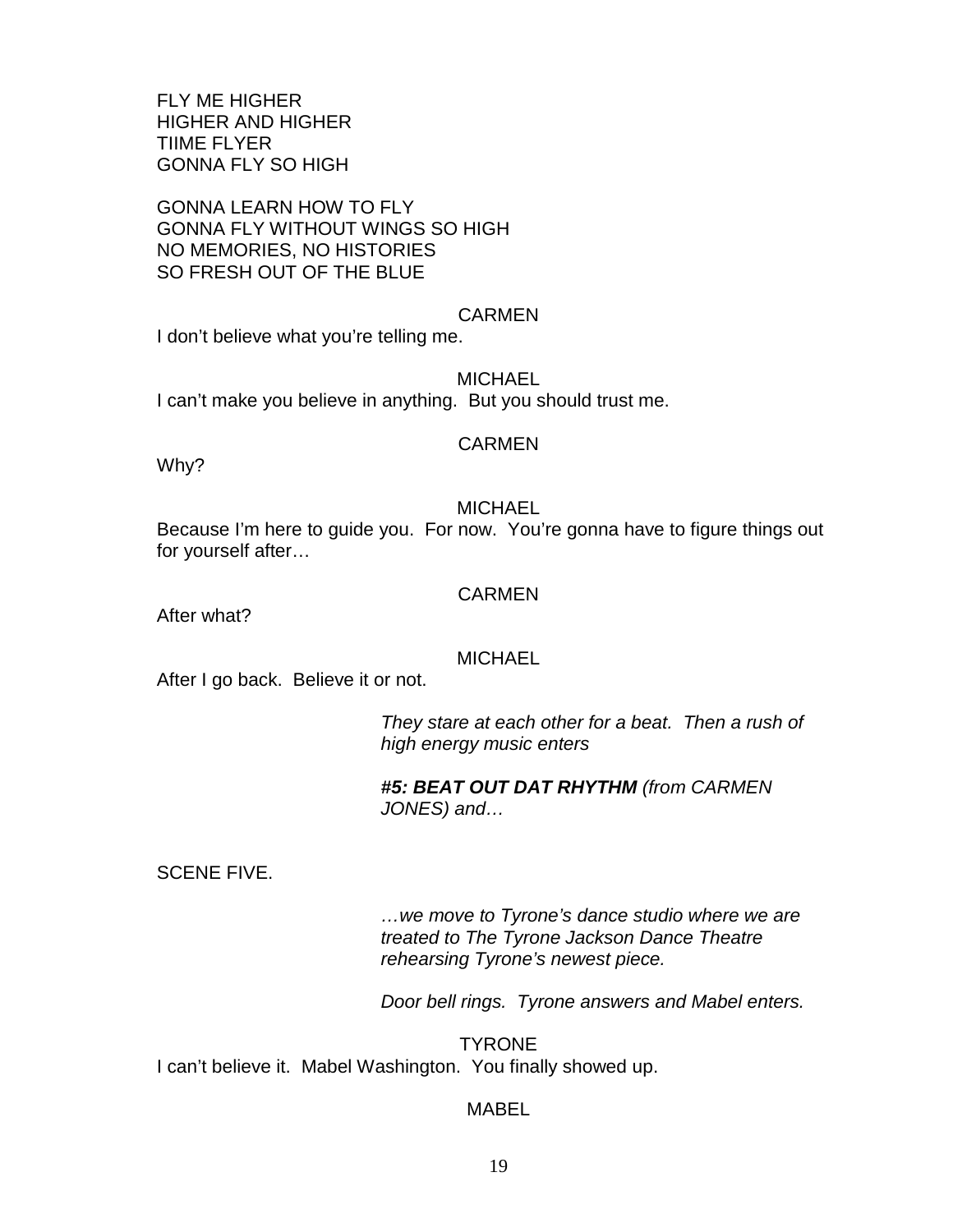FLY ME HIGHER
HIGHER AND HIGHER
TIIME FLYER
GONNA FLY SO HIGH

GONNA LEARN HOW TO FLY
GONNA FLY WITHOUT WINGS SO HIGH
NO MEMORIES, NO HISTORIES
SO FRESH OUT OF THE BLUE

CARMEN

I don't believe what you're telling me.

MICHAEL

I can't make you believe in anything. But you should trust me.

CARMEN

Why?

MICHAEL

Because I'm here to guide you. For now. You're gonna have to figure things out for yourself after…

CARMEN

After what?

MICHAEL

After I go back. Believe it or not.

*They stare at each other for a beat. Then a rush of high energy music enters*

***#5: BEAT OUT DAT RHYTHM** (from CARMEN JONES) and…*

SCENE FIVE.

*…we move to Tyrone's dance studio where we are treated to The Tyrone Jackson Dance Theatre rehearsing Tyrone's newest piece.*

*Door bell rings. Tyrone answers and Mabel enters.*

TYRONE

I can't believe it. Mabel Washington. You finally showed up.

MABEL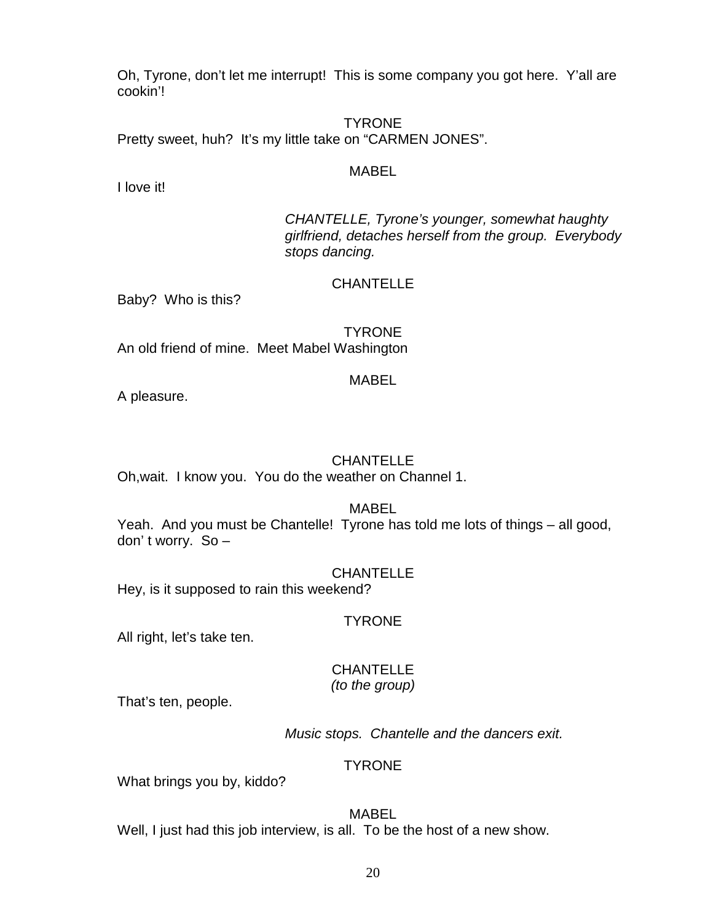Oh, Tyrone, don't let me interrupt! This is some company you got here. Y'all are cookin'!

TYRONE

Pretty sweet, huh? It's my little take on "CARMEN JONES".

MABEL

I love it!

*CHANTELLE, Tyrone's younger, somewhat haughty girlfriend, detaches herself from the group. Everybody stops dancing.*

CHANTELLE

Baby? Who is this?

TYRONE

An old friend of mine. Meet Mabel Washington

MABEL

A pleasure.

CHANTELLE

Oh,wait. I know you. You do the weather on Channel 1.

MABEL

Yeah. And you must be Chantelle! Tyrone has told me lots of things – all good, don' t worry. So –

CHANTELLE

Hey, is it supposed to rain this weekend?

TYRONE

All right, let's take ten.

CHANTELLE

*(to the group)*

That's ten, people.

*Music stops. Chantelle and the dancers exit.*

TYRONE

What brings you by, kiddo?

MABEL

Well, I just had this job interview, is all. To be the host of a new show.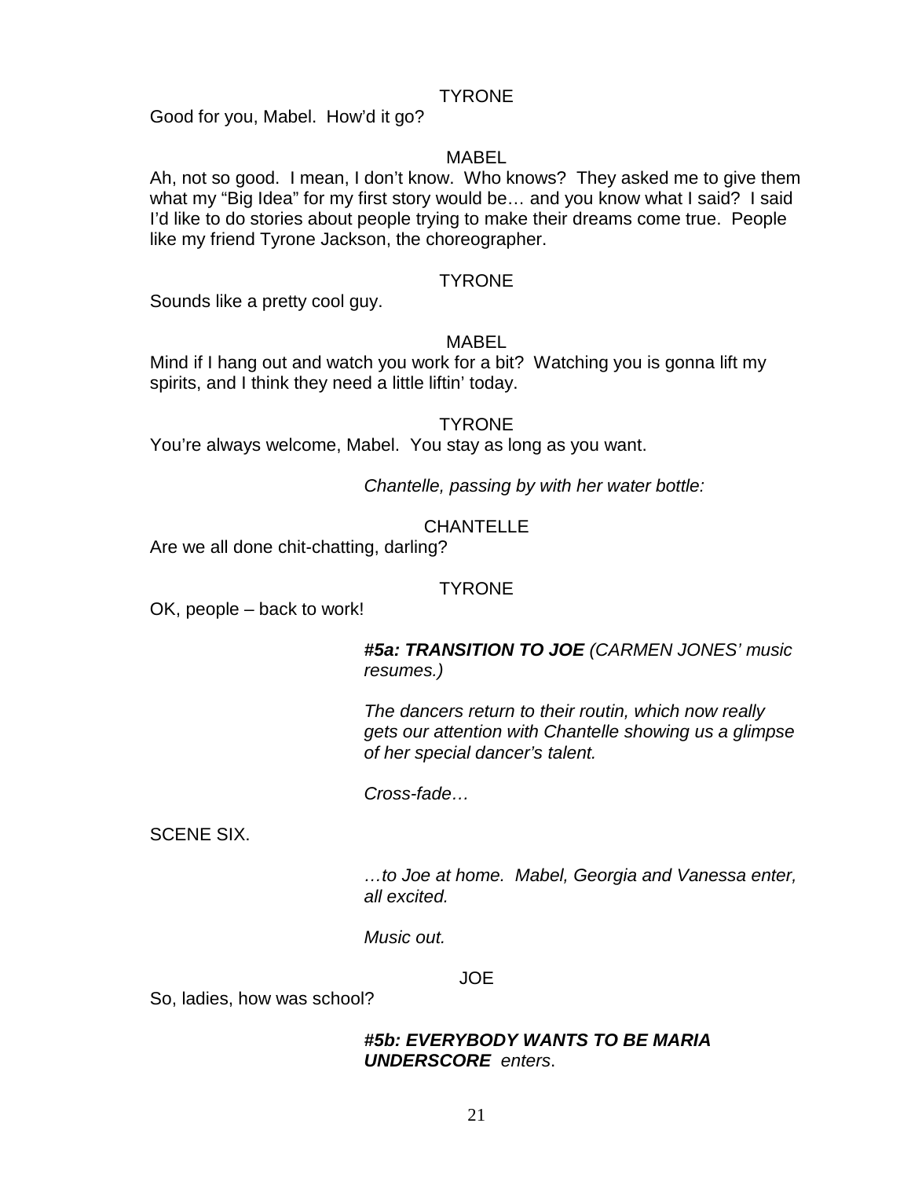TYRONE

Good for you, Mabel. How'd it go?

MABEL

Ah, not so good. I mean, I don't know. Who knows? They asked me to give them what my "Big Idea" for my first story would be… and you know what I said? I said I'd like to do stories about people trying to make their dreams come true. People like my friend Tyrone Jackson, the choreographer.

TYRONE

Sounds like a pretty cool guy.

MABEL

Mind if I hang out and watch you work for a bit? Watching you is gonna lift my spirits, and I think they need a little liftin' today.

TYRONE

You're always welcome, Mabel. You stay as long as you want.

*Chantelle, passing by with her water bottle:*

CHANTELLE

Are we all done chit-chatting, darling?

TYRONE

OK, people – back to work!

***#5a: TRANSITION TO JOE*** *(CARMEN JONES' music resumes.)*

*The dancers return to their routin, which now really gets our attention with Chantelle showing us a glimpse of her special dancer's talent.*

*Cross-fade…*

SCENE SIX.

*…to Joe at home. Mabel, Georgia and Vanessa enter, all excited.*

*Music out.*

JOE

So, ladies, how was school?

***#5b: EVERYBODY WANTS TO BE MARIA UNDERSCORE*** *enters*.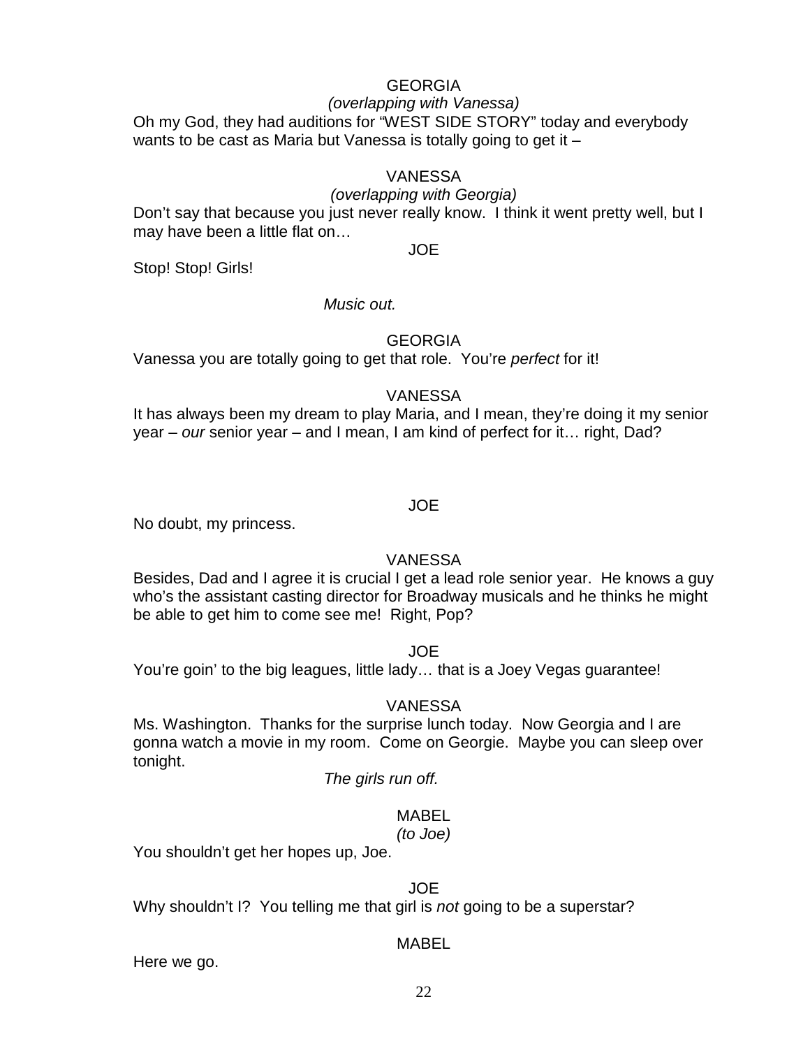GEORGIA

*(overlapping with Vanessa)*

Oh my God, they had auditions for "WEST SIDE STORY" today and everybody wants to be cast as Maria but Vanessa is totally going to get it –

VANESSA

*(overlapping with Georgia)*

Don't say that because you just never really know. I think it went pretty well, but I may have been a little flat on…

JOE

Stop! Stop! Girls!

*Music out.*

GEORGIA

Vanessa you are totally going to get that role. You're *perfect* for it!

VANESSA

It has always been my dream to play Maria, and I mean, they're doing it my senior year – *our* senior year – and I mean, I am kind of perfect for it… right, Dad?

JOE

No doubt, my princess.

VANESSA

Besides, Dad and I agree it is crucial I get a lead role senior year. He knows a guy who's the assistant casting director for Broadway musicals and he thinks he might be able to get him to come see me! Right, Pop?

JOE

You're goin' to the big leagues, little lady… that is a Joey Vegas guarantee!

VANESSA

Ms. Washington. Thanks for the surprise lunch today. Now Georgia and I are gonna watch a movie in my room. Come on Georgie. Maybe you can sleep over tonight.

*The girls run off.*

MABEL

*(to Joe)*

You shouldn't get her hopes up, Joe.

JOE

Why shouldn't I? You telling me that girl is *not* going to be a superstar?

MABEL

Here we go.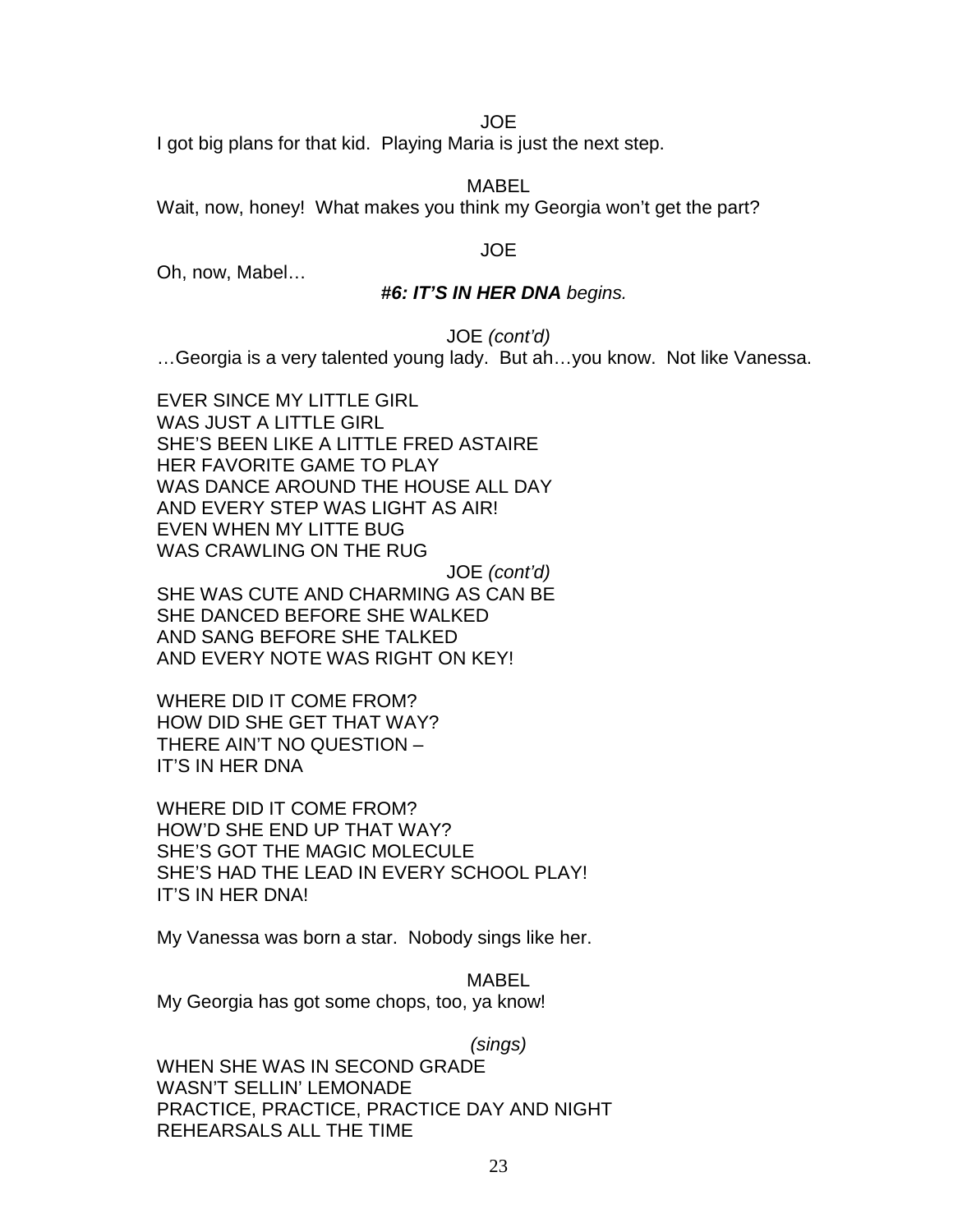JOE

I got big plans for that kid. Playing Maria is just the next step.

MABEL

Wait, now, honey! What makes you think my Georgia won't get the part?

JOE

Oh, now, Mabel…

***#6: IT'S IN HER DNA** begins.*

JOE *(cont'd)*

…Georgia is a very talented young lady. But ah…you know. Not like Vanessa.

EVER SINCE MY LITTLE GIRL
WAS JUST A LITTLE GIRL
SHE'S BEEN LIKE A LITTLE FRED ASTAIRE
HER FAVORITE GAME TO PLAY
WAS DANCE AROUND THE HOUSE ALL DAY
AND EVERY STEP WAS LIGHT AS AIR!
EVEN WHEN MY LITTE BUG
WAS CRAWLING ON THE RUG

JOE *(cont'd)*

SHE WAS CUTE AND CHARMING AS CAN BE
SHE DANCED BEFORE SHE WALKED
AND SANG BEFORE SHE TALKED
AND EVERY NOTE WAS RIGHT ON KEY!

WHERE DID IT COME FROM?
HOW DID SHE GET THAT WAY?
THERE AIN'T NO QUESTION –
IT'S IN HER DNA

WHERE DID IT COME FROM?
HOW'D SHE END UP THAT WAY?
SHE'S GOT THE MAGIC MOLECULE
SHE'S HAD THE LEAD IN EVERY SCHOOL PLAY!
IT'S IN HER DNA!

My Vanessa was born a star. Nobody sings like her.

MABEL

My Georgia has got some chops, too, ya know!

*(sings)*

WHEN SHE WAS IN SECOND GRADE
WASN'T SELLIN' LEMONADE
PRACTICE, PRACTICE, PRACTICE DAY AND NIGHT
REHEARSALS ALL THE TIME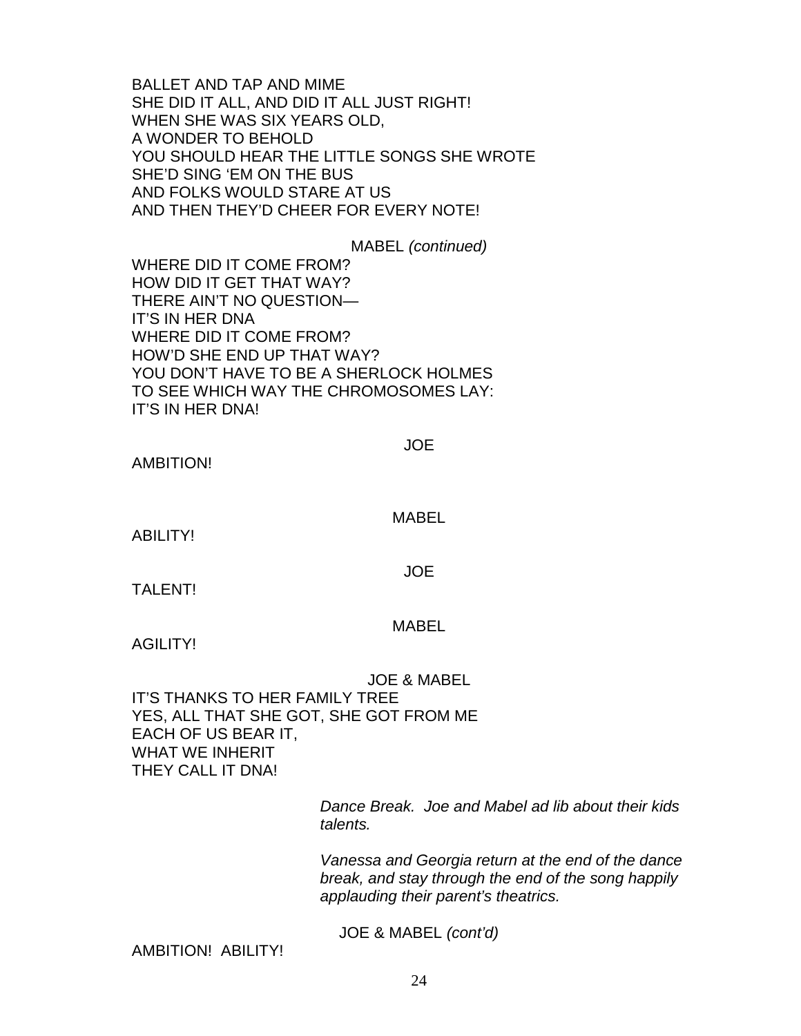BALLET AND TAP AND MIME
SHE DID IT ALL, AND DID IT ALL JUST RIGHT!
WHEN SHE WAS SIX YEARS OLD,
A WONDER TO BEHOLD
YOU SHOULD HEAR THE LITTLE SONGS SHE WROTE
SHE'D SING 'EM ON THE BUS
AND FOLKS WOULD STARE AT US
AND THEN THEY'D CHEER FOR EVERY NOTE!

MABEL *(continued)*

WHERE DID IT COME FROM?
HOW DID IT GET THAT WAY?
THERE AIN'T NO QUESTION—
IT'S IN HER DNA
WHERE DID IT COME FROM?
HOW'D SHE END UP THAT WAY?
YOU DON'T HAVE TO BE A SHERLOCK HOLMES
TO SEE WHICH WAY THE CHROMOSOMES LAY:
IT'S IN HER DNA!

JOE

AMBITION!

MABEL

ABILITY!

JOE

TALENT!

MABEL

AGILITY!

JOE & MABEL

IT'S THANKS TO HER FAMILY TREE
YES, ALL THAT SHE GOT, SHE GOT FROM ME
EACH OF US BEAR IT,
WHAT WE INHERIT
THEY CALL IT DNA!

*Dance Break. Joe and Mabel ad lib about their kids talents.*

*Vanessa and Georgia return at the end of the dance break, and stay through the end of the song happily applauding their parent's theatrics.*

JOE & MABEL *(cont'd)*

AMBITION! ABILITY!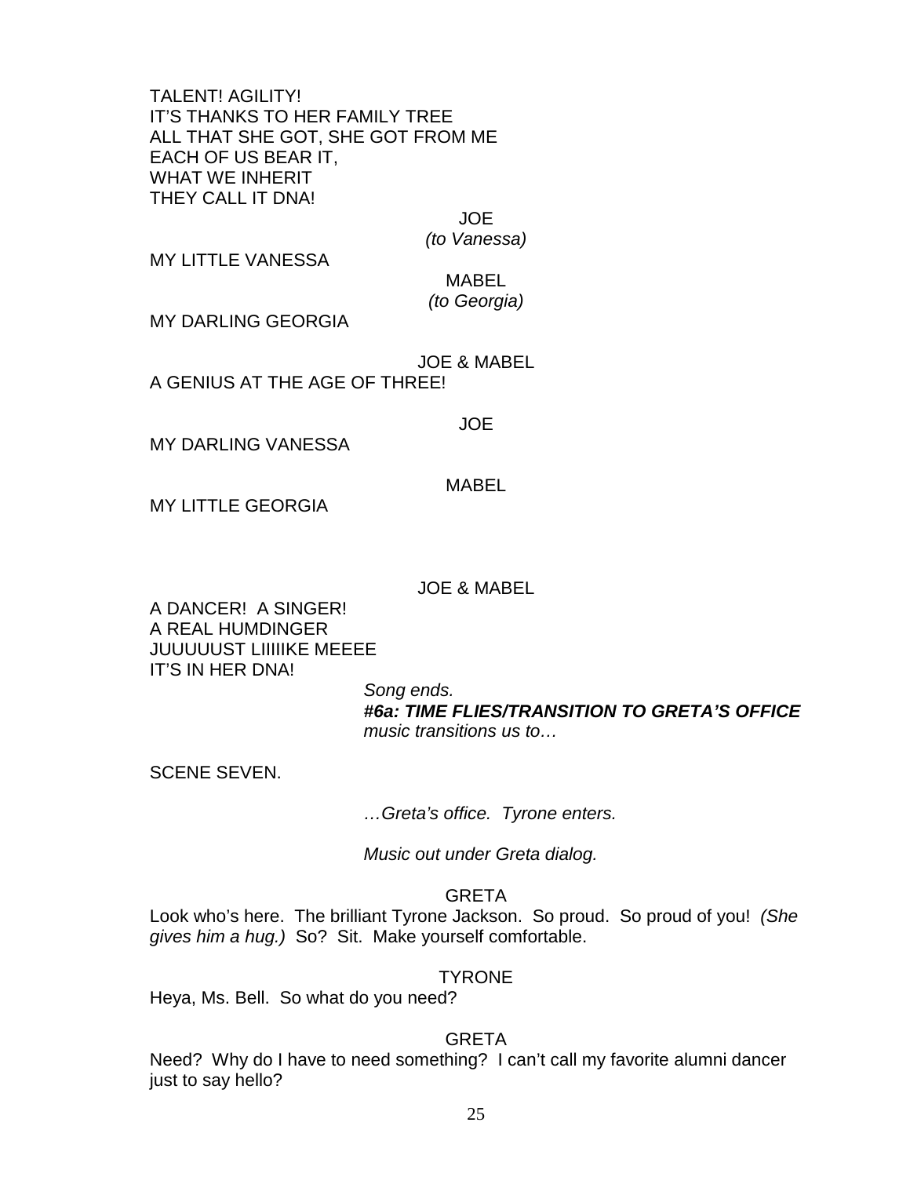TALENT! AGILITY!
IT'S THANKS TO HER FAMILY TREE
ALL THAT SHE GOT, SHE GOT FROM ME
EACH OF US BEAR IT,
WHAT WE INHERIT
THEY CALL IT DNA!

JOE
*(to Vanessa)*

MY LITTLE VANESSA

MABEL
*(to Georgia)*

MY DARLING GEORGIA

JOE & MABEL

A GENIUS AT THE AGE OF THREE!

JOE

MY DARLING VANESSA

MABEL

MY LITTLE GEORGIA

JOE & MABEL

A DANCER! A SINGER!
A REAL HUMDINGER
JUUUUUST LIIIIIKE MEEEE
IT'S IN HER DNA!

*Song ends.*
***#6a: TIME FLIES/TRANSITION TO GRETA'S OFFICE***
*music transitions us to…*

SCENE SEVEN.

*…Greta's office. Tyrone enters.*

*Music out under Greta dialog.*

GRETA

Look who's here. The brilliant Tyrone Jackson. So proud. So proud of you! *(She gives him a hug.)* So? Sit. Make yourself comfortable.

TYRONE

Heya, Ms. Bell. So what do you need?

GRETA

Need? Why do I have to need something? I can't call my favorite alumni dancer just to say hello?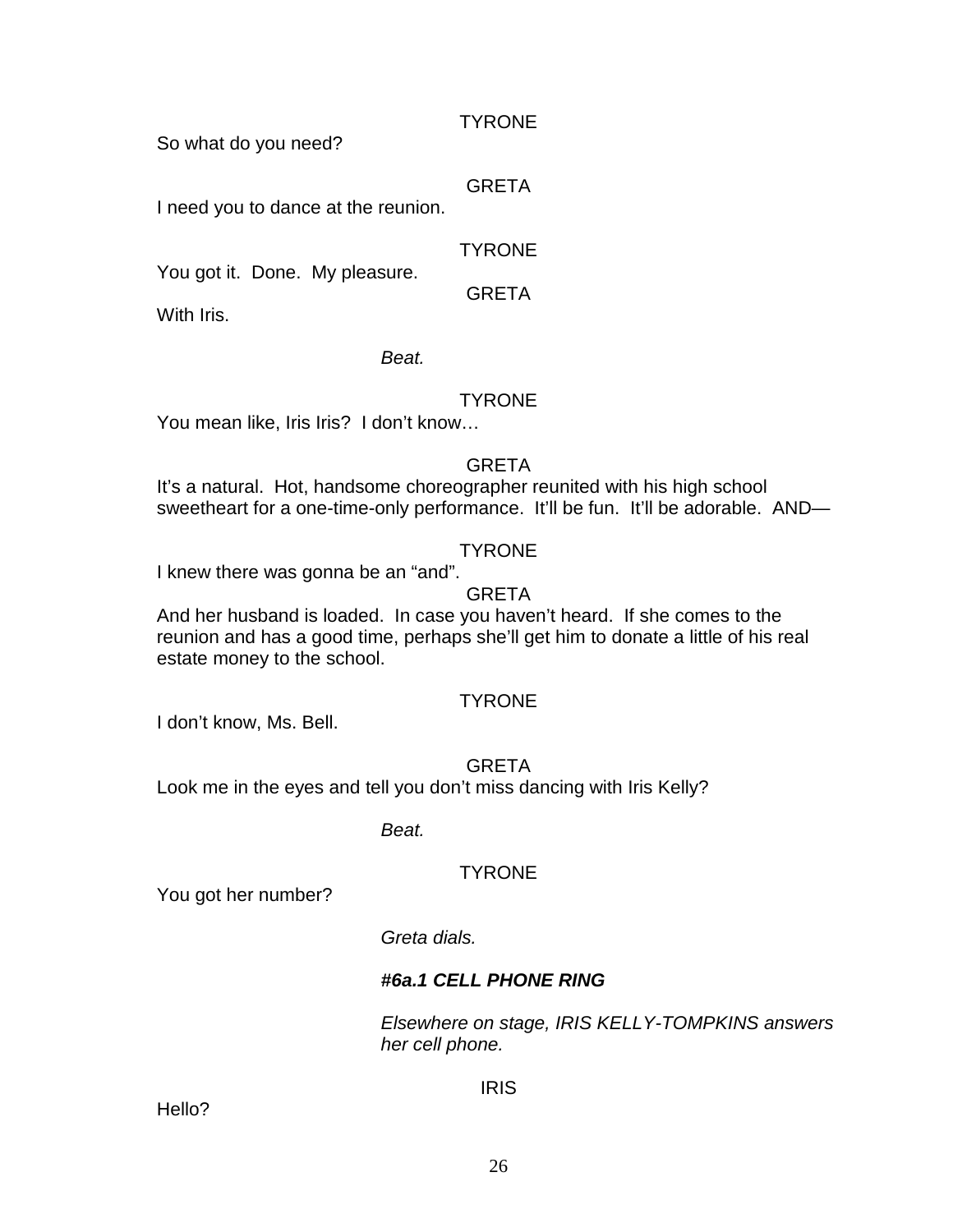TYRONE

So what do you need?

GRETA

I need you to dance at the reunion.

TYRONE

You got it.  Done.  My pleasure.

GRETA

With Iris.

*Beat.*

TYRONE

You mean like, Iris Iris?  I don't know…

GRETA

It's a natural.  Hot, handsome choreographer reunited with his high school sweetheart for a one-time-only performance.  It'll be fun.  It'll be adorable.  AND—

TYRONE

I knew there was gonna be an "and".

GRETA

And her husband is loaded.  In case you haven't heard.  If she comes to the reunion and has a good time, perhaps she'll get him to donate a little of his real estate money to the school.

TYRONE

I don't know, Ms. Bell.

GRETA

Look me in the eyes and tell you don't miss dancing with Iris Kelly?

*Beat.*

TYRONE

You got her number?

*Greta dials.*

***#6a.1 CELL PHONE RING***

*Elsewhere on stage, IRIS KELLY-TOMPKINS answers her cell phone.*

IRIS

Hello?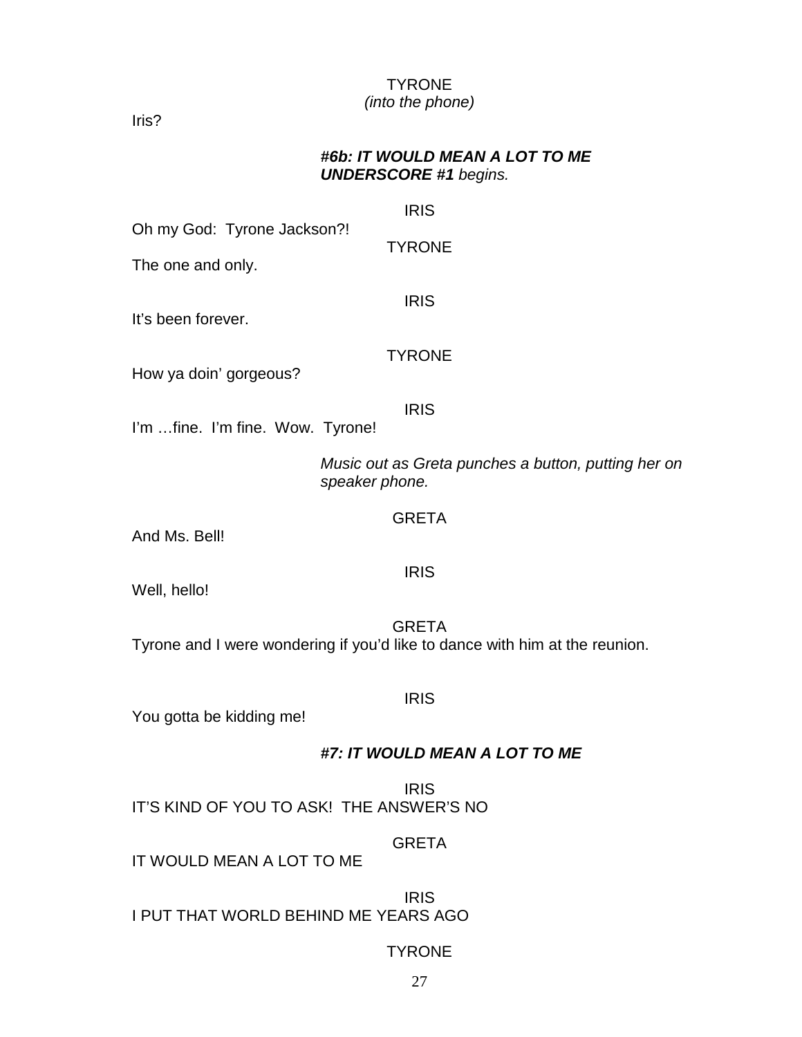TYRONE
*(into the phone)*

Iris?

***#6b: IT WOULD MEAN A LOT TO ME UNDERSCORE #1** begins.*

IRIS

Oh my God: Tyrone Jackson?!

TYRONE

The one and only.

IRIS

It's been forever.

TYRONE

How ya doin' gorgeous?

IRIS

I'm …fine. I'm fine. Wow. Tyrone!

*Music out as Greta punches a button, putting her on speaker phone.*

GRETA

And Ms. Bell!

IRIS

Well, hello!

GRETA

Tyrone and I were wondering if you'd like to dance with him at the reunion.

IRIS

You gotta be kidding me!

***#7: IT WOULD MEAN A LOT TO ME***

IRIS

IT'S KIND OF YOU TO ASK! THE ANSWER'S NO

GRETA

IT WOULD MEAN A LOT TO ME

IRIS

I PUT THAT WORLD BEHIND ME YEARS AGO

TYRONE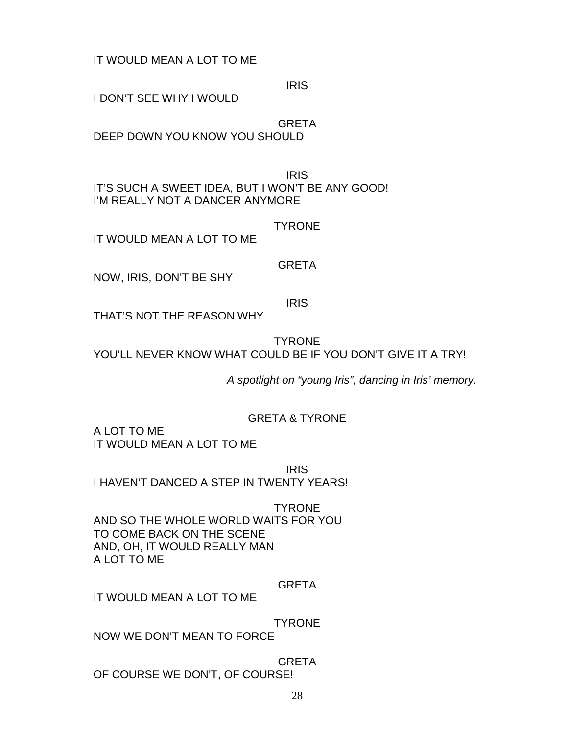IT WOULD MEAN A LOT TO ME

IRIS

I DON'T SEE WHY I WOULD

GRETA

DEEP DOWN YOU KNOW YOU SHOULD

IRIS

IT'S SUCH A SWEET IDEA, BUT I WON'T BE ANY GOOD!
I'M REALLY NOT A DANCER ANYMORE

TYRONE

IT WOULD MEAN A LOT TO ME

GRETA

NOW, IRIS, DON'T BE SHY

IRIS

THAT'S NOT THE REASON WHY

TYRONE

YOU'LL NEVER KNOW WHAT COULD BE IF YOU DON'T GIVE IT A TRY!

*A spotlight on "young Iris", dancing in Iris' memory.*

GRETA & TYRONE

A LOT TO ME
IT WOULD MEAN A LOT TO ME

IRIS

I HAVEN'T DANCED A STEP IN TWENTY YEARS!

TYRONE

AND SO THE WHOLE WORLD WAITS FOR YOU
TO COME BACK ON THE SCENE
AND, OH, IT WOULD REALLY MAN
A LOT TO ME

GRETA

IT WOULD MEAN A LOT TO ME

TYRONE

NOW WE DON'T MEAN TO FORCE

GRETA

OF COURSE WE DON'T, OF COURSE!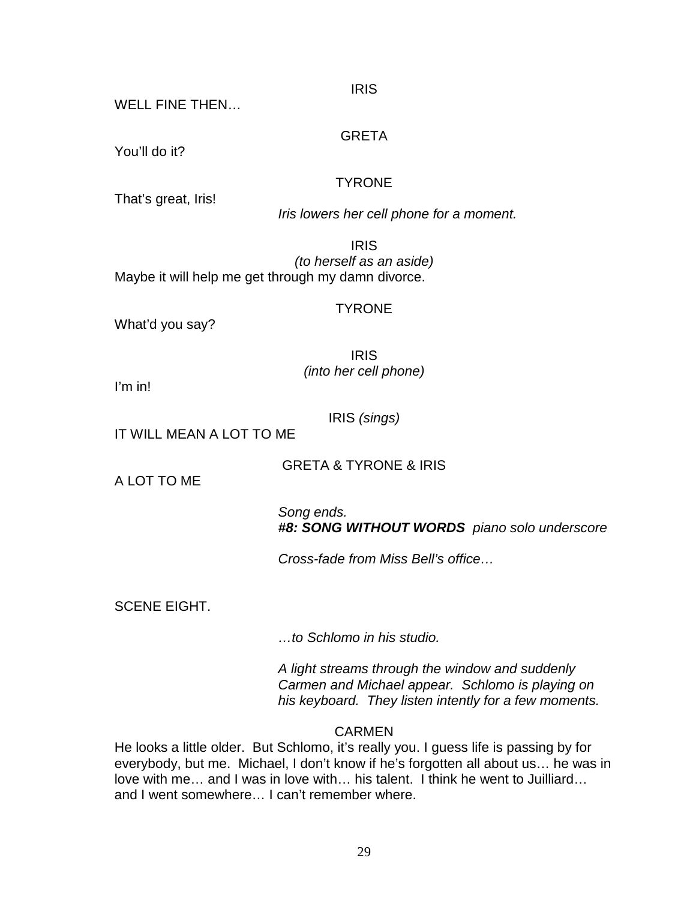IRIS

WELL FINE THEN…

GRETA

You'll do it?

TYRONE

That's great, Iris!

*Iris lowers her cell phone for a moment.*

IRIS

*(to herself as an aside)*

Maybe it will help me get through my damn divorce.

TYRONE

What'd you say?

IRIS

*(into her cell phone)*

I'm in!

IRIS *(sings)*

IT WILL MEAN A LOT TO ME

GRETA & TYRONE & IRIS

A LOT TO ME

*Song ends.*
***#8: SONG WITHOUT WORDS*** *piano solo underscore*

*Cross-fade from Miss Bell's office…*

SCENE EIGHT.

*…to Schlomo in his studio.*

*A light streams through the window and suddenly Carmen and Michael appear. Schlomo is playing on his keyboard. They listen intently for a few moments.*

CARMEN

He looks a little older. But Schlomo, it's really you. I guess life is passing by for everybody, but me. Michael, I don't know if he's forgotten all about us… he was in love with me… and I was in love with… his talent. I think he went to Juilliard… and I went somewhere… I can't remember where.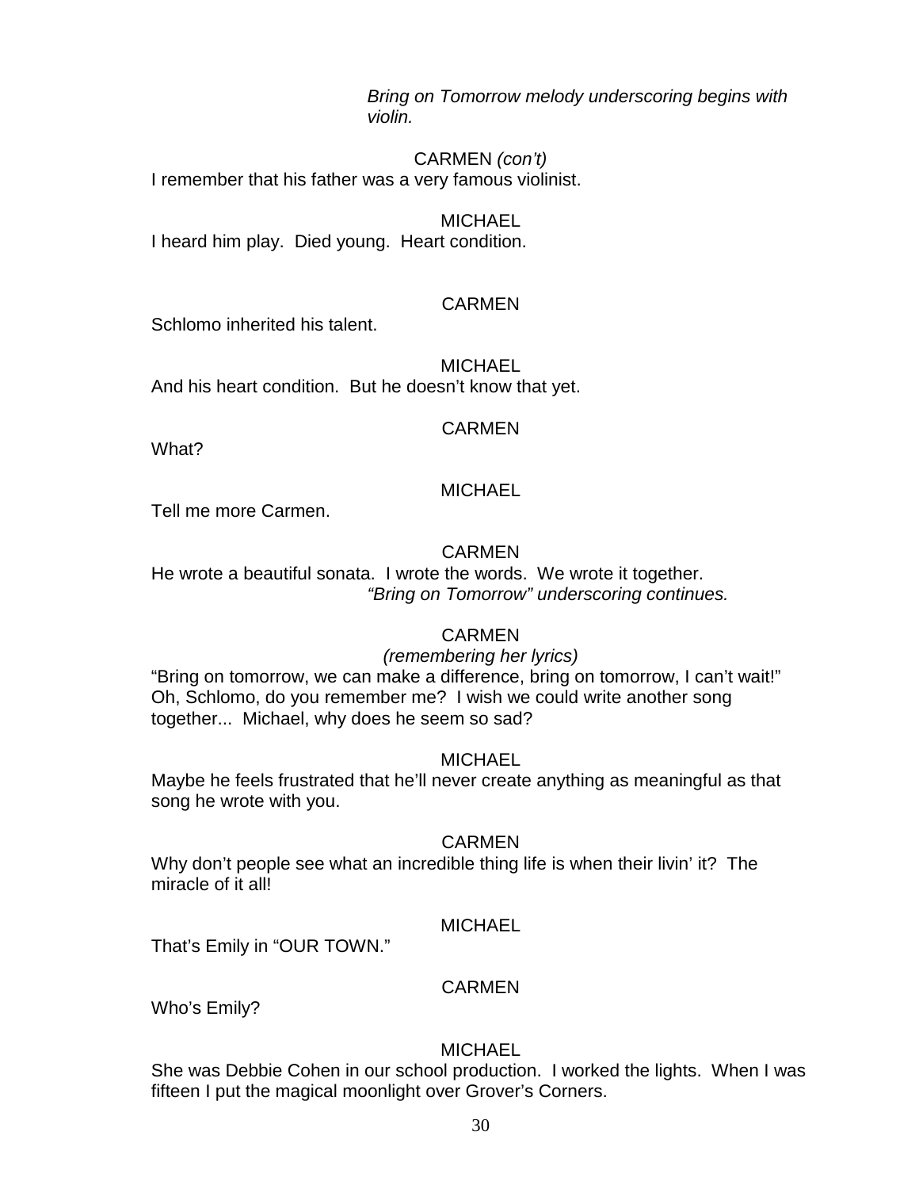*Bring on Tomorrow melody underscoring begins with violin.*

CARMEN *(con't)*
I remember that his father was a very famous violinist.

MICHAEL
I heard him play. Died young. Heart condition.

CARMEN
Schlomo inherited his talent.

MICHAEL
And his heart condition. But he doesn't know that yet.

CARMEN
What?

MICHAEL
Tell me more Carmen.

CARMEN
He wrote a beautiful sonata. I wrote the words. We wrote it together.
*"Bring on Tomorrow" underscoring continues.*

CARMEN
*(remembering her lyrics)*
"Bring on tomorrow, we can make a difference, bring on tomorrow, I can't wait!" Oh, Schlomo, do you remember me? I wish we could write another song together... Michael, why does he seem so sad?

MICHAEL
Maybe he feels frustrated that he'll never create anything as meaningful as that song he wrote with you.

CARMEN
Why don't people see what an incredible thing life is when their livin' it? The miracle of it all!

MICHAEL
That's Emily in "OUR TOWN."

CARMEN
Who's Emily?

MICHAEL
She was Debbie Cohen in our school production. I worked the lights. When I was fifteen I put the magical moonlight over Grover's Corners.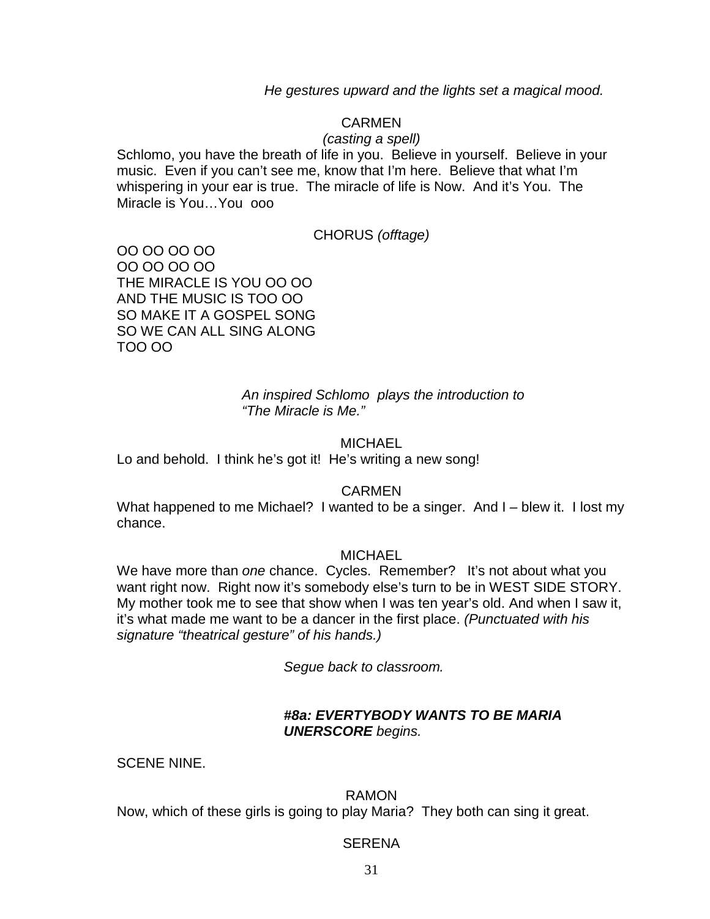*He gestures upward and the lights set a magical mood.*

CARMEN
*(casting a spell)*
Schlomo, you have the breath of life in you. Believe in yourself. Believe in your music. Even if you can't see me, know that I'm here. Believe that what I'm whispering in your ear is true. The miracle of life is Now. And it's You. The Miracle is You…You ooo

CHORUS *(offtage)*

OO OO OO OO
OO OO OO OO
THE MIRACLE IS YOU OO OO
AND THE MUSIC IS TOO OO
SO MAKE IT A GOSPEL SONG
SO WE CAN ALL SING ALONG
TOO OO

*An inspired Schlomo plays the introduction to "The Miracle is Me."*

MICHAEL
Lo and behold. I think he's got it! He's writing a new song!

CARMEN
What happened to me Michael? I wanted to be a singer. And I – blew it. I lost my chance.

MICHAEL
We have more than *one* chance. Cycles. Remember? It's not about what you want right now. Right now it's somebody else's turn to be in WEST SIDE STORY. My mother took me to see that show when I was ten year's old. And when I saw it, it's what made me want to be a dancer in the first place. *(Punctuated with his signature "theatrical gesture" of his hands.)*

*Segue back to classroom.*

***#8a: EVERTYBODY WANTS TO BE MARIA UNERSCORE*** *begins.*

SCENE NINE.

RAMON
Now, which of these girls is going to play Maria? They both can sing it great.

SERENA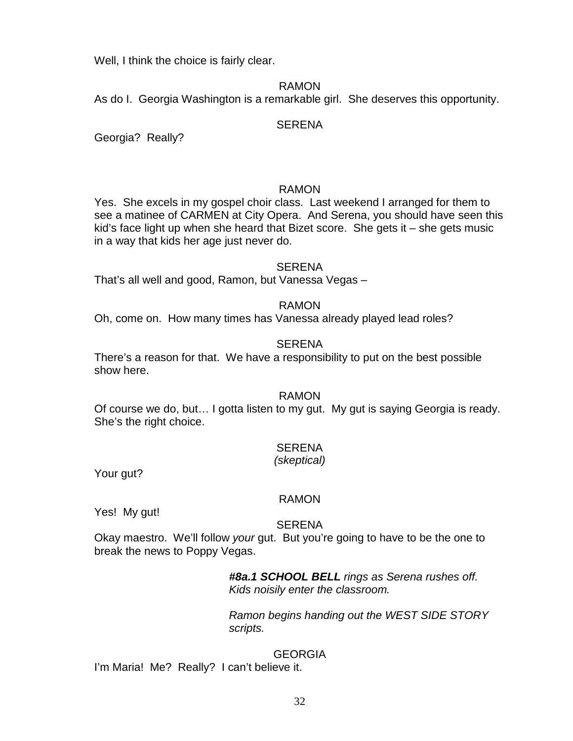Well, I think the choice is fairly clear.

RAMON

As do I. Georgia Washington is a remarkable girl. She deserves this opportunity.

SERENA

Georgia? Really?

RAMON

Yes. She excels in my gospel choir class. Last weekend I arranged for them to see a matinee of CARMEN at City Opera. And Serena, you should have seen this kid's face light up when she heard that Bizet score. She gets it – she gets music in a way that kids her age just never do.

SERENA

That's all well and good, Ramon, but Vanessa Vegas –

RAMON

Oh, come on. How many times has Vanessa already played lead roles?

SERENA

There's a reason for that. We have a responsibility to put on the best possible show here.

RAMON

Of course we do, but… I gotta listen to my gut. My gut is saying Georgia is ready. She's the right choice.

SERENA
*(skeptical)*

Your gut?

RAMON

Yes! My gut!

SERENA

Okay maestro. We'll follow *your* gut. But you're going to have to be the one to break the news to Poppy Vegas.

> ***#8a.1 SCHOOL BELL*** *rings as Serena rushes off. Kids noisily enter the classroom.*
>
> *Ramon begins handing out the WEST SIDE STORY scripts.*

GEORGIA

I'm Maria! Me? Really? I can't believe it.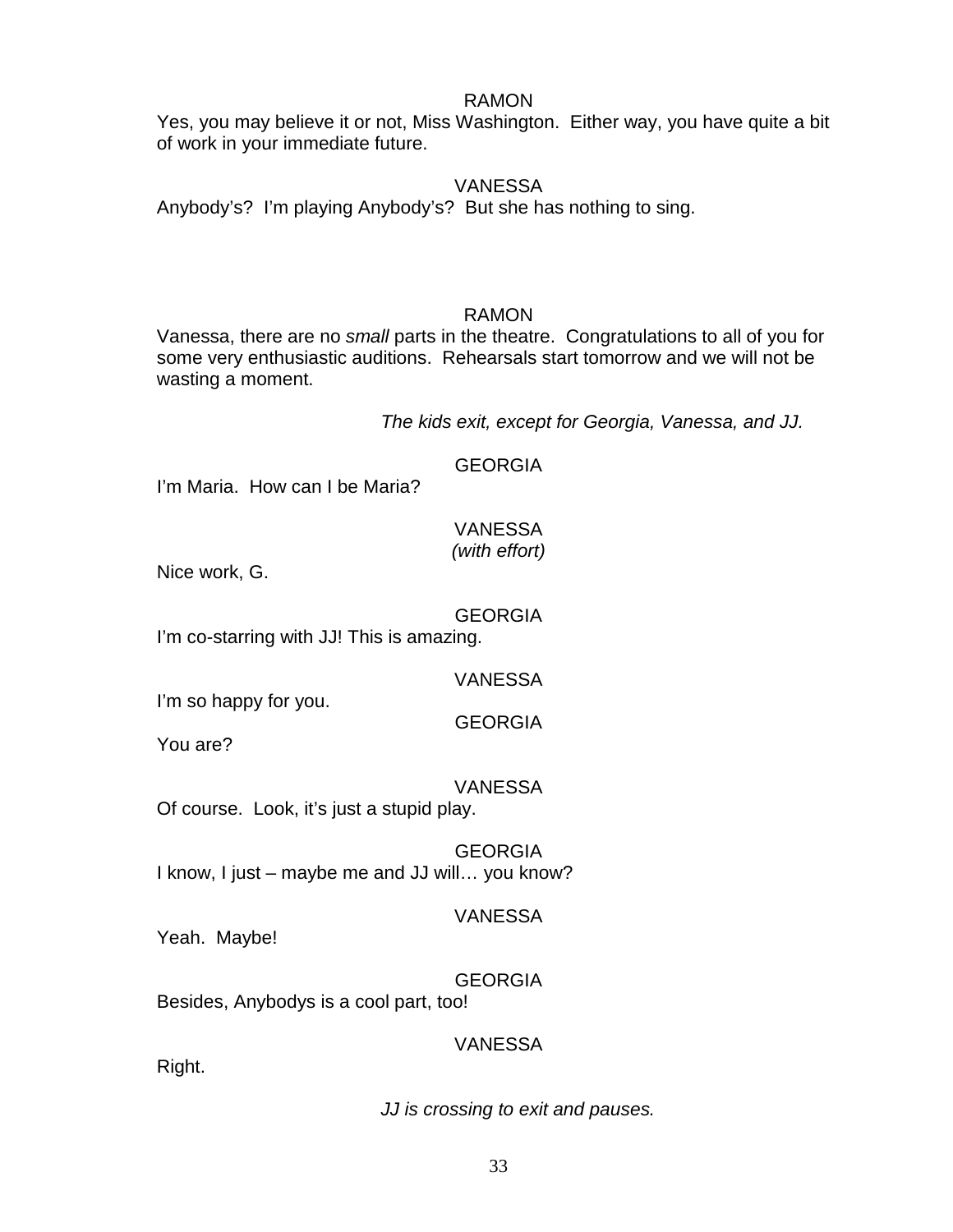RAMON

Yes, you may believe it or not, Miss Washington. Either way, you have quite a bit of work in your immediate future.

VANESSA

Anybody's? I'm playing Anybody's? But she has nothing to sing.

RAMON

Vanessa, there are no *small* parts in the theatre. Congratulations to all of you for some very enthusiastic auditions. Rehearsals start tomorrow and we will not be wasting a moment.

*The kids exit, except for Georgia, Vanessa, and JJ.*

GEORGIA

I'm Maria. How can I be Maria?

VANESSA
*(with effort)*

Nice work, G.

GEORGIA

I'm co-starring with JJ! This is amazing.

VANESSA

I'm so happy for you.

GEORGIA

You are?

VANESSA

Of course. Look, it's just a stupid play.

GEORGIA

I know, I just – maybe me and JJ will… you know?

VANESSA

Yeah. Maybe!

GEORGIA

Besides, Anybodys is a cool part, too!

VANESSA

Right.

*JJ is crossing to exit and pauses.*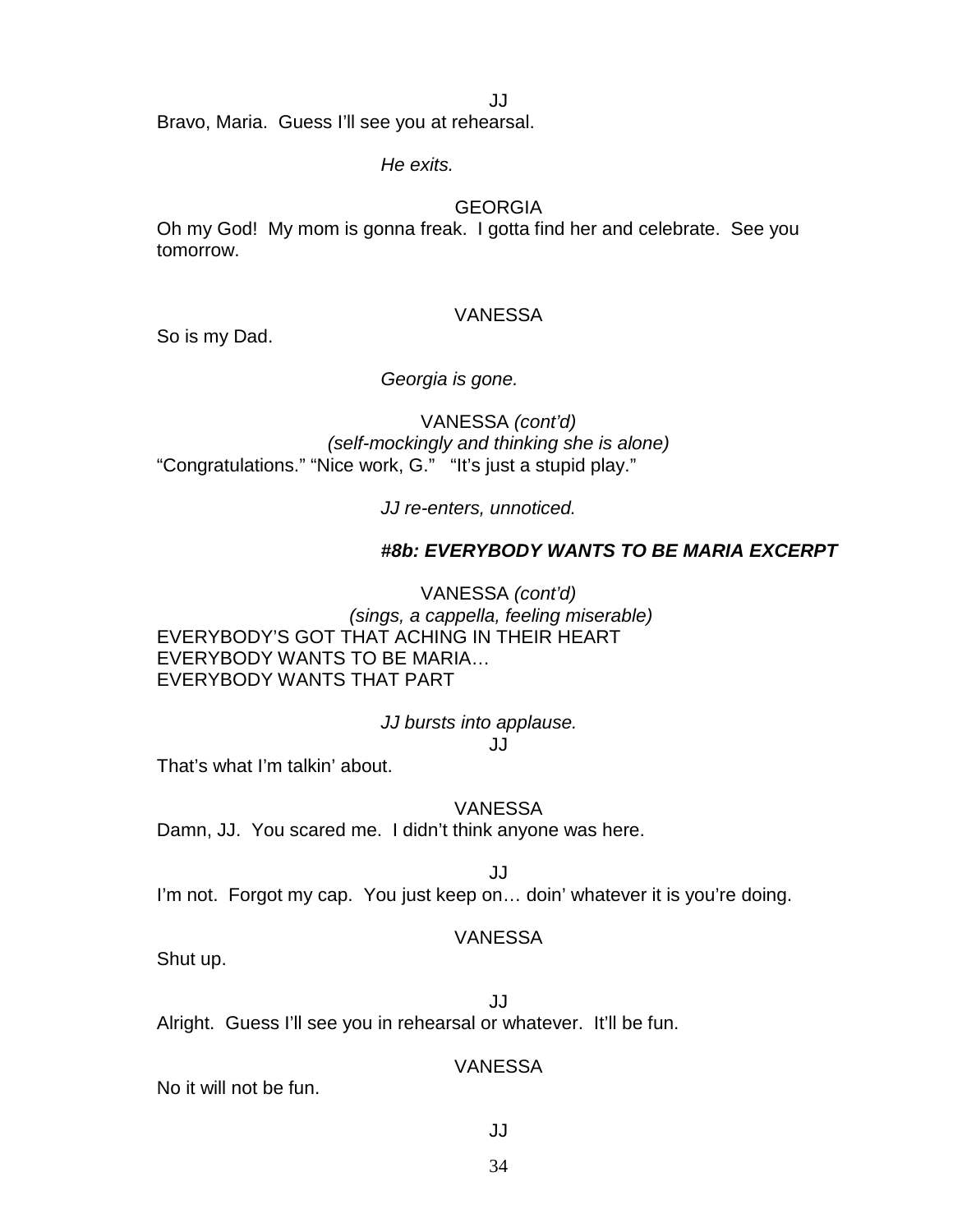JJ

Bravo, Maria. Guess I'll see you at rehearsal.

*He exits.*

GEORGIA

Oh my God! My mom is gonna freak. I gotta find her and celebrate. See you tomorrow.

VANESSA

So is my Dad.

*Georgia is gone.*

VANESSA *(cont'd)*
*(self-mockingly and thinking she is alone)*

"Congratulations." "Nice work, G." "It's just a stupid play."

*JJ re-enters, unnoticed.*

***#8b: EVERYBODY WANTS TO BE MARIA EXCERPT***

VANESSA *(cont'd)*
*(sings, a cappella, feeling miserable)*

EVERYBODY'S GOT THAT ACHING IN THEIR HEART
EVERYBODY WANTS TO BE MARIA…
EVERYBODY WANTS THAT PART

*JJ bursts into applause.*

JJ

That's what I'm talkin' about.

VANESSA

Damn, JJ. You scared me. I didn't think anyone was here.

JJ

I'm not. Forgot my cap. You just keep on… doin' whatever it is you're doing.

VANESSA

Shut up.

JJ

Alright. Guess I'll see you in rehearsal or whatever. It'll be fun.

VANESSA

No it will not be fun.

JJ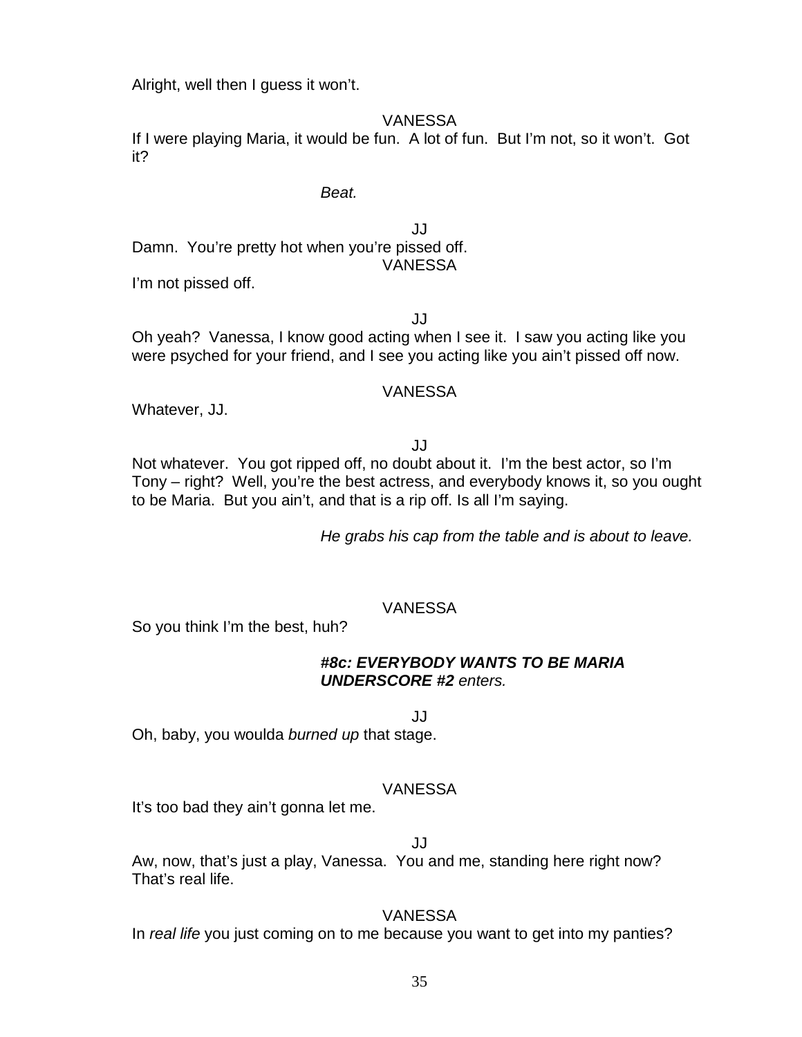Alright, well then I guess it won't.

VANESSA

If I were playing Maria, it would be fun. A lot of fun. But I'm not, so it won't. Got it?

*Beat.*

JJ

Damn. You're pretty hot when you're pissed off.

VANESSA

I'm not pissed off.

JJ

Oh yeah? Vanessa, I know good acting when I see it. I saw you acting like you were psyched for your friend, and I see you acting like you ain't pissed off now.

VANESSA

Whatever, JJ.

JJ

Not whatever. You got ripped off, no doubt about it. I'm the best actor, so I'm Tony – right? Well, you're the best actress, and everybody knows it, so you ought to be Maria. But you ain't, and that is a rip off. Is all I'm saying.

*He grabs his cap from the table and is about to leave.*

VANESSA

So you think I'm the best, huh?

***#8c: EVERYBODY WANTS TO BE MARIA UNDERSCORE #2** enters.*

JJ

Oh, baby, you woulda *burned up* that stage.

VANESSA

It's too bad they ain't gonna let me.

JJ

Aw, now, that's just a play, Vanessa. You and me, standing here right now? That's real life.

VANESSA

In *real life* you just coming on to me because you want to get into my panties?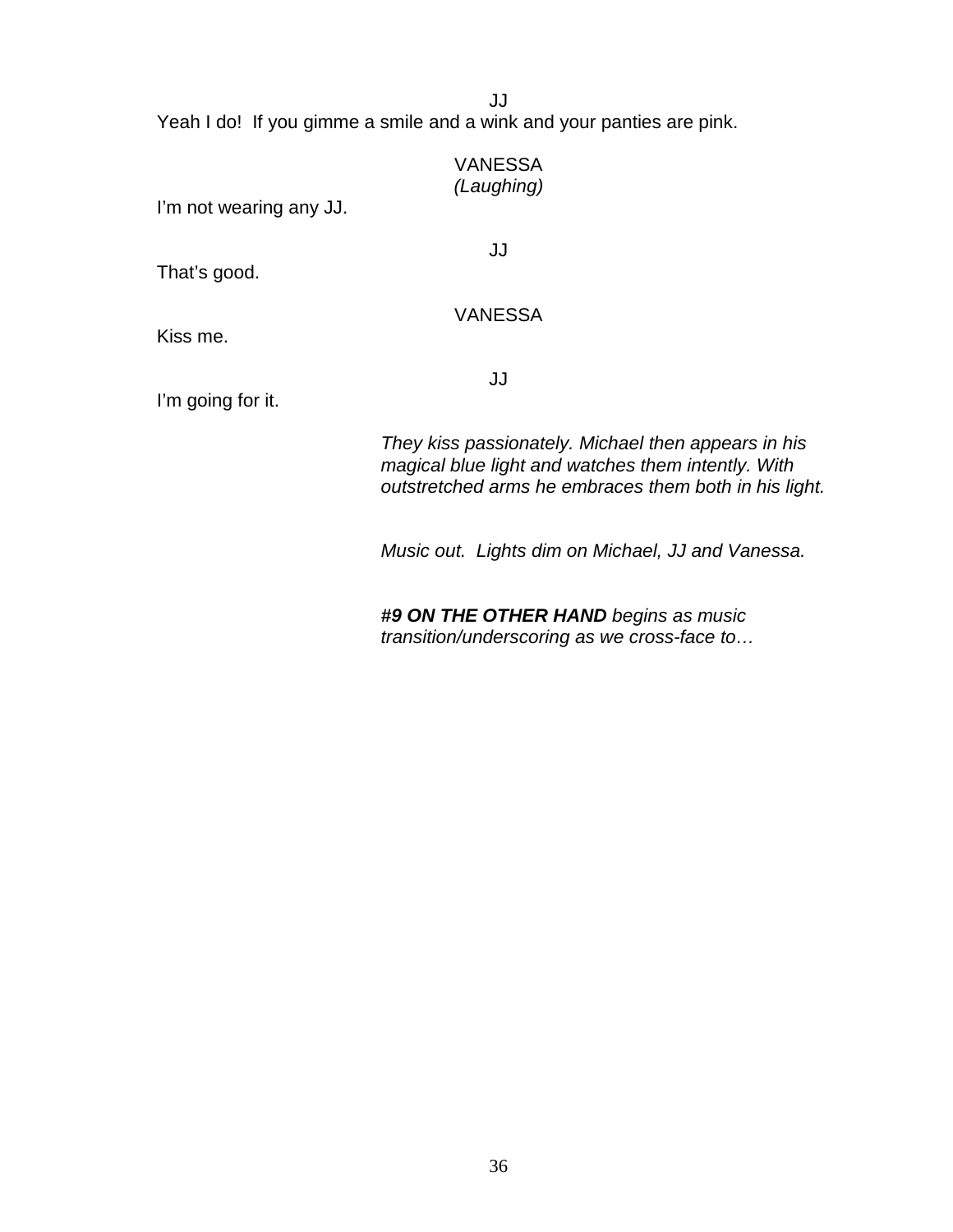JJ

Yeah I do!  If you gimme a smile and a wink and your panties are pink.

VANESSA
*(Laughing)*

I'm not wearing any JJ.

JJ

That's good.

VANESSA

Kiss me.

JJ

I'm going for it.

*They kiss passionately. Michael then appears in his magical blue light and watches them intently. With outstretched arms he embraces them both in his light.*

*Music out.  Lights dim on Michael, JJ and Vanessa.*

***#9 ON THE OTHER HAND** begins as music transition/underscoring as we cross-face to…*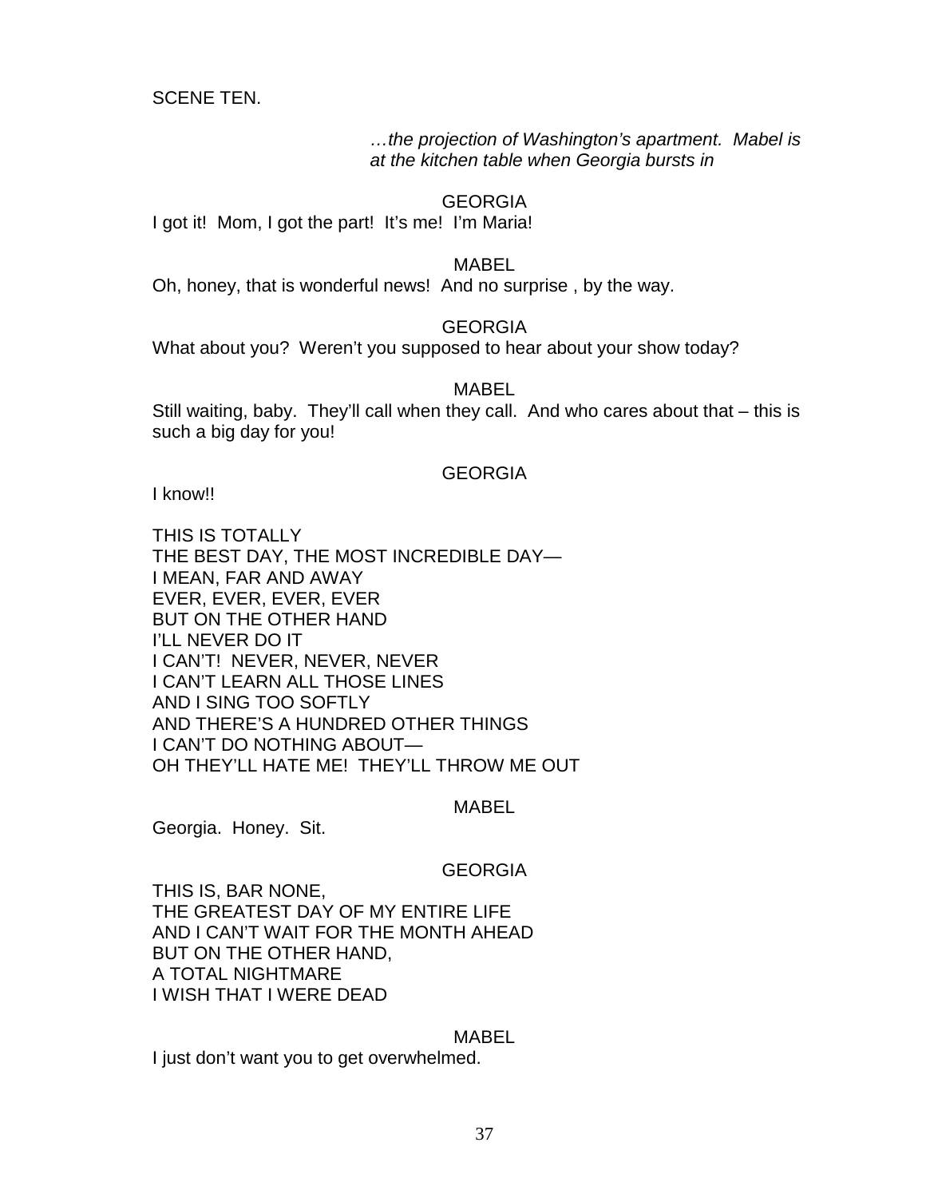SCENE TEN.

*…the projection of Washington's apartment. Mabel is at the kitchen table when Georgia bursts in*

GEORGIA

I got it! Mom, I got the part! It's me! I'm Maria!

MABEL

Oh, honey, that is wonderful news! And no surprise , by the way.

GEORGIA

What about you? Weren't you supposed to hear about your show today?

MABEL

Still waiting, baby. They'll call when they call. And who cares about that – this is such a big day for you!

GEORGIA

I know!!

THIS IS TOTALLY  
THE BEST DAY, THE MOST INCREDIBLE DAY—  
I MEAN, FAR AND AWAY  
EVER, EVER, EVER, EVER  
BUT ON THE OTHER HAND  
I'LL NEVER DO IT  
I CAN'T! NEVER, NEVER, NEVER  
I CAN'T LEARN ALL THOSE LINES  
AND I SING TOO SOFTLY  
AND THERE'S A HUNDRED OTHER THINGS  
I CAN'T DO NOTHING ABOUT—  
OH THEY'LL HATE ME! THEY'LL THROW ME OUT

MABEL

Georgia. Honey. Sit.

GEORGIA

THIS IS, BAR NONE,  
THE GREATEST DAY OF MY ENTIRE LIFE  
AND I CAN'T WAIT FOR THE MONTH AHEAD  
BUT ON THE OTHER HAND,  
A TOTAL NIGHTMARE  
I WISH THAT I WERE DEAD

MABEL

I just don't want you to get overwhelmed.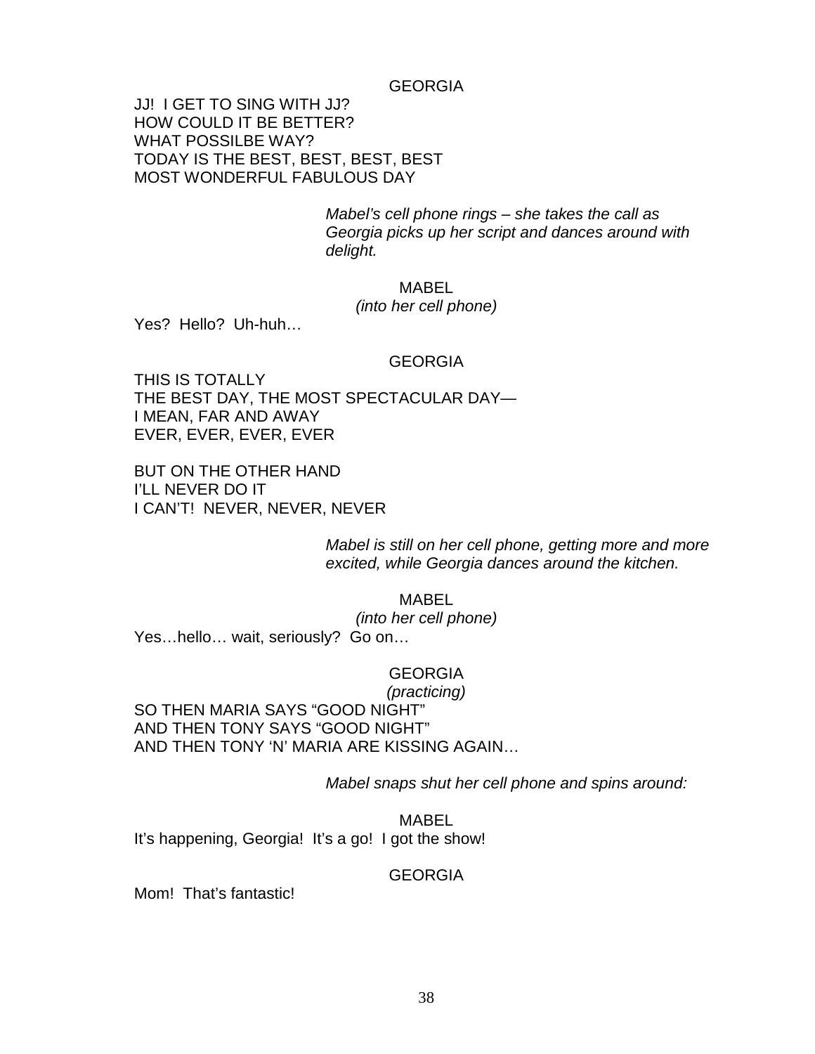GEORGIA

JJ! I GET TO SING WITH JJ?
HOW COULD IT BE BETTER?
WHAT POSSILBE WAY?
TODAY IS THE BEST, BEST, BEST, BEST
MOST WONDERFUL FABULOUS DAY

*Mabel's cell phone rings – she takes the call as Georgia picks up her script and dances around with delight.*

MABEL
*(into her cell phone)*

Yes? Hello? Uh-huh…

GEORGIA

THIS IS TOTALLY
THE BEST DAY, THE MOST SPECTACULAR DAY—
I MEAN, FAR AND AWAY
EVER, EVER, EVER, EVER

BUT ON THE OTHER HAND
I'LL NEVER DO IT
I CAN'T! NEVER, NEVER, NEVER

*Mabel is still on her cell phone, getting more and more excited, while Georgia dances around the kitchen.*

MABEL
*(into her cell phone)*

Yes…hello… wait, seriously? Go on…

GEORGIA
*(practicing)*

SO THEN MARIA SAYS "GOOD NIGHT"
AND THEN TONY SAYS "GOOD NIGHT"
AND THEN TONY 'N' MARIA ARE KISSING AGAIN…

*Mabel snaps shut her cell phone and spins around:*

MABEL

It's happening, Georgia! It's a go! I got the show!

GEORGIA

Mom! That's fantastic!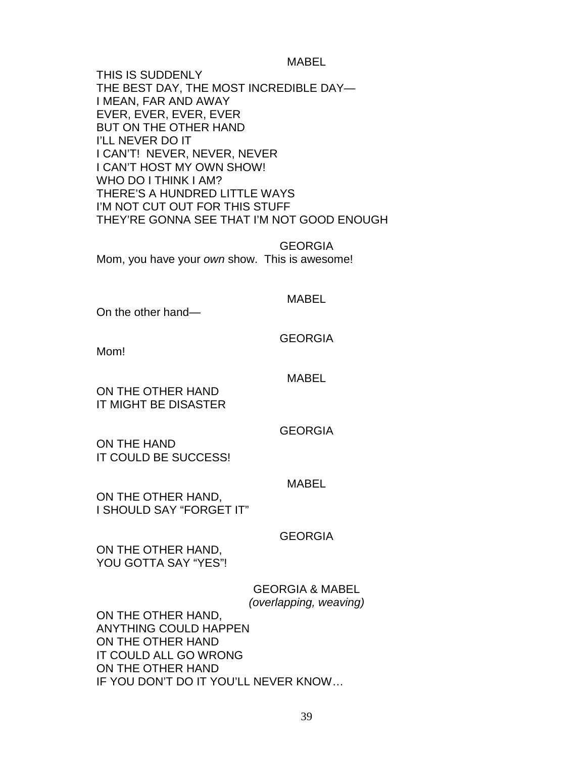MABEL

THIS IS SUDDENLY
THE BEST DAY, THE MOST INCREDIBLE DAY—
I MEAN, FAR AND AWAY
EVER, EVER, EVER, EVER
BUT ON THE OTHER HAND
I'LL NEVER DO IT
I CAN'T! NEVER, NEVER, NEVER
I CAN'T HOST MY OWN SHOW!
WHO DO I THINK I AM?
THERE'S A HUNDRED LITTLE WAYS
I'M NOT CUT OUT FOR THIS STUFF
THEY'RE GONNA SEE THAT I'M NOT GOOD ENOUGH

GEORGIA

Mom, you have your *own* show. This is awesome!

MABEL

On the other hand—

GEORGIA

Mom!

MABEL

ON THE OTHER HAND
IT MIGHT BE DISASTER

GEORGIA

ON THE HAND
IT COULD BE SUCCESS!

MABEL

ON THE OTHER HAND,
I SHOULD SAY "FORGET IT"

GEORGIA

ON THE OTHER HAND,
YOU GOTTA SAY "YES"!

GEORGIA & MABEL
*(overlapping, weaving)*

ON THE OTHER HAND,
ANYTHING COULD HAPPEN
ON THE OTHER HAND
IT COULD ALL GO WRONG
ON THE OTHER HAND
IF YOU DON'T DO IT YOU'LL NEVER KNOW…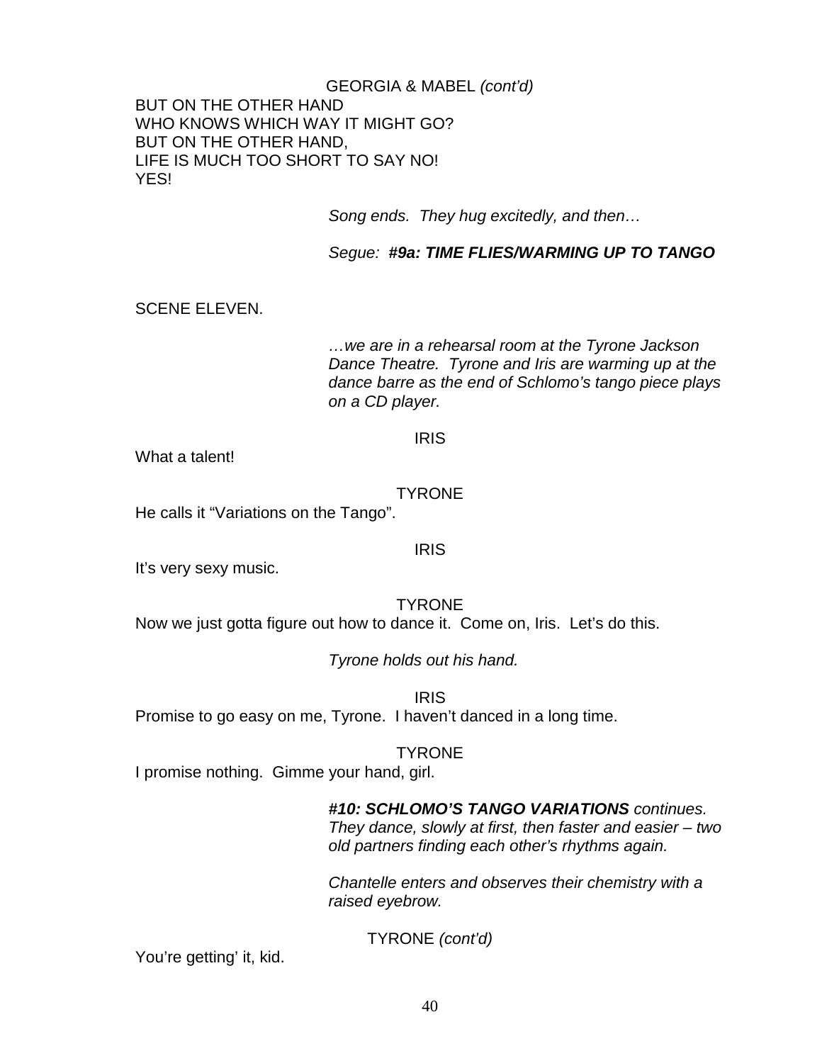GEORGIA & MABEL *(cont'd)*

BUT ON THE OTHER HAND
WHO KNOWS WHICH WAY IT MIGHT GO?
BUT ON THE OTHER HAND,
LIFE IS MUCH TOO SHORT TO SAY NO!
YES!

*Song ends. They hug excitedly, and then…*

*Segue: **#9a: TIME FLIES/WARMING UP TO TANGO***

SCENE ELEVEN.

*…we are in a rehearsal room at the Tyrone Jackson Dance Theatre. Tyrone and Iris are warming up at the dance barre as the end of Schlomo's tango piece plays on a CD player.*

IRIS

What a talent!

TYRONE

He calls it "Variations on the Tango".

IRIS

It's very sexy music.

TYRONE

Now we just gotta figure out how to dance it. Come on, Iris. Let's do this.

*Tyrone holds out his hand.*

IRIS

Promise to go easy on me, Tyrone. I haven't danced in a long time.

TYRONE

I promise nothing. Gimme your hand, girl.

***#10: SCHLOMO'S TANGO VARIATIONS** continues. They dance, slowly at first, then faster and easier – two old partners finding each other's rhythms again.*

*Chantelle enters and observes their chemistry with a raised eyebrow.*

TYRONE *(cont'd)*

You're getting' it, kid.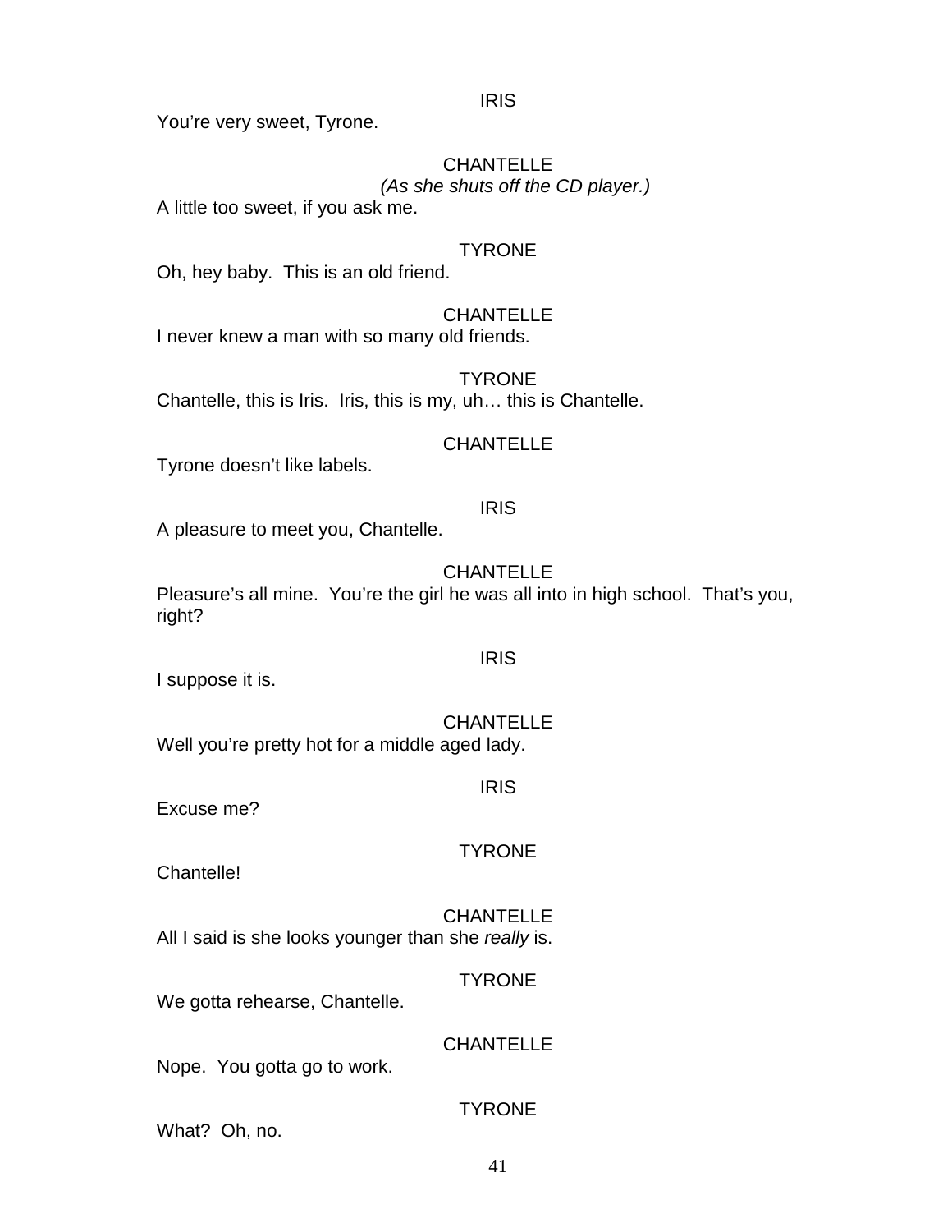IRIS

You're very sweet, Tyrone.

CHANTELLE

*(As she shuts off the CD player.)*

A little too sweet, if you ask me.

TYRONE

Oh, hey baby. This is an old friend.

CHANTELLE

I never knew a man with so many old friends.

TYRONE

Chantelle, this is Iris. Iris, this is my, uh… this is Chantelle.

CHANTELLE

Tyrone doesn't like labels.

IRIS

A pleasure to meet you, Chantelle.

CHANTELLE

Pleasure's all mine. You're the girl he was all into in high school. That's you, right?

IRIS

I suppose it is.

CHANTELLE

Well you're pretty hot for a middle aged lady.

IRIS

Excuse me?

TYRONE

Chantelle!

CHANTELLE

All I said is she looks younger than she *really* is.

TYRONE

We gotta rehearse, Chantelle.

CHANTELLE

Nope. You gotta go to work.

TYRONE

What? Oh, no.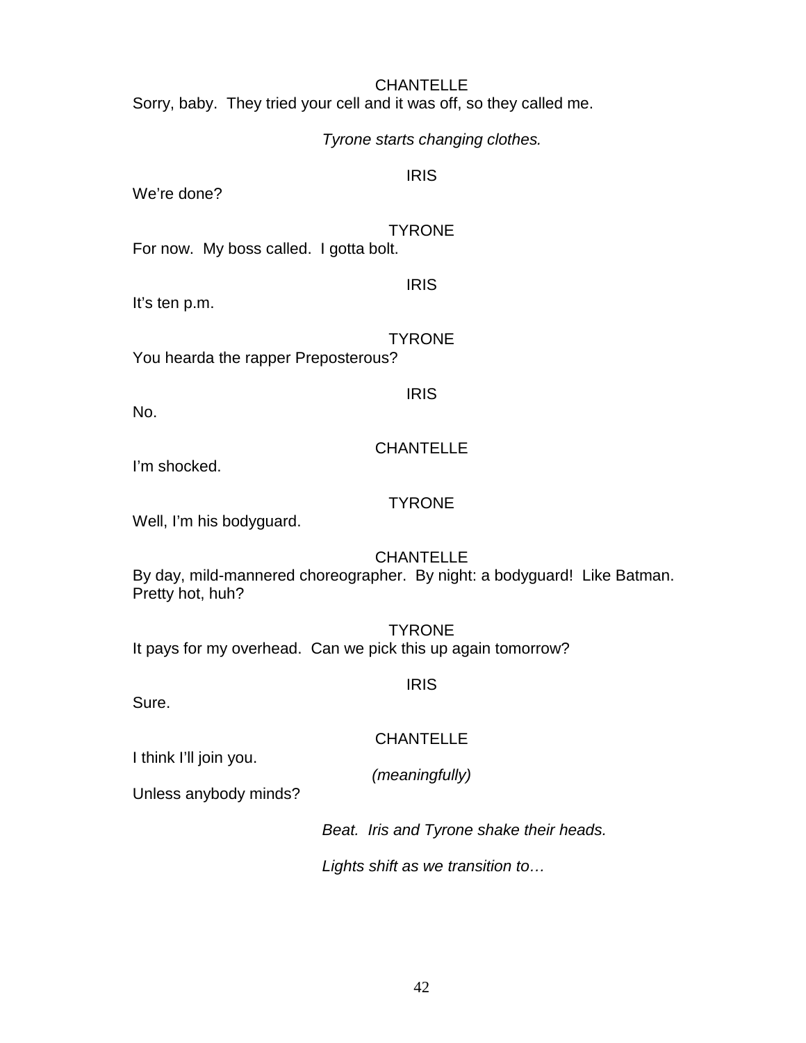CHANTELLE

Sorry, baby. They tried your cell and it was off, so they called me.

*Tyrone starts changing clothes.*

IRIS

We're done?

TYRONE

For now. My boss called. I gotta bolt.

IRIS

It's ten p.m.

TYRONE

You hearda the rapper Preposterous?

IRIS

No.

CHANTELLE

I'm shocked.

TYRONE

Well, I'm his bodyguard.

CHANTELLE

By day, mild-mannered choreographer. By night: a bodyguard! Like Batman. Pretty hot, huh?

TYRONE

It pays for my overhead. Can we pick this up again tomorrow?

IRIS

Sure.

CHANTELLE

I think I'll join you.

*(meaningfully)*

Unless anybody minds?

*Beat. Iris and Tyrone shake their heads.*

*Lights shift as we transition to…*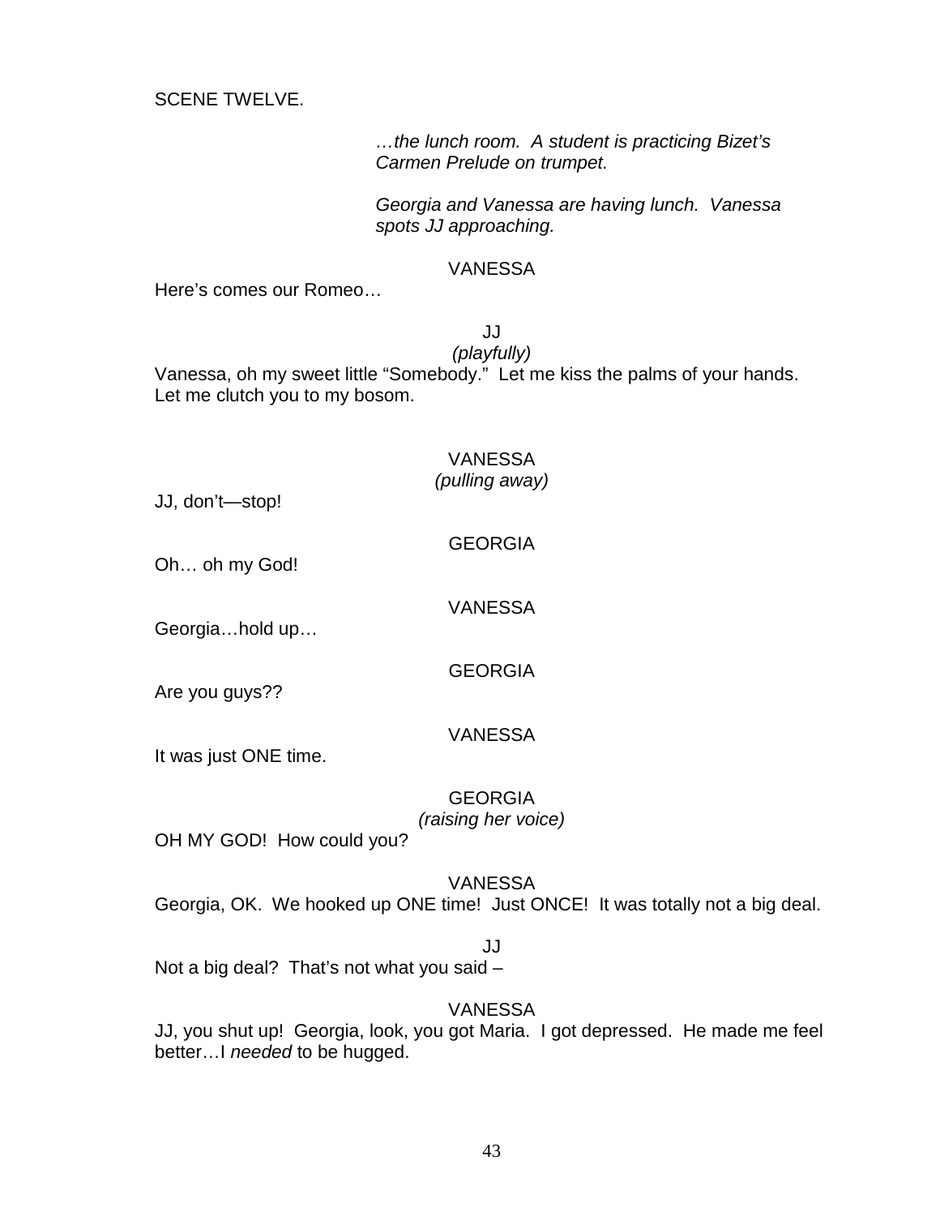SCENE TWELVE.

*…the lunch room. A student is practicing Bizet's Carmen Prelude on trumpet.*

*Georgia and Vanessa are having lunch. Vanessa spots JJ approaching.*

VANESSA

Here's comes our Romeo…

JJ

*(playfully)*

Vanessa, oh my sweet little "Somebody." Let me kiss the palms of your hands. Let me clutch you to my bosom.

VANESSA

*(pulling away)*

JJ, don't—stop!

GEORGIA

Oh… oh my God!

VANESSA

Georgia…hold up…

GEORGIA

Are you guys??

VANESSA

It was just ONE time.

GEORGIA

*(raising her voice)*

OH MY GOD! How could you?

VANESSA

Georgia, OK. We hooked up ONE time! Just ONCE! It was totally not a big deal.

JJ

Not a big deal? That's not what you said –

VANESSA

JJ, you shut up! Georgia, look, you got Maria. I got depressed. He made me feel better…I *needed* to be hugged.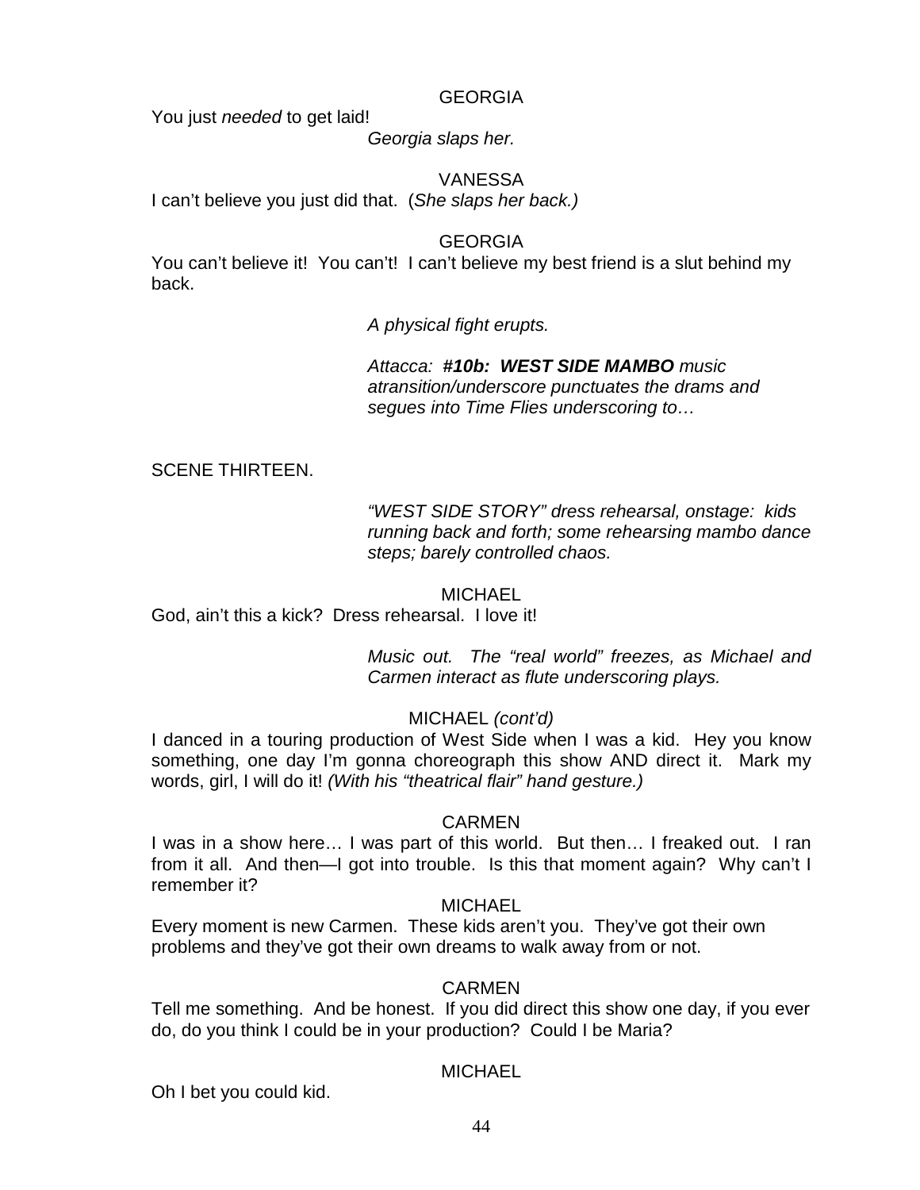GEORGIA

You just *needed* to get laid!

*Georgia slaps her.*

VANESSA

I can't believe you just did that. (*She slaps her back.)*

GEORGIA

You can't believe it! You can't! I can't believe my best friend is a slut behind my back.

*A physical fight erupts.*

*Attacca: **#10b: WEST SIDE MAMBO** music atransition/underscore punctuates the drams and segues into Time Flies underscoring to…*

SCENE THIRTEEN.

*"WEST SIDE STORY" dress rehearsal, onstage: kids running back and forth; some rehearsing mambo dance steps; barely controlled chaos.*

MICHAEL

God, ain't this a kick? Dress rehearsal. I love it!

*Music out. The "real world" freezes, as Michael and Carmen interact as flute underscoring plays.*

MICHAEL *(cont'd)*

I danced in a touring production of West Side when I was a kid. Hey you know something, one day I'm gonna choreograph this show AND direct it. Mark my words, girl, I will do it! *(With his "theatrical flair" hand gesture.)*

CARMEN

I was in a show here… I was part of this world. But then… I freaked out. I ran from it all. And then—I got into trouble. Is this that moment again? Why can't I remember it?

MICHAEL

Every moment is new Carmen. These kids aren't you. They've got their own problems and they've got their own dreams to walk away from or not.

CARMEN

Tell me something. And be honest. If you did direct this show one day, if you ever do, do you think I could be in your production? Could I be Maria?

MICHAEL

Oh I bet you could kid.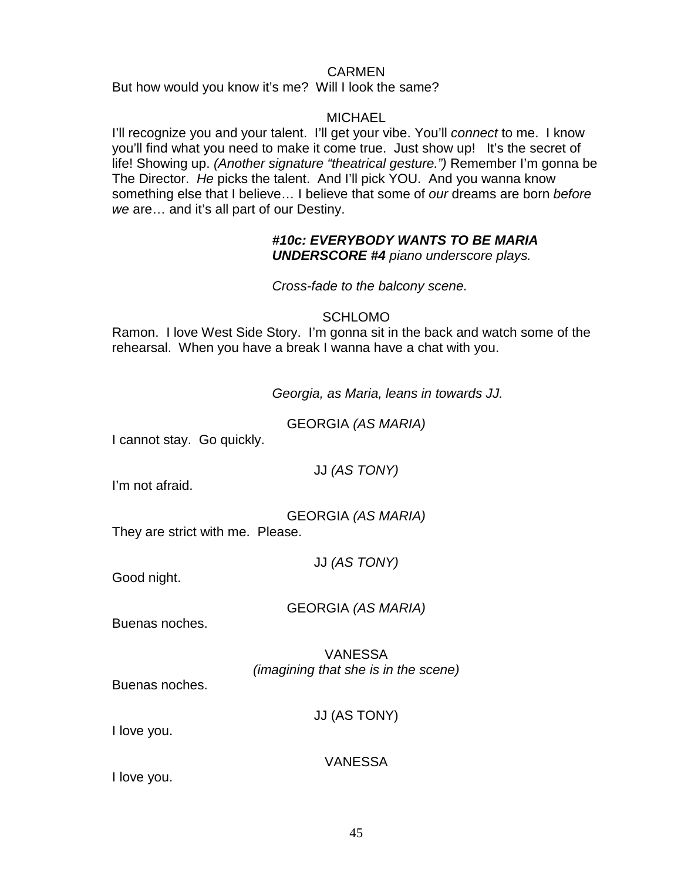CARMEN

But how would you know it's me? Will I look the same?

MICHAEL

I'll recognize you and your talent. I'll get your vibe. You'll *connect* to me. I know you'll find what you need to make it come true. Just show up! It's the secret of life! Showing up. *(Another signature "theatrical gesture.")* Remember I'm gonna be The Director. *He* picks the talent. And I'll pick YOU. And you wanna know something else that I believe… I believe that some of *our* dreams are born *before we* are… and it's all part of our Destiny.

***#10c: EVERYBODY WANTS TO BE MARIA UNDERSCORE #4*** *piano underscore plays.*

*Cross-fade to the balcony scene.*

SCHLOMO

Ramon. I love West Side Story. I'm gonna sit in the back and watch some of the rehearsal. When you have a break I wanna have a chat with you.

*Georgia, as Maria, leans in towards JJ.*

GEORGIA *(AS MARIA)*

I cannot stay. Go quickly.

JJ *(AS TONY)*

I'm not afraid.

GEORGIA *(AS MARIA)*

They are strict with me. Please.

JJ *(AS TONY)*

Good night.

GEORGIA *(AS MARIA)*

Buenas noches.

VANESSA
*(imagining that she is in the scene)*

Buenas noches.

JJ (AS TONY)

I love you.

VANESSA

I love you.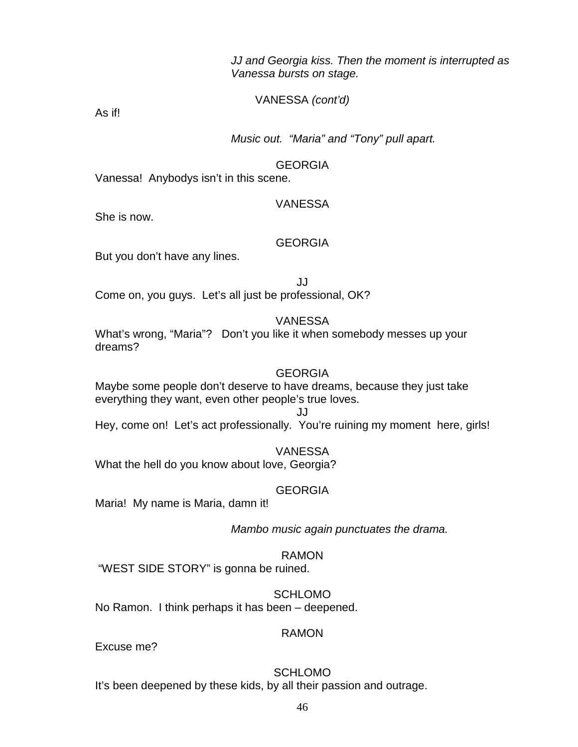*JJ and Georgia kiss. Then the moment is interrupted as Vanessa bursts on stage.*

VANESSA *(cont'd)*

As if!

*Music out. "Maria" and "Tony" pull apart.*

GEORGIA

Vanessa! Anybodys isn't in this scene.

VANESSA

She is now.

GEORGIA

But you don't have any lines.

JJ

Come on, you guys. Let's all just be professional, OK?

VANESSA

What's wrong, "Maria"? Don't you like it when somebody messes up your dreams?

GEORGIA

Maybe some people don't deserve to have dreams, because they just take everything they want, even other people's true loves.

JJ

Hey, come on! Let's act professionally. You're ruining my moment here, girls!

VANESSA

What the hell do you know about love, Georgia?

GEORGIA

Maria! My name is Maria, damn it!

*Mambo music again punctuates the drama.*

RAMON

"WEST SIDE STORY" is gonna be ruined.

SCHLOMO

No Ramon. I think perhaps it has been – deepened.

RAMON

Excuse me?

SCHLOMO

It's been deepened by these kids, by all their passion and outrage.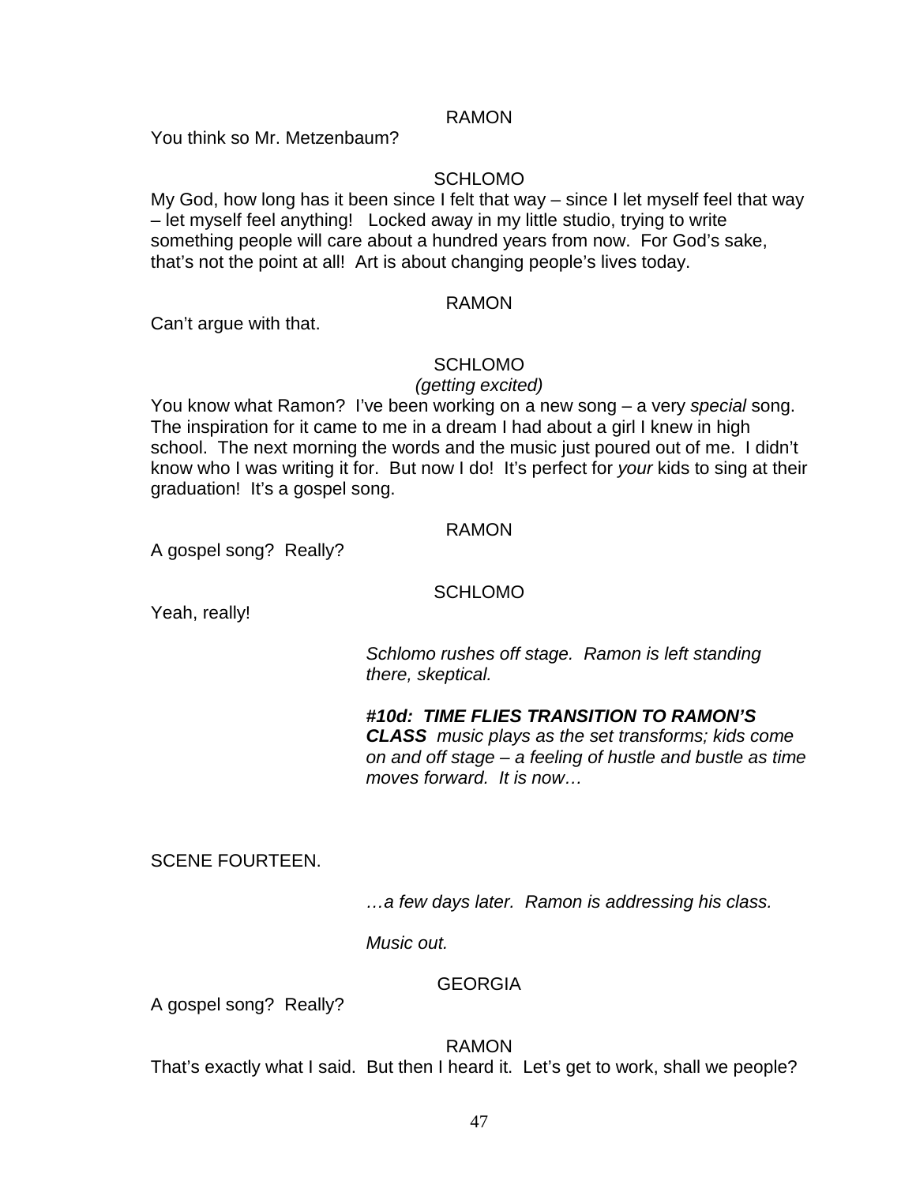RAMON

You think so Mr. Metzenbaum?

SCHLOMO

My God, how long has it been since I felt that way – since I let myself feel that way – let myself feel anything!  Locked away in my little studio, trying to write something people will care about a hundred years from now.  For God's sake, that's not the point at all!  Art is about changing people's lives today.

RAMON

Can't argue with that.

SCHLOMO

*(getting excited)*

You know what Ramon?  I've been working on a new song – a very *special* song.  The inspiration for it came to me in a dream I had about a girl I knew in high school.  The next morning the words and the music just poured out of me.  I didn't know who I was writing it for.  But now I do!  It's perfect for *your* kids to sing at their graduation!  It's a gospel song.

RAMON

A gospel song?  Really?

SCHLOMO

Yeah, really!

*Schlomo rushes off stage.  Ramon is left standing there, skeptical.*

***#10d:  TIME FLIES TRANSITION TO RAMON'S CLASS*** *music plays as the set transforms; kids come on and off stage – a feeling of hustle and bustle as time moves forward.  It is now…*

SCENE FOURTEEN.

*…a few days later.  Ramon is addressing his class.*

*Music out.*

GEORGIA

A gospel song?  Really?

RAMON

That's exactly what I said.  But then I heard it.  Let's get to work, shall we people?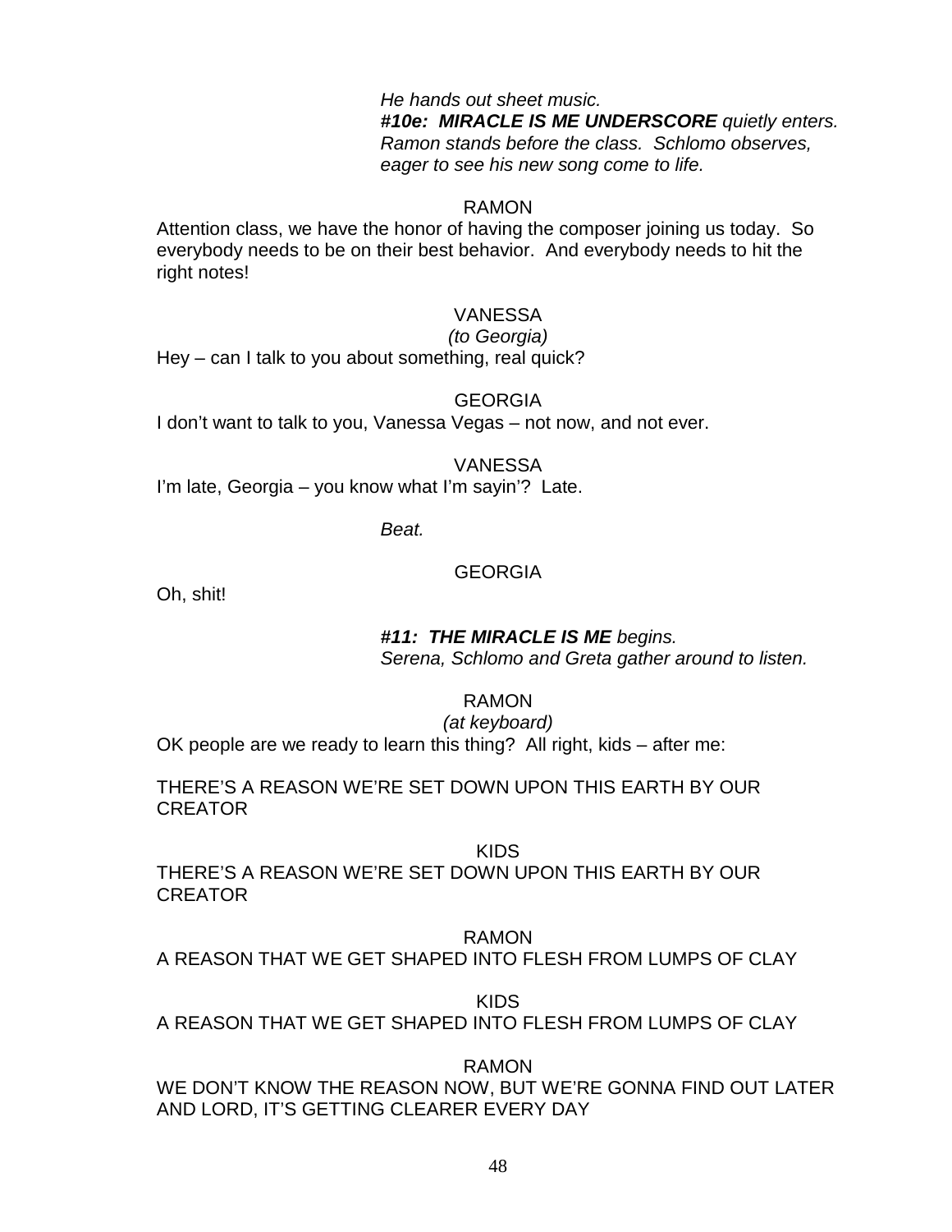*He hands out sheet music.*
***#10e: MIRACLE IS ME UNDERSCORE** quietly enters.*
*Ramon stands before the class. Schlomo observes, eager to see his new song come to life.*

RAMON

Attention class, we have the honor of having the composer joining us today. So everybody needs to be on their best behavior. And everybody needs to hit the right notes!

VANESSA
*(to Georgia)*

Hey – can I talk to you about something, real quick?

GEORGIA

I don't want to talk to you, Vanessa Vegas – not now, and not ever.

VANESSA

I'm late, Georgia – you know what I'm sayin'? Late.

*Beat.*

GEORGIA

Oh, shit!

***#11: THE MIRACLE IS ME** begins.*
*Serena, Schlomo and Greta gather around to listen.*

RAMON
*(at keyboard)*

OK people are we ready to learn this thing? All right, kids – after me:

THERE'S A REASON WE'RE SET DOWN UPON THIS EARTH BY OUR CREATOR

KIDS

THERE'S A REASON WE'RE SET DOWN UPON THIS EARTH BY OUR CREATOR

RAMON

A REASON THAT WE GET SHAPED INTO FLESH FROM LUMPS OF CLAY

KIDS

A REASON THAT WE GET SHAPED INTO FLESH FROM LUMPS OF CLAY

RAMON

WE DON'T KNOW THE REASON NOW, BUT WE'RE GONNA FIND OUT LATER
AND LORD, IT'S GETTING CLEARER EVERY DAY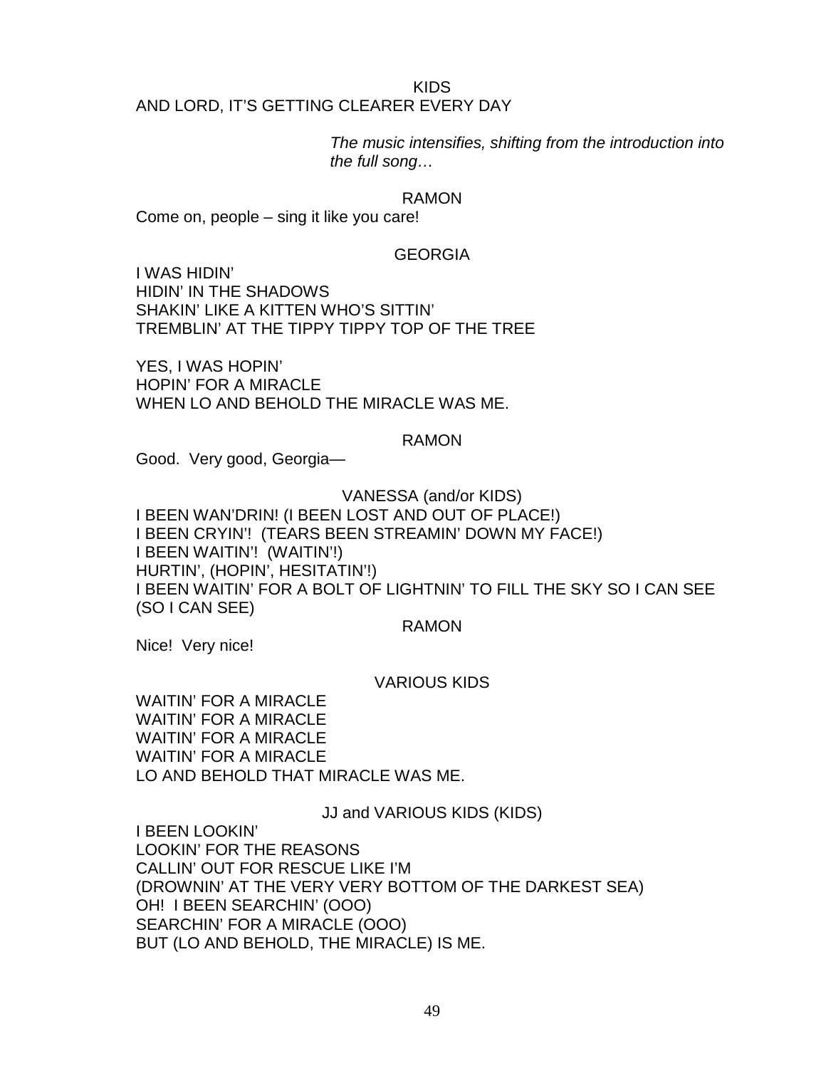KIDS

AND LORD, IT'S GETTING CLEARER EVERY DAY

*The music intensifies, shifting from the introduction into the full song…*

RAMON

Come on, people – sing it like you care!

GEORGIA

I WAS HIDIN'
HIDIN' IN THE SHADOWS
SHAKIN' LIKE A KITTEN WHO'S SITTIN'
TREMBLIN' AT THE TIPPY TIPPY TOP OF THE TREE

YES, I WAS HOPIN'
HOPIN' FOR A MIRACLE
WHEN LO AND BEHOLD THE MIRACLE WAS ME.

RAMON

Good. Very good, Georgia—

VANESSA (and/or KIDS)

I BEEN WAN'DRIN! (I BEEN LOST AND OUT OF PLACE!)
I BEEN CRYIN'! (TEARS BEEN STREAMIN' DOWN MY FACE!)
I BEEN WAITIN'! (WAITIN'!)
HURTIN', (HOPIN', HESITATIN'!)
I BEEN WAITIN' FOR A BOLT OF LIGHTNIN' TO FILL THE SKY SO I CAN SEE
(SO I CAN SEE)

RAMON

Nice! Very nice!

VARIOUS KIDS

WAITIN' FOR A MIRACLE
WAITIN' FOR A MIRACLE
WAITIN' FOR A MIRACLE
WAITIN' FOR A MIRACLE
LO AND BEHOLD THAT MIRACLE WAS ME.

JJ and VARIOUS KIDS (KIDS)

I BEEN LOOKIN'
LOOKIN' FOR THE REASONS
CALLIN' OUT FOR RESCUE LIKE I'M
(DROWNIN' AT THE VERY VERY BOTTOM OF THE DARKEST SEA)
OH! I BEEN SEARCHIN' (OOO)
SEARCHIN' FOR A MIRACLE (OOO)
BUT (LO AND BEHOLD, THE MIRACLE) IS ME.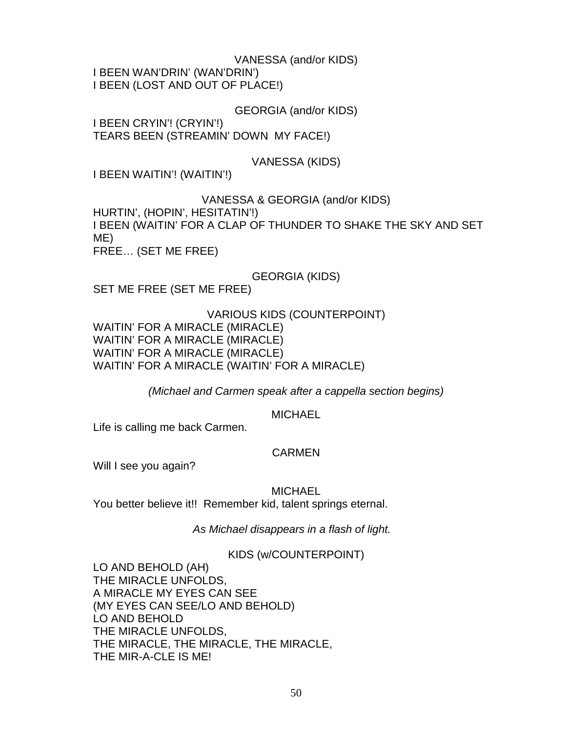VANESSA (and/or KIDS)

I BEEN WAN'DRIN' (WAN'DRIN')
I BEEN (LOST AND OUT OF PLACE!)

GEORGIA (and/or KIDS)

I BEEN CRYIN'! (CRYIN'!)
TEARS BEEN (STREAMIN' DOWN MY FACE!)

VANESSA (KIDS)

I BEEN WAITIN'! (WAITIN'!)

VANESSA & GEORGIA (and/or KIDS)

HURTIN', (HOPIN', HESITATIN'!)
I BEEN (WAITIN' FOR A CLAP OF THUNDER TO SHAKE THE SKY AND SET ME)
FREE… (SET ME FREE)

GEORGIA (KIDS)

SET ME FREE (SET ME FREE)

VARIOUS KIDS (COUNTERPOINT)

WAITIN' FOR A MIRACLE (MIRACLE)
WAITIN' FOR A MIRACLE (MIRACLE)
WAITIN' FOR A MIRACLE (MIRACLE)
WAITIN' FOR A MIRACLE (WAITIN' FOR A MIRACLE)

*(Michael and Carmen speak after a cappella section begins)*

MICHAEL

Life is calling me back Carmen.

CARMEN

Will I see you again?

MICHAEL

You better believe it!! Remember kid, talent springs eternal.

*As Michael disappears in a flash of light.*

KIDS (w/COUNTERPOINT)

LO AND BEHOLD (AH)
THE MIRACLE UNFOLDS,
A MIRACLE MY EYES CAN SEE
(MY EYES CAN SEE/LO AND BEHOLD)
LO AND BEHOLD
THE MIRACLE UNFOLDS,
THE MIRACLE, THE MIRACLE, THE MIRACLE,
THE MIR-A-CLE IS ME!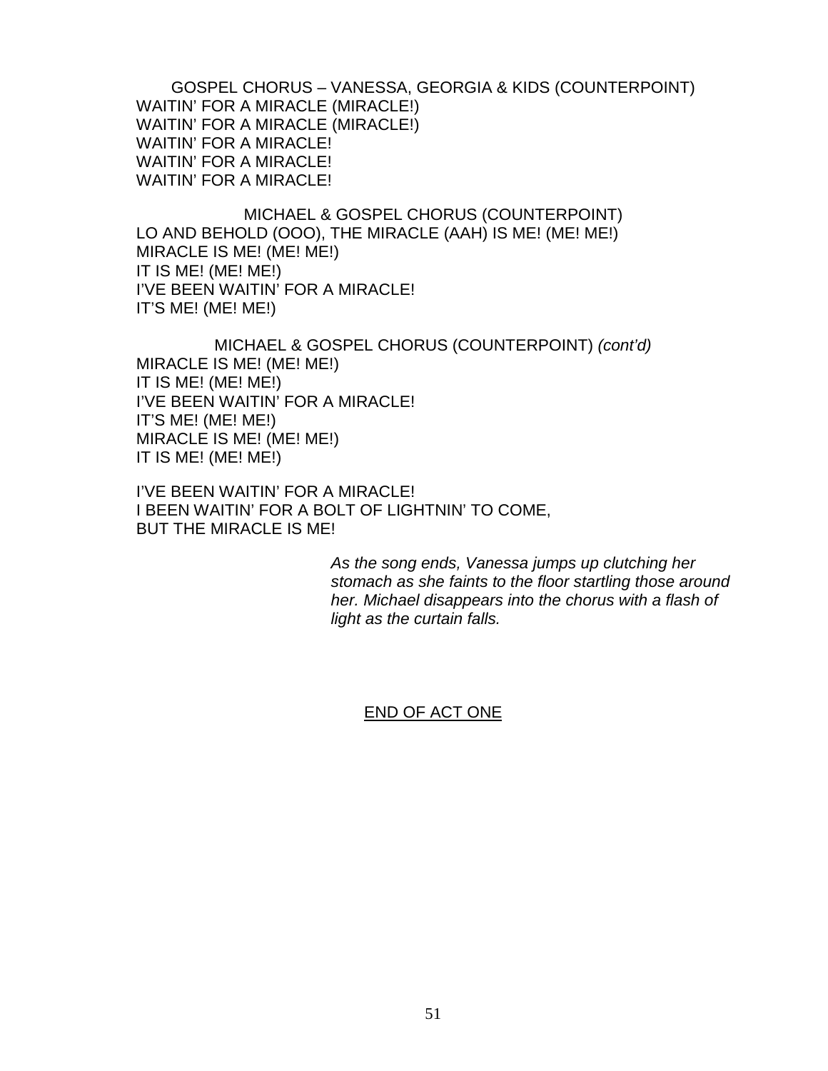GOSPEL CHORUS – VANESSA, GEORGIA & KIDS (COUNTERPOINT)

WAITIN' FOR A MIRACLE (MIRACLE!)
WAITIN' FOR A MIRACLE (MIRACLE!)
WAITIN' FOR A MIRACLE!
WAITIN' FOR A MIRACLE!
WAITIN' FOR A MIRACLE!

MICHAEL & GOSPEL CHORUS (COUNTERPOINT)

LO AND BEHOLD (OOO), THE MIRACLE (AAH) IS ME! (ME! ME!)
MIRACLE IS ME! (ME! ME!)
IT IS ME! (ME! ME!)
I'VE BEEN WAITIN' FOR A MIRACLE!
IT'S ME! (ME! ME!)

MICHAEL & GOSPEL CHORUS (COUNTERPOINT) *(cont'd)*

MIRACLE IS ME! (ME! ME!)
IT IS ME! (ME! ME!)
I'VE BEEN WAITIN' FOR A MIRACLE!
IT'S ME! (ME! ME!)
MIRACLE IS ME! (ME! ME!)
IT IS ME! (ME! ME!)

I'VE BEEN WAITIN' FOR A MIRACLE!
I BEEN WAITIN' FOR A BOLT OF LIGHTNIN' TO COME,
BUT THE MIRACLE IS ME!

*As the song ends, Vanessa jumps up clutching her stomach as she faints to the floor startling those around her. Michael disappears into the chorus with a flash of light as the curtain falls.*

<u>END OF ACT ONE</u>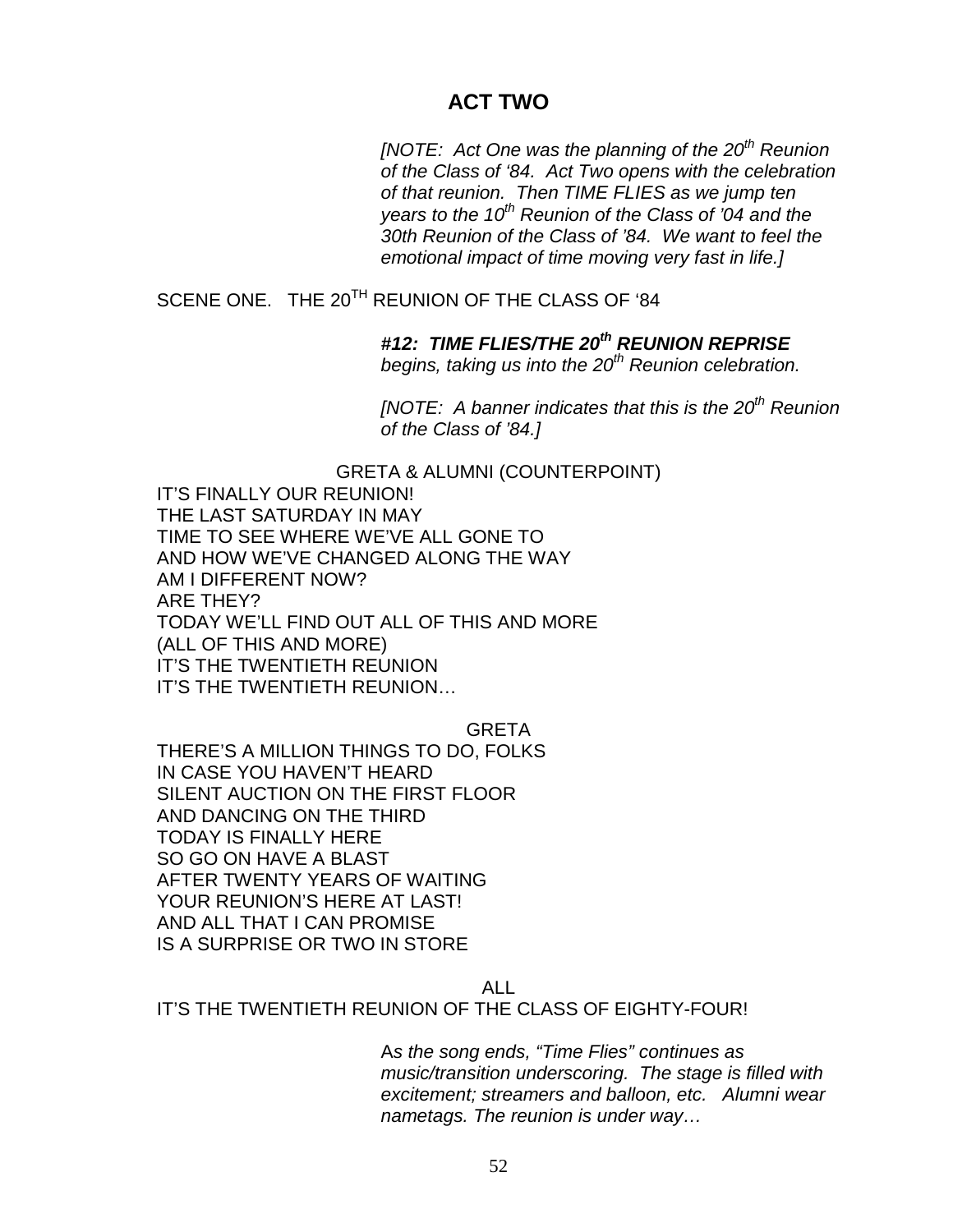# ACT TWO

*[NOTE: Act One was the planning of the 20th Reunion of the Class of '84. Act Two opens with the celebration of that reunion. Then TIME FLIES as we jump ten years to the 10th Reunion of the Class of '04 and the 30th Reunion of the Class of '84. We want to feel the emotional impact of time moving very fast in life.]*

SCENE ONE. THE 20TH REUNION OF THE CLASS OF '84

***#12: TIME FLIES/THE 20th REUNION REPRISE*** *begins, taking us into the 20th Reunion celebration.*

*[NOTE: A banner indicates that this is the 20th Reunion of the Class of '84.]*

GRETA & ALUMNI (COUNTERPOINT)

IT'S FINALLY OUR REUNION!
THE LAST SATURDAY IN MAY
TIME TO SEE WHERE WE'VE ALL GONE TO
AND HOW WE'VE CHANGED ALONG THE WAY
AM I DIFFERENT NOW?
ARE THEY?
TODAY WE'LL FIND OUT ALL OF THIS AND MORE
(ALL OF THIS AND MORE)
IT'S THE TWENTIETH REUNION
IT'S THE TWENTIETH REUNION…

GRETA

THERE'S A MILLION THINGS TO DO, FOLKS
IN CASE YOU HAVEN'T HEARD
SILENT AUCTION ON THE FIRST FLOOR
AND DANCING ON THE THIRD
TODAY IS FINALLY HERE
SO GO ON HAVE A BLAST
AFTER TWENTY YEARS OF WAITING
YOUR REUNION'S HERE AT LAST!
AND ALL THAT I CAN PROMISE
IS A SURPRISE OR TWO IN STORE

ALL

IT'S THE TWENTIETH REUNION OF THE CLASS OF EIGHTY-FOUR!

*As the song ends, "Time Flies" continues as music/transition underscoring. The stage is filled with excitement; streamers and balloon, etc. Alumni wear nametags. The reunion is under way…*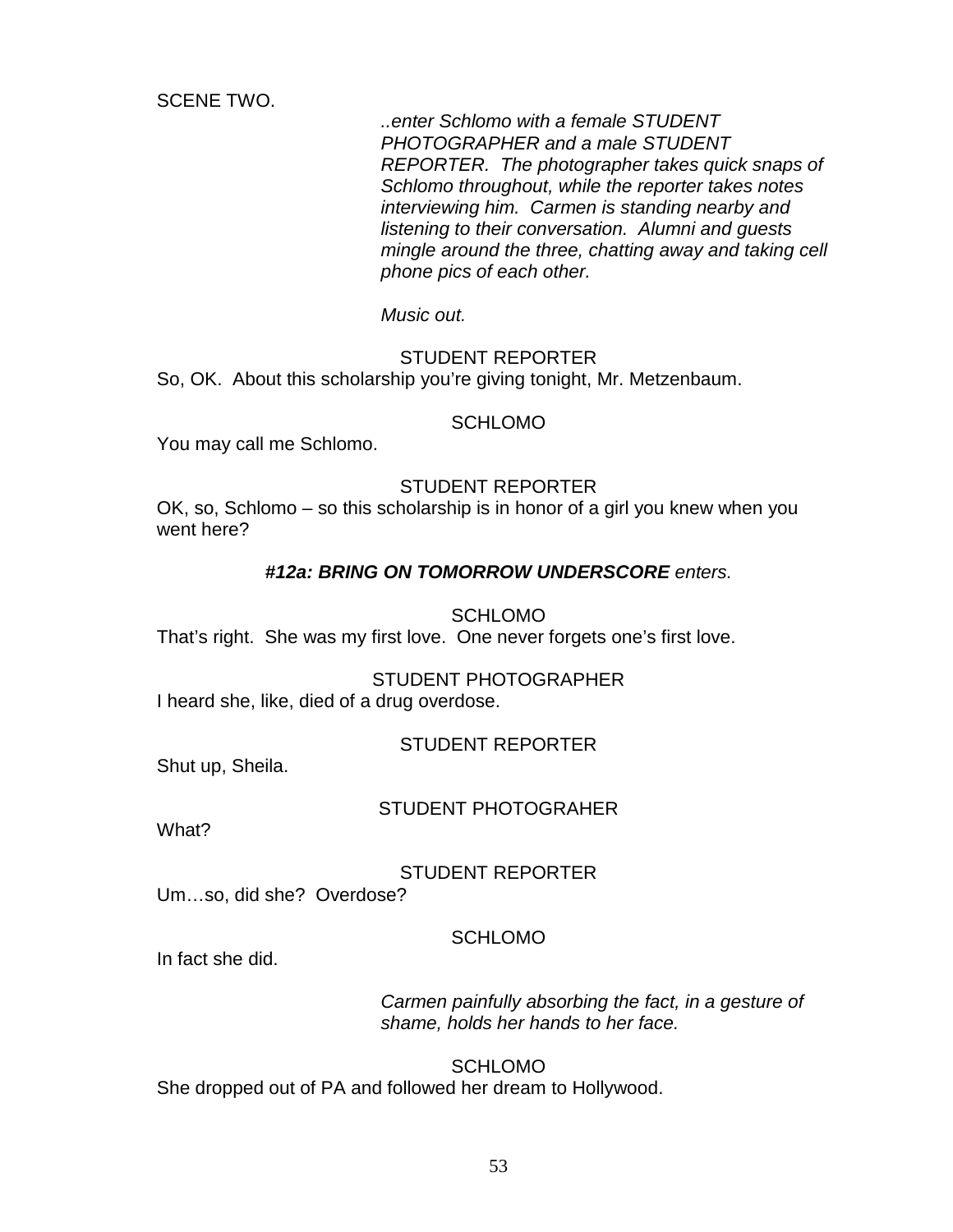SCENE TWO.

*..enter Schlomo with a female STUDENT PHOTOGRAPHER and a male STUDENT REPORTER. The photographer takes quick snaps of Schlomo throughout, while the reporter takes notes interviewing him. Carmen is standing nearby and listening to their conversation. Alumni and guests mingle around the three, chatting away and taking cell phone pics of each other.*

*Music out.*

STUDENT REPORTER

So, OK. About this scholarship you're giving tonight, Mr. Metzenbaum.

SCHLOMO

You may call me Schlomo.

STUDENT REPORTER

OK, so, Schlomo – so this scholarship is in honor of a girl you knew when you went here?

***#12a: BRING ON TOMORROW UNDERSCORE*** *enters.*

SCHLOMO

That's right. She was my first love. One never forgets one's first love.

STUDENT PHOTOGRAPHER

I heard she, like, died of a drug overdose.

STUDENT REPORTER

Shut up, Sheila.

STUDENT PHOTOGRAHER

What?

STUDENT REPORTER

Um…so, did she? Overdose?

SCHLOMO

In fact she did.

*Carmen painfully absorbing the fact, in a gesture of shame, holds her hands to her face.*

SCHLOMO

She dropped out of PA and followed her dream to Hollywood.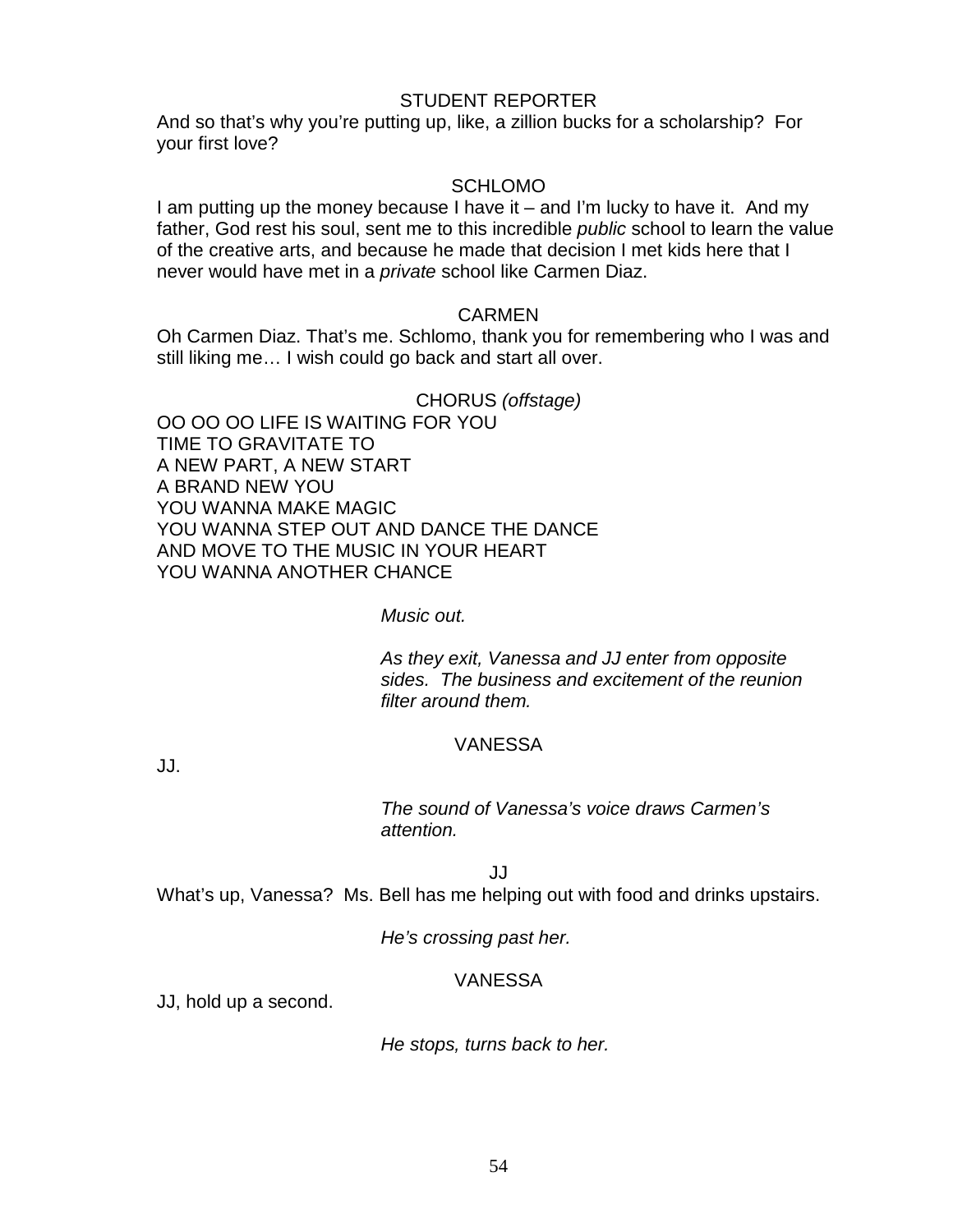STUDENT REPORTER

And so that's why you're putting up, like, a zillion bucks for a scholarship? For your first love?

SCHLOMO

I am putting up the money because I have it – and I'm lucky to have it. And my father, God rest his soul, sent me to this incredible *public* school to learn the value of the creative arts, and because he made that decision I met kids here that I never would have met in a *private* school like Carmen Diaz.

CARMEN

Oh Carmen Diaz. That's me. Schlomo, thank you for remembering who I was and still liking me… I wish could go back and start all over.

CHORUS *(offstage)*

OO OO OO LIFE IS WAITING FOR YOU
TIME TO GRAVITATE TO
A NEW PART, A NEW START
A BRAND NEW YOU
YOU WANNA MAKE MAGIC
YOU WANNA STEP OUT AND DANCE THE DANCE
AND MOVE TO THE MUSIC IN YOUR HEART
YOU WANNA ANOTHER CHANCE

*Music out.*

*As they exit, Vanessa and JJ enter from opposite sides. The business and excitement of the reunion filter around them.*

VANESSA

JJ.

*The sound of Vanessa's voice draws Carmen's attention.*

JJ

What's up, Vanessa? Ms. Bell has me helping out with food and drinks upstairs.

*He's crossing past her.*

VANESSA

JJ, hold up a second.

*He stops, turns back to her.*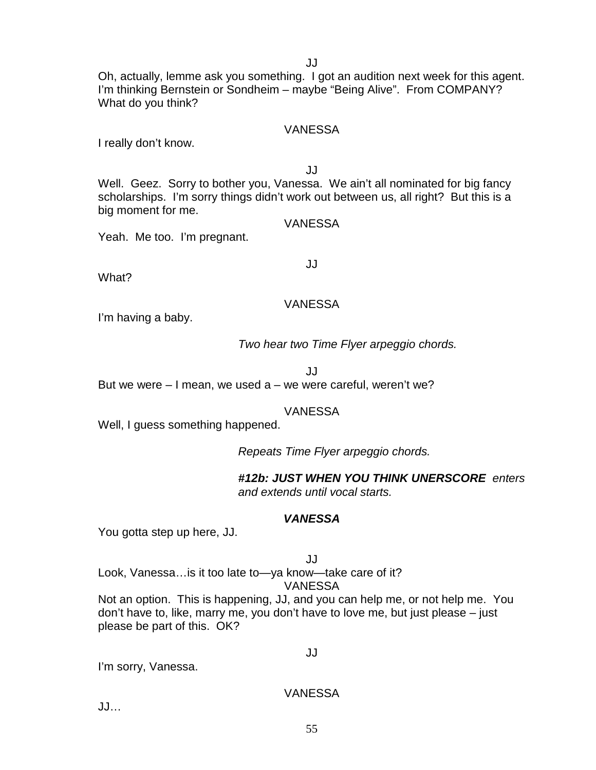JJ

Oh, actually, lemme ask you something. I got an audition next week for this agent. I'm thinking Bernstein or Sondheim – maybe "Being Alive". From COMPANY? What do you think?

VANESSA

I really don't know.

JJ

Well. Geez. Sorry to bother you, Vanessa. We ain't all nominated for big fancy scholarships. I'm sorry things didn't work out between us, all right? But this is a big moment for me.

VANESSA

Yeah. Me too. I'm pregnant.

JJ

What?

VANESSA

I'm having a baby.

*Two hear two Time Flyer arpeggio chords.*

JJ

But we were – I mean, we used a – we were careful, weren't we?

VANESSA

Well, I guess something happened.

*Repeats Time Flyer arpeggio chords.*

***#12b: JUST WHEN YOU THINK UNERSCORE*** *enters and extends until vocal starts.*

***VANESSA***

You gotta step up here, JJ.

JJ

Look, Vanessa…is it too late to—ya know—take care of it?

VANESSA

Not an option. This is happening, JJ, and you can help me, or not help me. You don't have to, like, marry me, you don't have to love me, but just please – just please be part of this. OK?

JJ

I'm sorry, Vanessa.

VANESSA

JJ…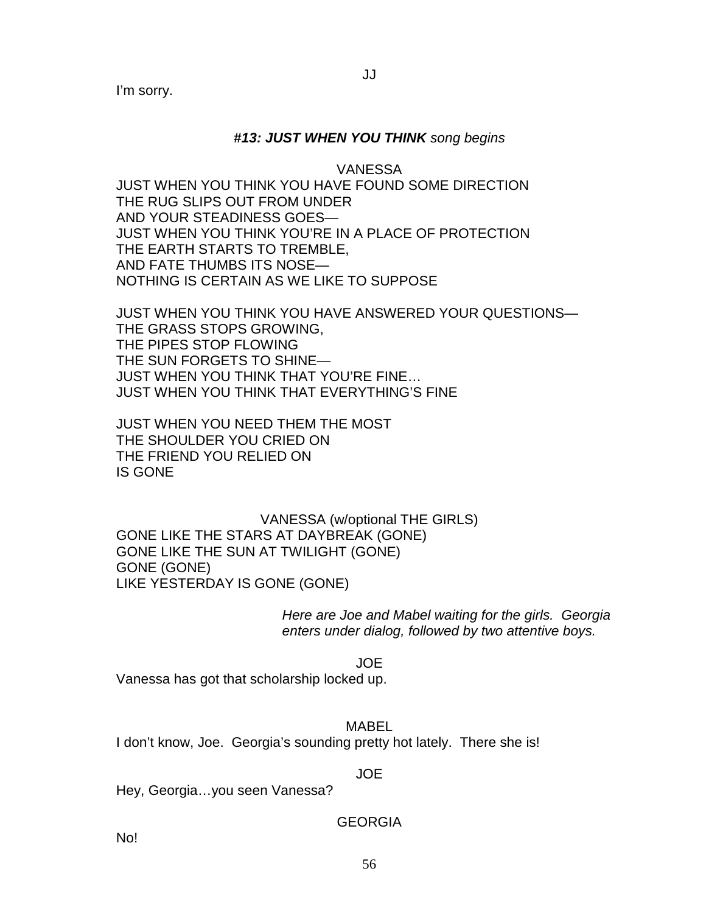JJ

I'm sorry.

***#13: JUST WHEN YOU THINK*** *song begins*

VANESSA

JUST WHEN YOU THINK YOU HAVE FOUND SOME DIRECTION
THE RUG SLIPS OUT FROM UNDER
AND YOUR STEADINESS GOES—
JUST WHEN YOU THINK YOU'RE IN A PLACE OF PROTECTION
THE EARTH STARTS TO TREMBLE,
AND FATE THUMBS ITS NOSE—
NOTHING IS CERTAIN AS WE LIKE TO SUPPOSE

JUST WHEN YOU THINK YOU HAVE ANSWERED YOUR QUESTIONS—
THE GRASS STOPS GROWING,
THE PIPES STOP FLOWING
THE SUN FORGETS TO SHINE—
JUST WHEN YOU THINK THAT YOU'RE FINE…
JUST WHEN YOU THINK THAT EVERYTHING'S FINE

JUST WHEN YOU NEED THEM THE MOST
THE SHOULDER YOU CRIED ON
THE FRIEND YOU RELIED ON
IS GONE

VANESSA (w/optional THE GIRLS)

GONE LIKE THE STARS AT DAYBREAK (GONE)
GONE LIKE THE SUN AT TWILIGHT (GONE)
GONE (GONE)
LIKE YESTERDAY IS GONE (GONE)

*Here are Joe and Mabel waiting for the girls. Georgia enters under dialog, followed by two attentive boys.*

JOE

Vanessa has got that scholarship locked up.

MABEL

I don't know, Joe. Georgia's sounding pretty hot lately. There she is!

JOE

Hey, Georgia…you seen Vanessa?

GEORGIA

No!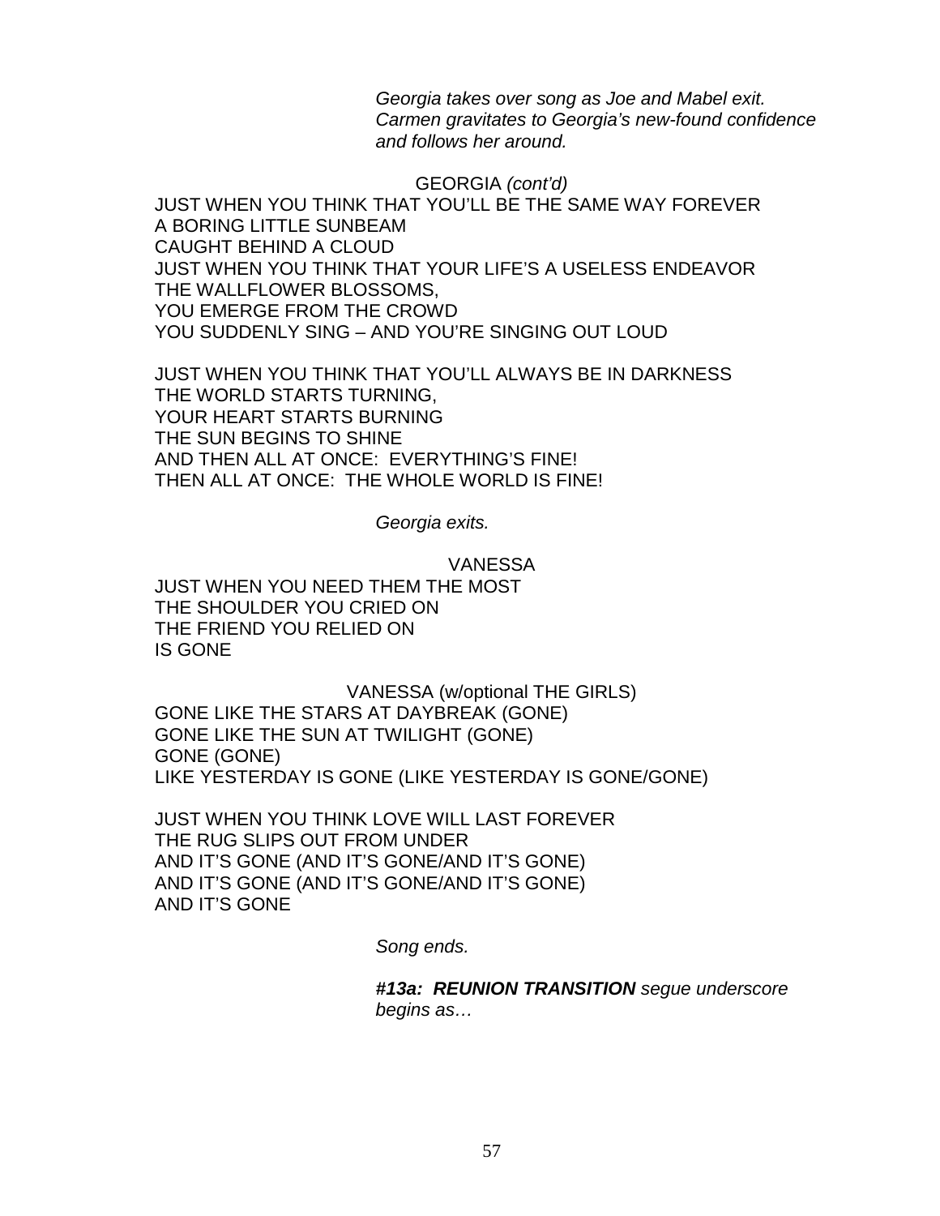*Georgia takes over song as Joe and Mabel exit. Carmen gravitates to Georgia's new-found confidence and follows her around.*

GEORGIA *(cont'd)*

JUST WHEN YOU THINK THAT YOU'LL BE THE SAME WAY FOREVER
A BORING LITTLE SUNBEAM
CAUGHT BEHIND A CLOUD
JUST WHEN YOU THINK THAT YOUR LIFE'S A USELESS ENDEAVOR
THE WALLFLOWER BLOSSOMS,
YOU EMERGE FROM THE CROWD
YOU SUDDENLY SING – AND YOU'RE SINGING OUT LOUD

JUST WHEN YOU THINK THAT YOU'LL ALWAYS BE IN DARKNESS
THE WORLD STARTS TURNING,
YOUR HEART STARTS BURNING
THE SUN BEGINS TO SHINE
AND THEN ALL AT ONCE: EVERYTHING'S FINE!
THEN ALL AT ONCE: THE WHOLE WORLD IS FINE!

*Georgia exits.*

VANESSA

JUST WHEN YOU NEED THEM THE MOST
THE SHOULDER YOU CRIED ON
THE FRIEND YOU RELIED ON
IS GONE

VANESSA (w/optional THE GIRLS)

GONE LIKE THE STARS AT DAYBREAK (GONE)
GONE LIKE THE SUN AT TWILIGHT (GONE)
GONE (GONE)
LIKE YESTERDAY IS GONE (LIKE YESTERDAY IS GONE/GONE)

JUST WHEN YOU THINK LOVE WILL LAST FOREVER
THE RUG SLIPS OUT FROM UNDER
AND IT'S GONE (AND IT'S GONE/AND IT'S GONE)
AND IT'S GONE (AND IT'S GONE/AND IT'S GONE)
AND IT'S GONE

*Song ends.*

***#13a: REUNION TRANSITION*** *segue underscore begins as…*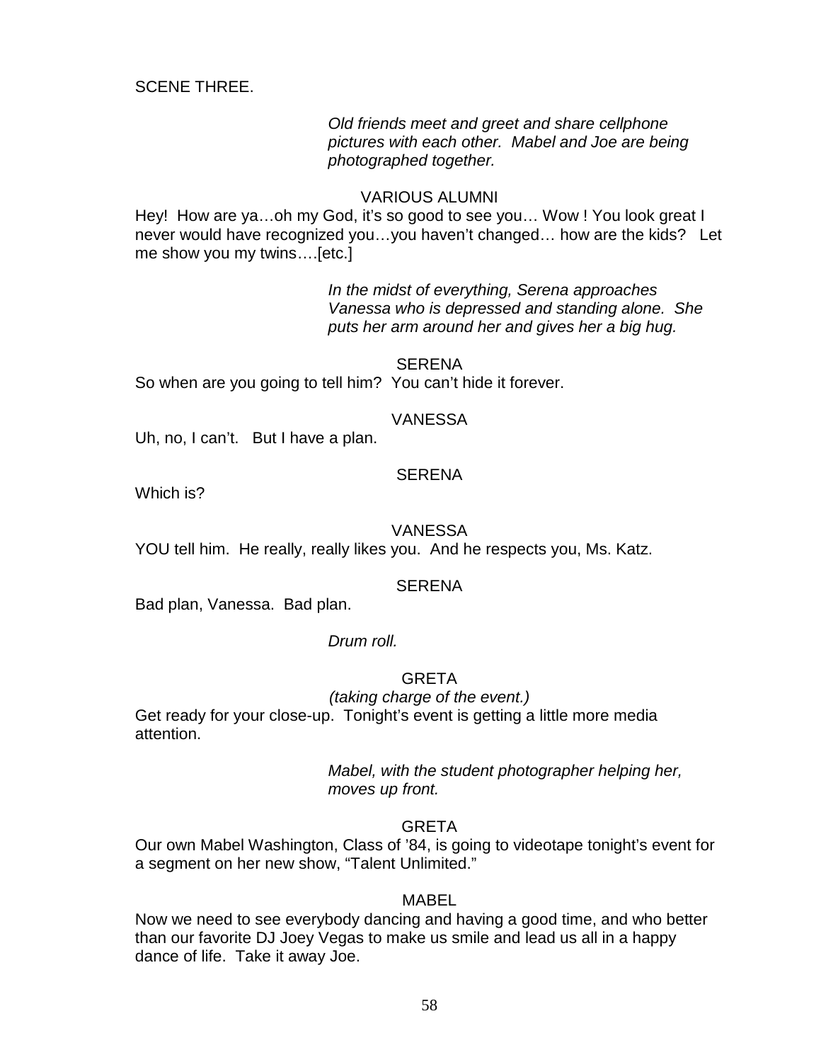SCENE THREE.

*Old friends meet and greet and share cellphone pictures with each other. Mabel and Joe are being photographed together.*

VARIOUS ALUMNI

Hey! How are ya…oh my God, it's so good to see you… Wow ! You look great I never would have recognized you…you haven't changed… how are the kids? Let me show you my twins….[etc.]

*In the midst of everything, Serena approaches Vanessa who is depressed and standing alone. She puts her arm around her and gives her a big hug.*

SERENA

So when are you going to tell him? You can't hide it forever.

VANESSA

Uh, no, I can't. But I have a plan.

SERENA

Which is?

VANESSA

YOU tell him. He really, really likes you. And he respects you, Ms. Katz.

SERENA

Bad plan, Vanessa. Bad plan.

*Drum roll.*

GRETA

*(taking charge of the event.)*

Get ready for your close-up. Tonight's event is getting a little more media attention.

*Mabel, with the student photographer helping her, moves up front.*

GRETA

Our own Mabel Washington, Class of '84, is going to videotape tonight's event for a segment on her new show, "Talent Unlimited."

MABEL

Now we need to see everybody dancing and having a good time, and who better than our favorite DJ Joey Vegas to make us smile and lead us all in a happy dance of life. Take it away Joe.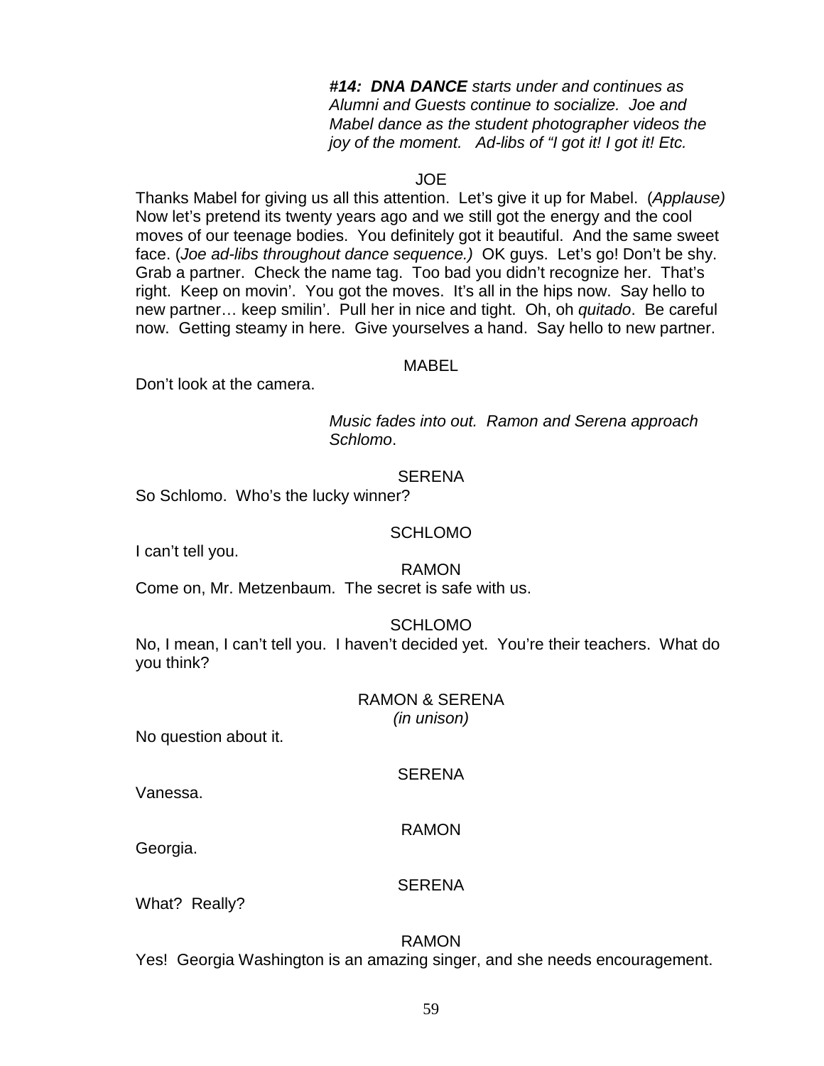***#14: DNA DANCE** starts under and continues as Alumni and Guests continue to socialize. Joe and Mabel dance as the student photographer videos the joy of the moment. Ad-libs of "I got it! I got it! Etc.*

JOE

Thanks Mabel for giving us all this attention. Let's give it up for Mabel. (*Applause)* Now let's pretend its twenty years ago and we still got the energy and the cool moves of our teenage bodies. You definitely got it beautiful. And the same sweet face. (*Joe ad-libs throughout dance sequence.)* OK guys. Let's go! Don't be shy. Grab a partner. Check the name tag. Too bad you didn't recognize her. That's right. Keep on movin'. You got the moves. It's all in the hips now. Say hello to new partner… keep smilin'. Pull her in nice and tight. Oh, oh *quitado*. Be careful now. Getting steamy in here. Give yourselves a hand. Say hello to new partner.

MABEL

Don't look at the camera.

*Music fades into out. Ramon and Serena approach Schlomo*.

SERENA

So Schlomo. Who's the lucky winner?

SCHLOMO

I can't tell you.

RAMON

Come on, Mr. Metzenbaum. The secret is safe with us.

SCHLOMO

No, I mean, I can't tell you. I haven't decided yet. You're their teachers. What do you think?

RAMON & SERENA
*(in unison)*

No question about it.

SERENA

Vanessa.

RAMON

Georgia.

SERENA

What? Really?

RAMON

Yes! Georgia Washington is an amazing singer, and she needs encouragement.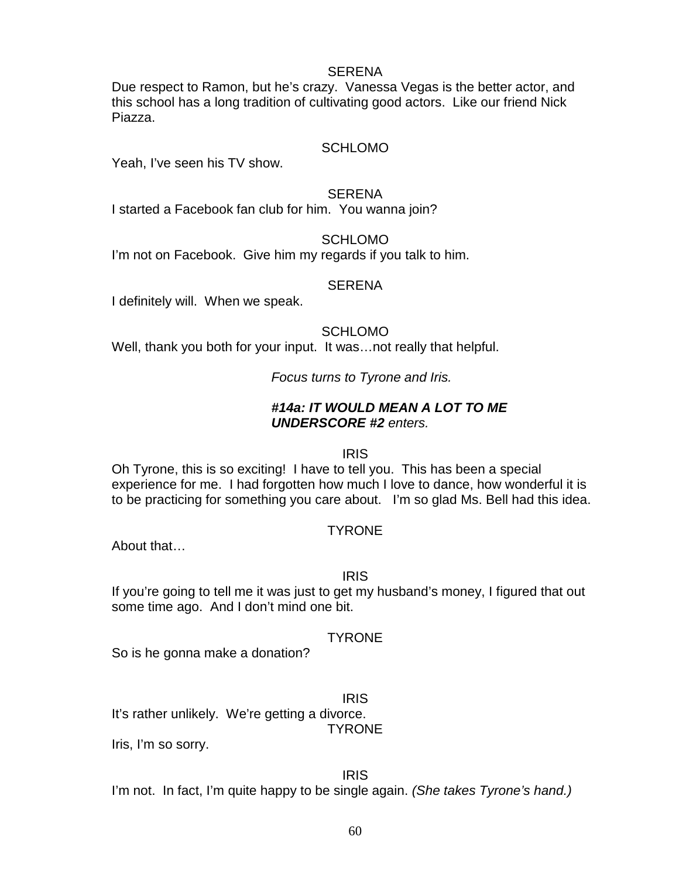SERENA

Due respect to Ramon, but he's crazy. Vanessa Vegas is the better actor, and this school has a long tradition of cultivating good actors. Like our friend Nick Piazza.

SCHLOMO

Yeah, I've seen his TV show.

SERENA

I started a Facebook fan club for him. You wanna join?

SCHLOMO

I'm not on Facebook. Give him my regards if you talk to him.

SERENA

I definitely will. When we speak.

SCHLOMO

Well, thank you both for your input. It was…not really that helpful.

*Focus turns to Tyrone and Iris.*

***#14a: IT WOULD MEAN A LOT TO ME UNDERSCORE #2*** *enters.*

IRIS

Oh Tyrone, this is so exciting! I have to tell you. This has been a special experience for me. I had forgotten how much I love to dance, how wonderful it is to be practicing for something you care about. I'm so glad Ms. Bell had this idea.

TYRONE

About that…

IRIS

If you're going to tell me it was just to get my husband's money, I figured that out some time ago. And I don't mind one bit.

TYRONE

So is he gonna make a donation?

IRIS

It's rather unlikely. We're getting a divorce.

TYRONE

Iris, I'm so sorry.

IRIS

I'm not. In fact, I'm quite happy to be single again. *(She takes Tyrone's hand.)*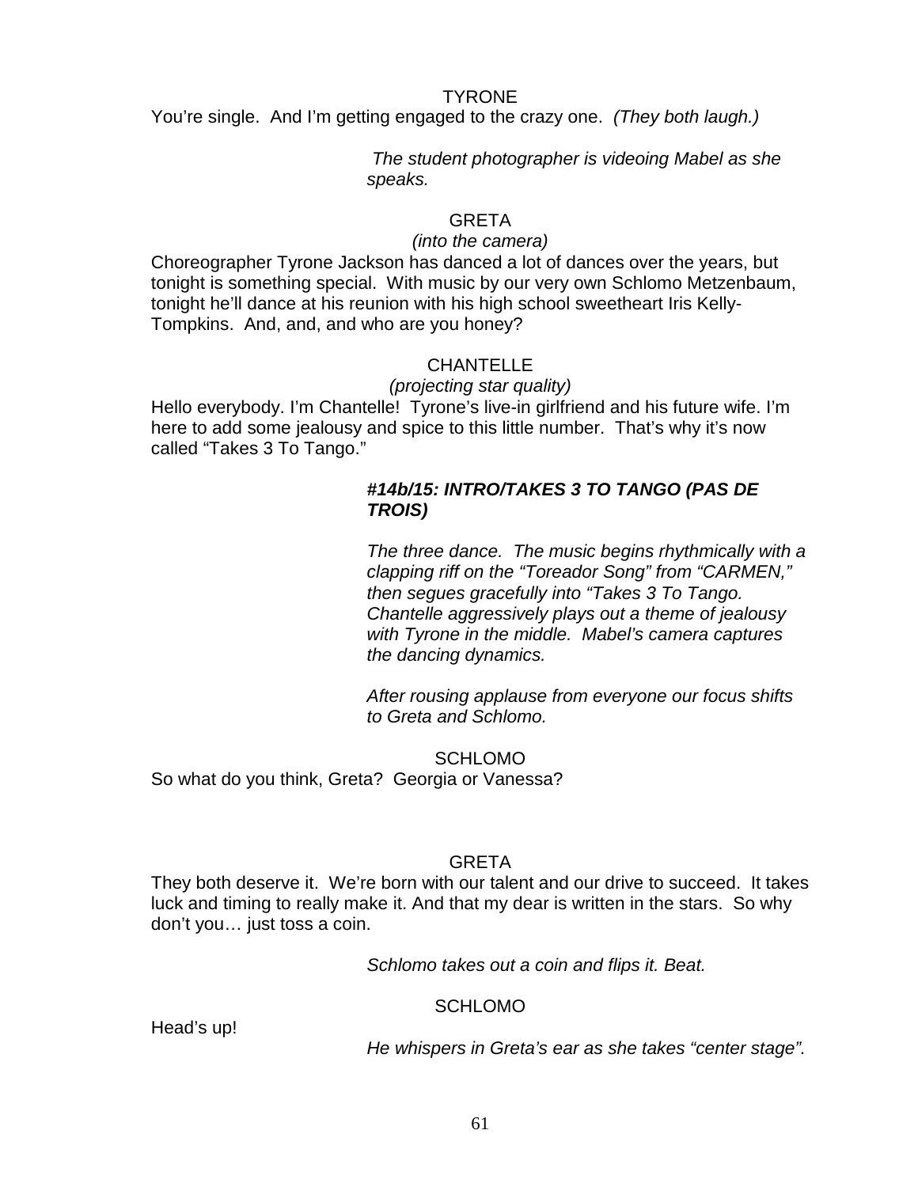TYRONE

You're single. And I'm getting engaged to the crazy one. *(They both laugh.)*

*The student photographer is videoing Mabel as she speaks.*

GRETA

*(into the camera)*

Choreographer Tyrone Jackson has danced a lot of dances over the years, but tonight is something special. With music by our very own Schlomo Metzenbaum, tonight he'll dance at his reunion with his high school sweetheart Iris Kelly-Tompkins. And, and, and who are you honey?

CHANTELLE

*(projecting star quality)*

Hello everybody. I'm Chantelle! Tyrone's live-in girlfriend and his future wife. I'm here to add some jealousy and spice to this little number. That's why it's now called "Takes 3 To Tango."

***#14b/15: INTRO/TAKES 3 TO TANGO (PAS DE TROIS)***

*The three dance. The music begins rhythmically with a clapping riff on the "Toreador Song" from "CARMEN," then segues gracefully into "Takes 3 To Tango. Chantelle aggressively plays out a theme of jealousy with Tyrone in the middle. Mabel's camera captures the dancing dynamics.*

*After rousing applause from everyone our focus shifts to Greta and Schlomo.*

SCHLOMO

So what do you think, Greta? Georgia or Vanessa?

GRETA

They both deserve it. We're born with our talent and our drive to succeed. It takes luck and timing to really make it. And that my dear is written in the stars. So why don't you… just toss a coin.

*Schlomo takes out a coin and flips it. Beat.*

SCHLOMO

Head's up!

*He whispers in Greta's ear as she takes "center stage".*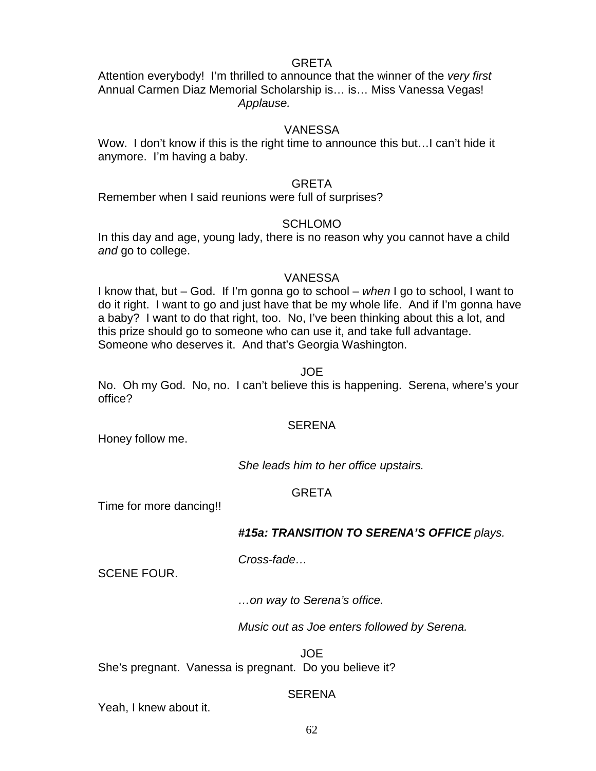GRETA

Attention everybody!  I'm thrilled to announce that the winner of the *very first* Annual Carmen Diaz Memorial Scholarship is… is… Miss Vanessa Vegas!

*Applause.*

VANESSA

Wow.  I don't know if this is the right time to announce this but…I can't hide it anymore.  I'm having a baby.

GRETA

Remember when I said reunions were full of surprises?

SCHLOMO

In this day and age, young lady, there is no reason why you cannot have a child *and* go to college.

VANESSA

I know that, but – God.  If I'm gonna go to school – *when* I go to school, I want to do it right.  I want to go and just have that be my whole life.  And if I'm gonna have a baby?  I want to do that right, too.  No, I've been thinking about this a lot, and this prize should go to someone who can use it, and take full advantage.  Someone who deserves it.  And that's Georgia Washington.

JOE

No.  Oh my God.  No, no.  I can't believe this is happening.  Serena, where's your office?

SERENA

Honey follow me.

*She leads him to her office upstairs.*

GRETA

Time for more dancing!!

***#15a: TRANSITION TO SERENA'S OFFICE** plays.*

*Cross-fade…*

SCENE FOUR.

*…on way to Serena's office.*

*Music out as Joe enters followed by Serena.*

JOE

She's pregnant.  Vanessa is pregnant.  Do you believe it?

SERENA

Yeah, I knew about it.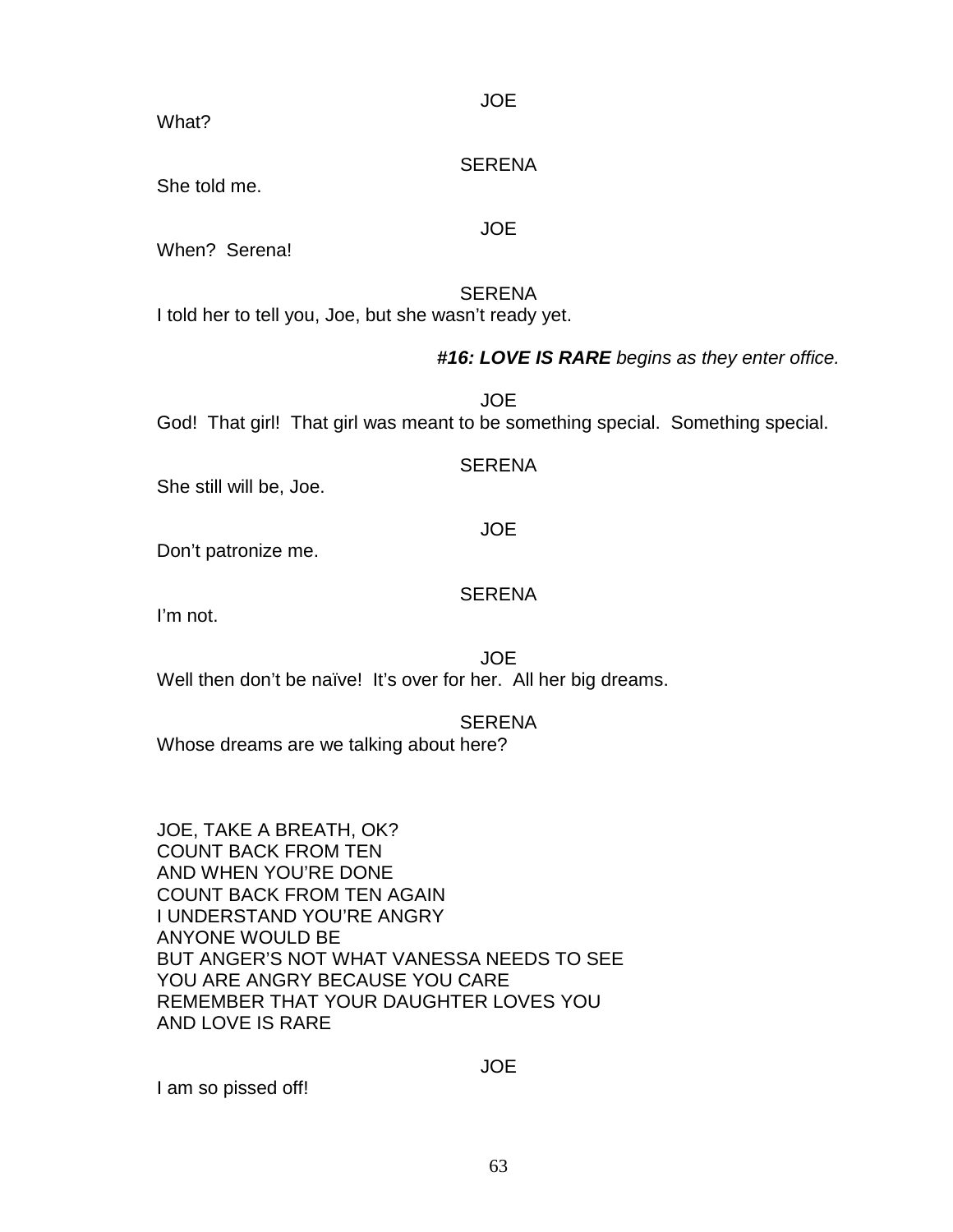JOE

What?

SERENA

She told me.

JOE

When? Serena!

SERENA

I told her to tell you, Joe, but she wasn't ready yet.

***#16: LOVE IS RARE*** *begins as they enter office.*

JOE

God! That girl! That girl was meant to be something special. Something special.

SERENA

She still will be, Joe.

JOE

Don't patronize me.

SERENA

I'm not.

JOE

Well then don't be naïve! It's over for her. All her big dreams.

SERENA

Whose dreams are we talking about here?

JOE, TAKE A BREATH, OK?
COUNT BACK FROM TEN
AND WHEN YOU'RE DONE
COUNT BACK FROM TEN AGAIN
I UNDERSTAND YOU'RE ANGRY
ANYONE WOULD BE
BUT ANGER'S NOT WHAT VANESSA NEEDS TO SEE
YOU ARE ANGRY BECAUSE YOU CARE
REMEMBER THAT YOUR DAUGHTER LOVES YOU
AND LOVE IS RARE

JOE

I am so pissed off!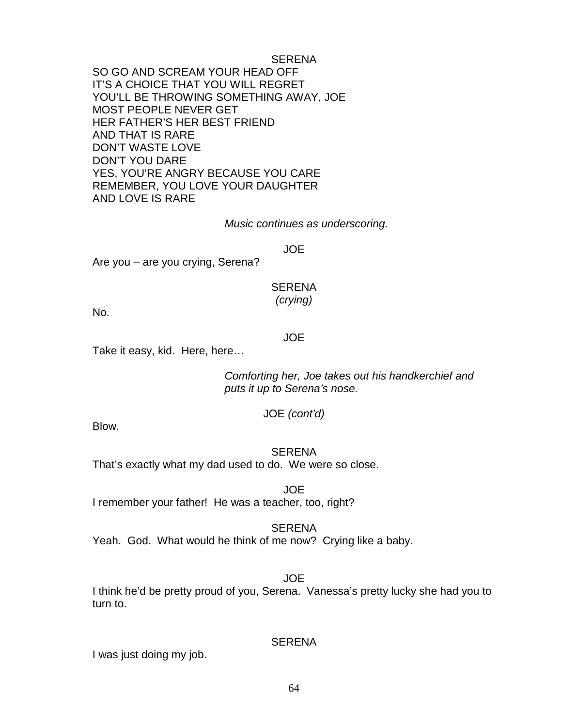SERENA

SO GO AND SCREAM YOUR HEAD OFF
IT'S A CHOICE THAT YOU WILL REGRET
YOU'LL BE THROWING SOMETHING AWAY, JOE
MOST PEOPLE NEVER GET
HER FATHER'S HER BEST FRIEND
AND THAT IS RARE
DON'T WASTE LOVE
DON'T YOU DARE
YES, YOU'RE ANGRY BECAUSE YOU CARE
REMEMBER, YOU LOVE YOUR DAUGHTER
AND LOVE IS RARE

*Music continues as underscoring.*

JOE

Are you – are you crying, Serena?

SERENA
*(crying)*

No.

JOE

Take it easy, kid. Here, here…

*Comforting her, Joe takes out his handkerchief and puts it up to Serena's nose.*

JOE *(cont'd)*

Blow.

SERENA

That's exactly what my dad used to do. We were so close.

JOE

I remember your father! He was a teacher, too, right?

SERENA

Yeah. God. What would he think of me now? Crying like a baby.

JOE

I think he'd be pretty proud of you, Serena. Vanessa's pretty lucky she had you to turn to.

SERENA

I was just doing my job.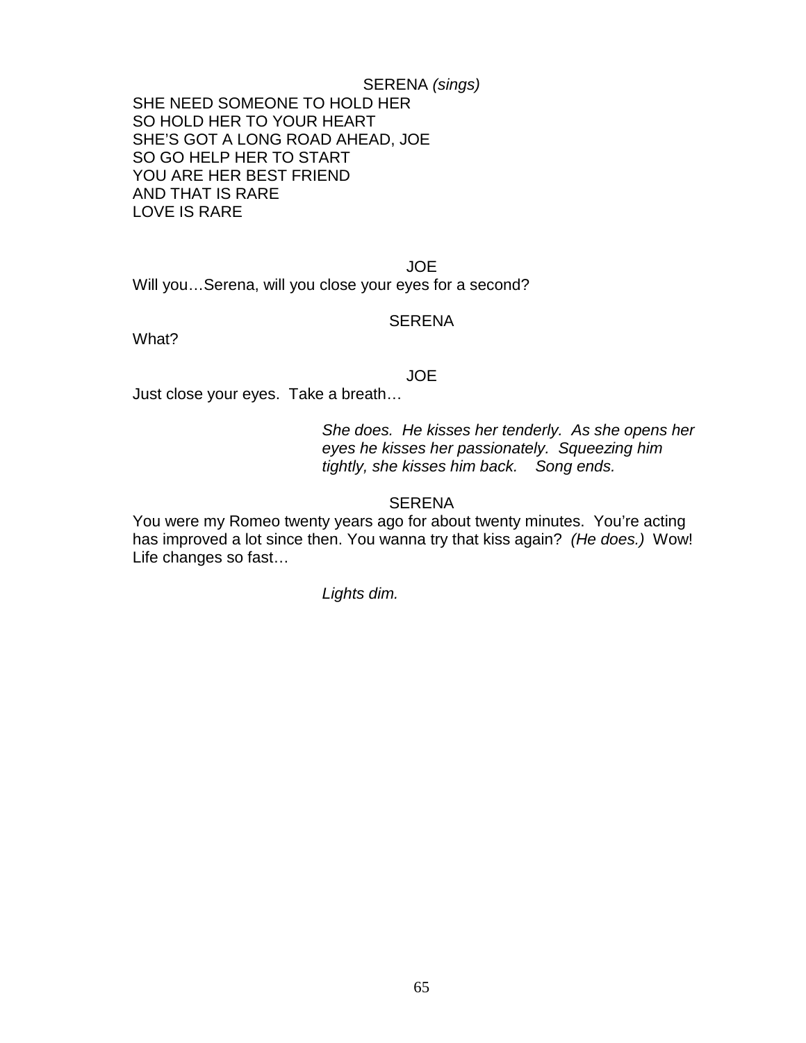SERENA *(sings)*

SHE NEED SOMEONE TO HOLD HER
SO HOLD HER TO YOUR HEART
SHE'S GOT A LONG ROAD AHEAD, JOE
SO GO HELP HER TO START
YOU ARE HER BEST FRIEND
AND THAT IS RARE
LOVE IS RARE

JOE

Will you…Serena, will you close your eyes for a second?

SERENA

What?

JOE

Just close your eyes. Take a breath…

*She does. He kisses her tenderly. As she opens her eyes he kisses her passionately. Squeezing him tightly, she kisses him back. Song ends.*

SERENA

You were my Romeo twenty years ago for about twenty minutes. You're acting has improved a lot since then. You wanna try that kiss again? *(He does.)* Wow! Life changes so fast…

*Lights dim.*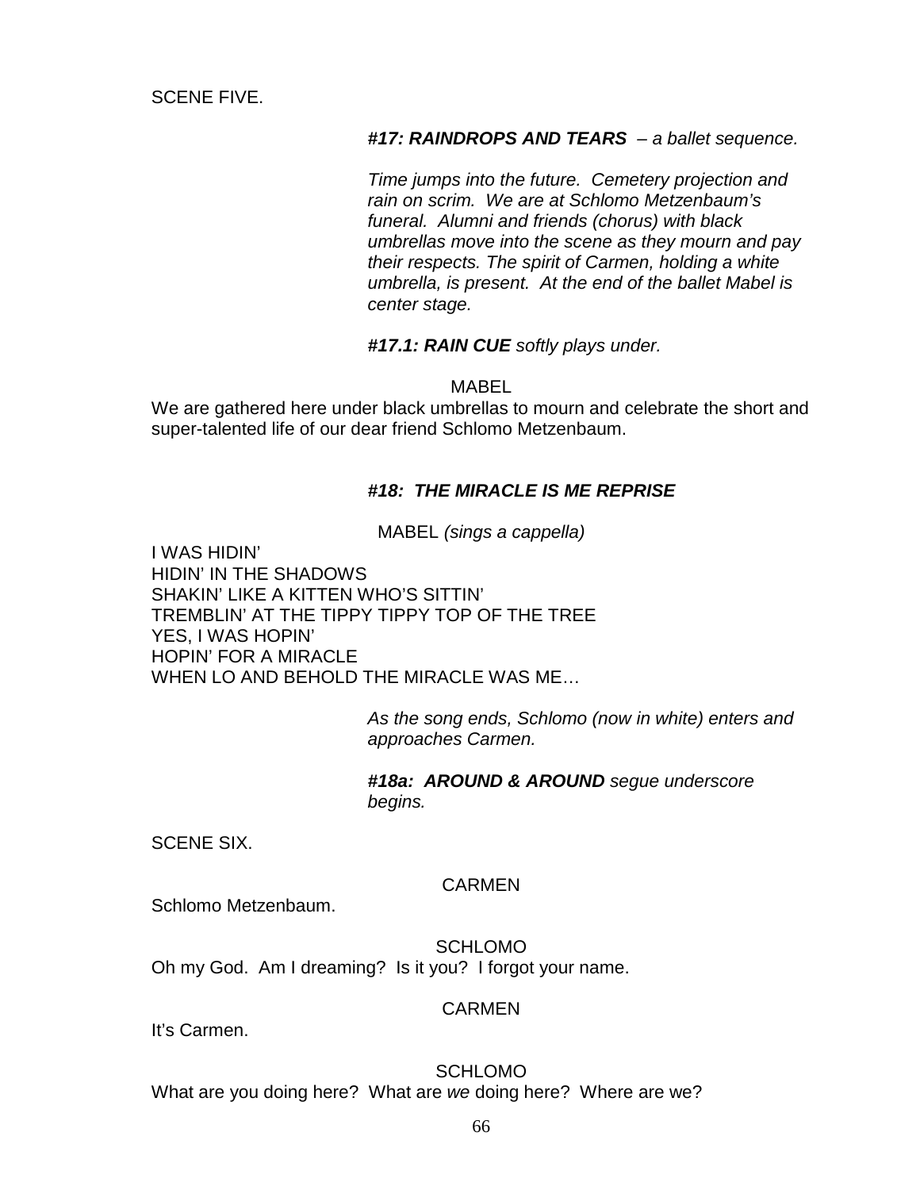SCENE FIVE.

***#17: RAINDROPS AND TEARS*** *– a ballet sequence.*

*Time jumps into the future. Cemetery projection and rain on scrim. We are at Schlomo Metzenbaum's funeral. Alumni and friends (chorus) with black umbrellas move into the scene as they mourn and pay their respects. The spirit of Carmen, holding a white umbrella, is present. At the end of the ballet Mabel is center stage.*

***#17.1: RAIN CUE*** *softly plays under.*

MABEL

We are gathered here under black umbrellas to mourn and celebrate the short and super-talented life of our dear friend Schlomo Metzenbaum.

***#18: THE MIRACLE IS ME REPRISE***

MABEL *(sings a cappella)*

I WAS HIDIN'
HIDIN' IN THE SHADOWS
SHAKIN' LIKE A KITTEN WHO'S SITTIN'
TREMBLIN' AT THE TIPPY TIPPY TOP OF THE TREE
YES, I WAS HOPIN'
HOPIN' FOR A MIRACLE
WHEN LO AND BEHOLD THE MIRACLE WAS ME…

*As the song ends, Schlomo (now in white) enters and approaches Carmen.*

***#18a: AROUND & AROUND*** *segue underscore begins.*

SCENE SIX.

CARMEN

Schlomo Metzenbaum.

SCHLOMO

Oh my God. Am I dreaming? Is it you? I forgot your name.

CARMEN

It's Carmen.

SCHLOMO

What are you doing here? What are *we* doing here? Where are we?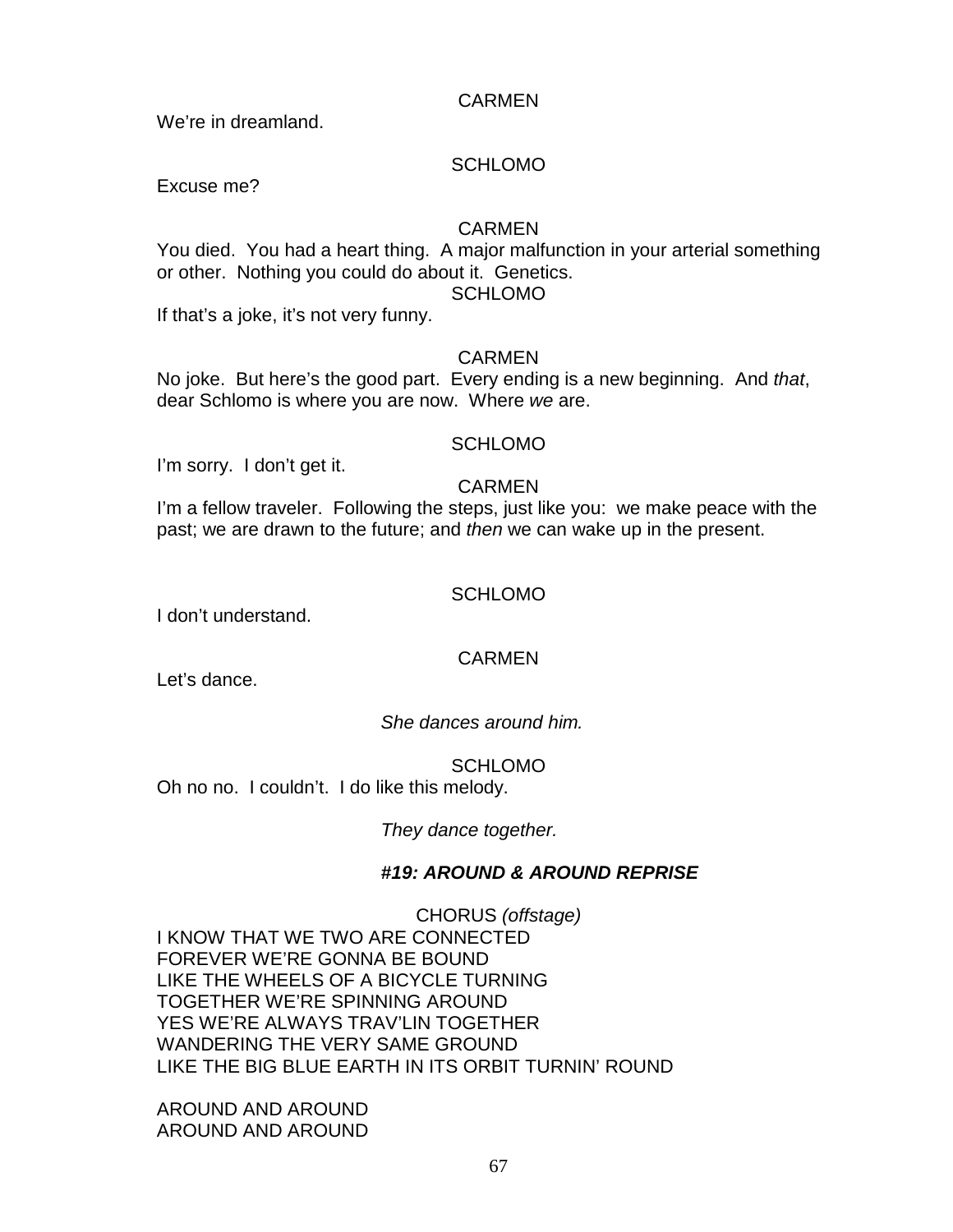CARMEN

We're in dreamland.

SCHLOMO

Excuse me?

CARMEN

You died. You had a heart thing. A major malfunction in your arterial something or other. Nothing you could do about it. Genetics.

SCHLOMO

If that's a joke, it's not very funny.

CARMEN

No joke. But here's the good part. Every ending is a new beginning. And *that*, dear Schlomo is where you are now. Where *we* are.

SCHLOMO

I'm sorry. I don't get it.

CARMEN

I'm a fellow traveler. Following the steps, just like you: we make peace with the past; we are drawn to the future; and *then* we can wake up in the present.

SCHLOMO

I don't understand.

CARMEN

Let's dance.

*She dances around him.*

SCHLOMO

Oh no no. I couldn't. I do like this melody.

*They dance together.*

***#19: AROUND & AROUND REPRISE***

CHORUS *(offstage)*

I KNOW THAT WE TWO ARE CONNECTED
FOREVER WE'RE GONNA BE BOUND
LIKE THE WHEELS OF A BICYCLE TURNING
TOGETHER WE'RE SPINNING AROUND
YES WE'RE ALWAYS TRAV'LIN TOGETHER
WANDERING THE VERY SAME GROUND
LIKE THE BIG BLUE EARTH IN ITS ORBIT TURNIN' ROUND

AROUND AND AROUND
AROUND AND AROUND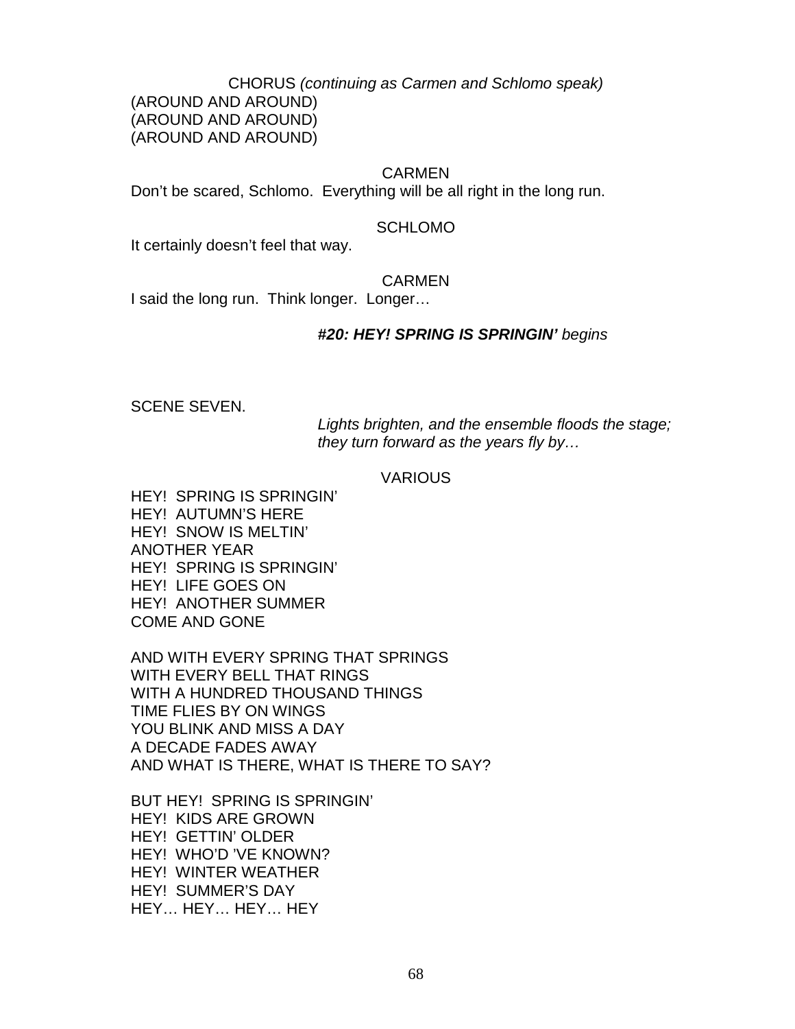CHORUS *(continuing as Carmen and Schlomo speak)*
(AROUND AND AROUND)
(AROUND AND AROUND)
(AROUND AND AROUND)

CARMEN
Don't be scared, Schlomo. Everything will be all right in the long run.

SCHLOMO
It certainly doesn't feel that way.

CARMEN
I said the long run. Think longer. Longer…

***#20: HEY! SPRING IS SPRINGIN'*** *begins*

SCENE SEVEN.

*Lights brighten, and the ensemble floods the stage; they turn forward as the years fly by…*

VARIOUS

HEY! SPRING IS SPRINGIN'
HEY! AUTUMN'S HERE
HEY! SNOW IS MELTIN'
ANOTHER YEAR
HEY! SPRING IS SPRINGIN'
HEY! LIFE GOES ON
HEY! ANOTHER SUMMER
COME AND GONE

AND WITH EVERY SPRING THAT SPRINGS
WITH EVERY BELL THAT RINGS
WITH A HUNDRED THOUSAND THINGS
TIME FLIES BY ON WINGS
YOU BLINK AND MISS A DAY
A DECADE FADES AWAY
AND WHAT IS THERE, WHAT IS THERE TO SAY?

BUT HEY! SPRING IS SPRINGIN'
HEY! KIDS ARE GROWN
HEY! GETTIN' OLDER
HEY! WHO'D 'VE KNOWN?
HEY! WINTER WEATHER
HEY! SUMMER'S DAY
HEY… HEY… HEY… HEY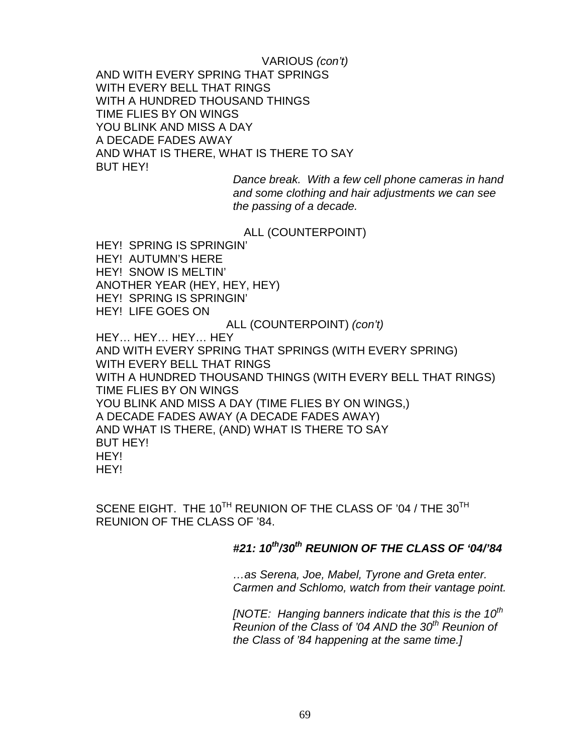VARIOUS *(con't)*

AND WITH EVERY SPRING THAT SPRINGS
WITH EVERY BELL THAT RINGS
WITH A HUNDRED THOUSAND THINGS
TIME FLIES BY ON WINGS
YOU BLINK AND MISS A DAY
A DECADE FADES AWAY
AND WHAT IS THERE, WHAT IS THERE TO SAY
BUT HEY!

*Dance break. With a few cell phone cameras in hand and some clothing and hair adjustments we can see the passing of a decade.*

ALL (COUNTERPOINT)

HEY! SPRING IS SPRINGIN'
HEY! AUTUMN'S HERE
HEY! SNOW IS MELTIN'
ANOTHER YEAR (HEY, HEY, HEY)
HEY! SPRING IS SPRINGIN'
HEY! LIFE GOES ON

ALL (COUNTERPOINT) *(con't)*

HEY… HEY… HEY… HEY
AND WITH EVERY SPRING THAT SPRINGS (WITH EVERY SPRING)
WITH EVERY BELL THAT RINGS
WITH A HUNDRED THOUSAND THINGS (WITH EVERY BELL THAT RINGS)
TIME FLIES BY ON WINGS
YOU BLINK AND MISS A DAY (TIME FLIES BY ON WINGS,)
A DECADE FADES AWAY (A DECADE FADES AWAY)
AND WHAT IS THERE, (AND) WHAT IS THERE TO SAY
BUT HEY!
HEY!
HEY!

SCENE EIGHT. THE 10TH REUNION OF THE CLASS OF '04 / THE 30TH REUNION OF THE CLASS OF '84.

***#21: 10th/30th REUNION OF THE CLASS OF '04/'84***

*…as Serena, Joe, Mabel, Tyrone and Greta enter. Carmen and Schlomo, watch from their vantage point.*

*[NOTE: Hanging banners indicate that this is the 10th Reunion of the Class of '04 AND the 30th Reunion of the Class of '84 happening at the same time.]*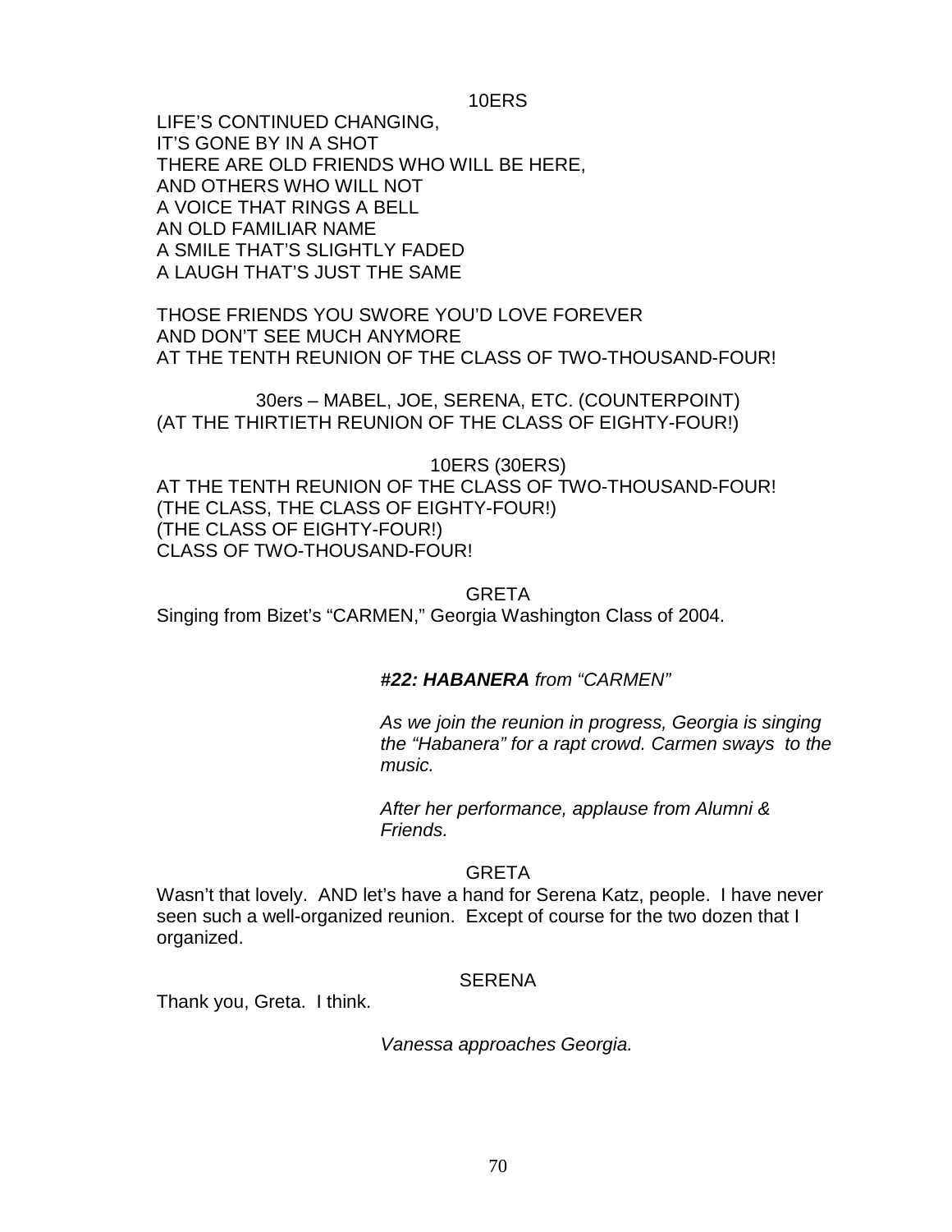10ERS

LIFE'S CONTINUED CHANGING,
IT'S GONE BY IN A SHOT
THERE ARE OLD FRIENDS WHO WILL BE HERE,
AND OTHERS WHO WILL NOT
A VOICE THAT RINGS A BELL
AN OLD FAMILIAR NAME
A SMILE THAT'S SLIGHTLY FADED
A LAUGH THAT'S JUST THE SAME

THOSE FRIENDS YOU SWORE YOU'D LOVE FOREVER
AND DON'T SEE MUCH ANYMORE
AT THE TENTH REUNION OF THE CLASS OF TWO-THOUSAND-FOUR!

30ers – MABEL, JOE, SERENA, ETC. (COUNTERPOINT)
(AT THE THIRTIETH REUNION OF THE CLASS OF EIGHTY-FOUR!)

10ERS (30ERS)

AT THE TENTH REUNION OF THE CLASS OF TWO-THOUSAND-FOUR!
(THE CLASS, THE CLASS OF EIGHTY-FOUR!)
(THE CLASS OF EIGHTY-FOUR!)
CLASS OF TWO-THOUSAND-FOUR!

GRETA

Singing from Bizet's "CARMEN," Georgia Washington Class of 2004.

***#22: HABANERA** from "CARMEN"*

*As we join the reunion in progress, Georgia is singing the "Habanera" for a rapt crowd. Carmen sways to the music.*

*After her performance, applause from Alumni & Friends.*

GRETA

Wasn't that lovely. AND let's have a hand for Serena Katz, people. I have never seen such a well-organized reunion. Except of course for the two dozen that I organized.

SERENA

Thank you, Greta. I think.

*Vanessa approaches Georgia.*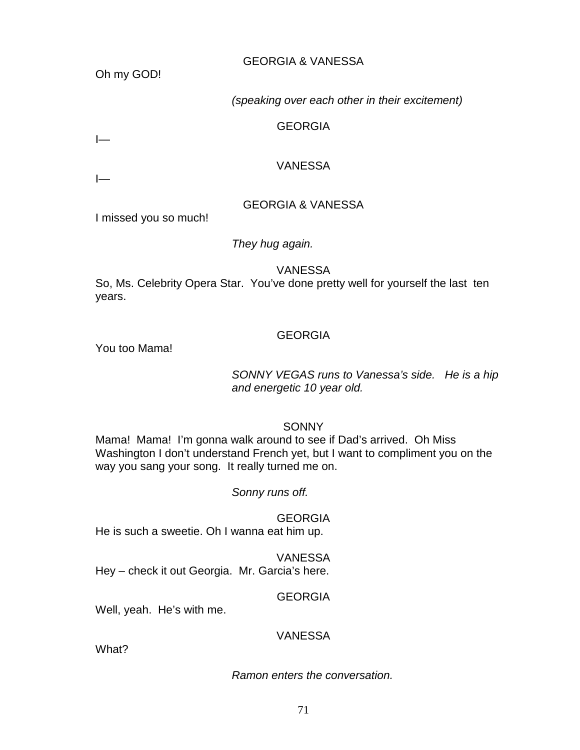GEORGIA & VANESSA

Oh my GOD!

*(speaking over each other in their excitement)*

GEORGIA

I—

VANESSA

I—

GEORGIA & VANESSA

I missed you so much!

*They hug again.*

VANESSA

So, Ms. Celebrity Opera Star. You've done pretty well for yourself the last ten years.

GEORGIA

You too Mama!

*SONNY VEGAS runs to Vanessa's side. He is a hip and energetic 10 year old.*

SONNY

Mama! Mama! I'm gonna walk around to see if Dad's arrived. Oh Miss Washington I don't understand French yet, but I want to compliment you on the way you sang your song. It really turned me on.

*Sonny runs off.*

GEORGIA

He is such a sweetie. Oh I wanna eat him up.

VANESSA

Hey – check it out Georgia. Mr. Garcia's here.

GEORGIA

Well, yeah. He's with me.

VANESSA

What?

*Ramon enters the conversation.*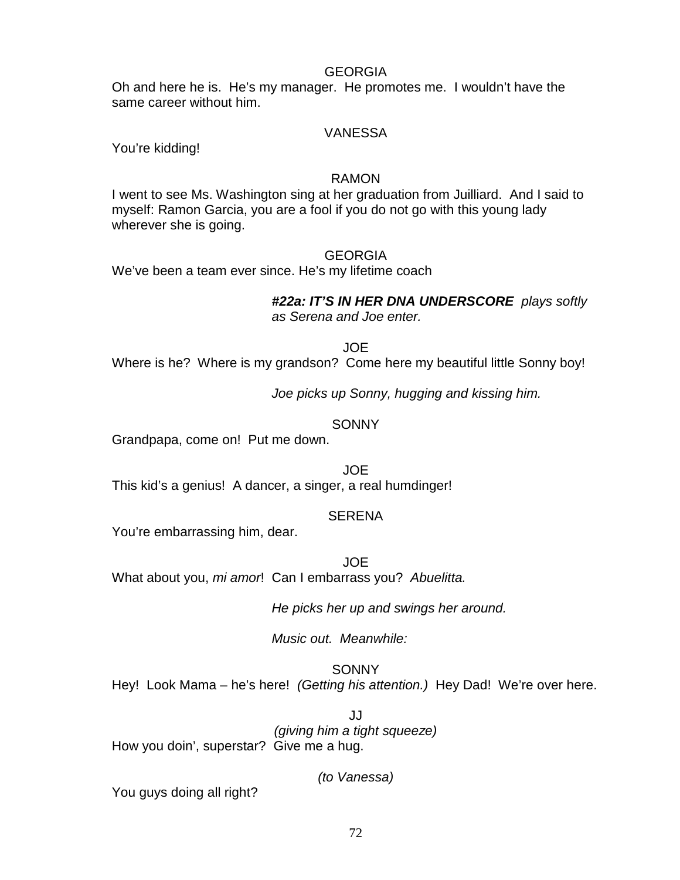GEORGIA

Oh and here he is. He's my manager. He promotes me. I wouldn't have the same career without him.

VANESSA

You're kidding!

RAMON

I went to see Ms. Washington sing at her graduation from Juilliard. And I said to myself: Ramon Garcia, you are a fool if you do not go with this young lady wherever she is going.

GEORGIA

We've been a team ever since. He's my lifetime coach

***#22a: IT'S IN HER DNA UNDERSCORE*** *plays softly as Serena and Joe enter.*

JOE

Where is he? Where is my grandson? Come here my beautiful little Sonny boy!

*Joe picks up Sonny, hugging and kissing him.*

SONNY

Grandpapa, come on! Put me down.

JOE

This kid's a genius! A dancer, a singer, a real humdinger!

SERENA

You're embarrassing him, dear.

JOE

What about you, *mi amor*! Can I embarrass you? *Abuelitta.*

*He picks her up and swings her around.*

*Music out. Meanwhile:*

SONNY

Hey! Look Mama – he's here! *(Getting his attention.)* Hey Dad! We're over here.

JJ

*(giving him a tight squeeze)*

How you doin', superstar? Give me a hug.

*(to Vanessa)*

You guys doing all right?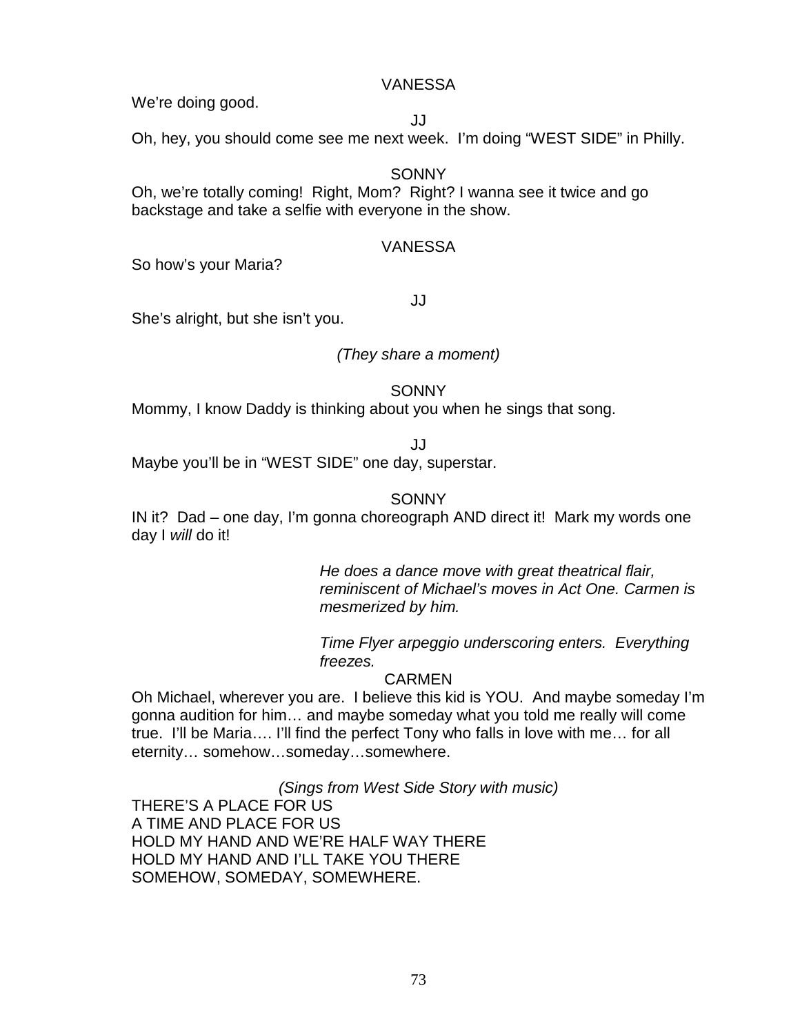VANESSA

We're doing good.

JJ

Oh, hey, you should come see me next week. I'm doing "WEST SIDE" in Philly.

SONNY

Oh, we're totally coming! Right, Mom? Right? I wanna see it twice and go backstage and take a selfie with everyone in the show.

VANESSA

So how's your Maria?

JJ

She's alright, but she isn't you.

*(They share a moment)*

SONNY

Mommy, I know Daddy is thinking about you when he sings that song.

JJ

Maybe you'll be in "WEST SIDE" one day, superstar.

SONNY

IN it? Dad – one day, I'm gonna choreograph AND direct it! Mark my words one day I *will* do it!

*He does a dance move with great theatrical flair, reminiscent of Michael's moves in Act One. Carmen is mesmerized by him.*

*Time Flyer arpeggio underscoring enters. Everything freezes.*

CARMEN

Oh Michael, wherever you are. I believe this kid is YOU. And maybe someday I'm gonna audition for him… and maybe someday what you told me really will come true. I'll be Maria…. I'll find the perfect Tony who falls in love with me… for all eternity… somehow…someday…somewhere.

*(Sings from West Side Story with music)*

THERE'S A PLACE FOR US
A TIME AND PLACE FOR US
HOLD MY HAND AND WE'RE HALF WAY THERE
HOLD MY HAND AND I'LL TAKE YOU THERE
SOMEHOW, SOMEDAY, SOMEWHERE.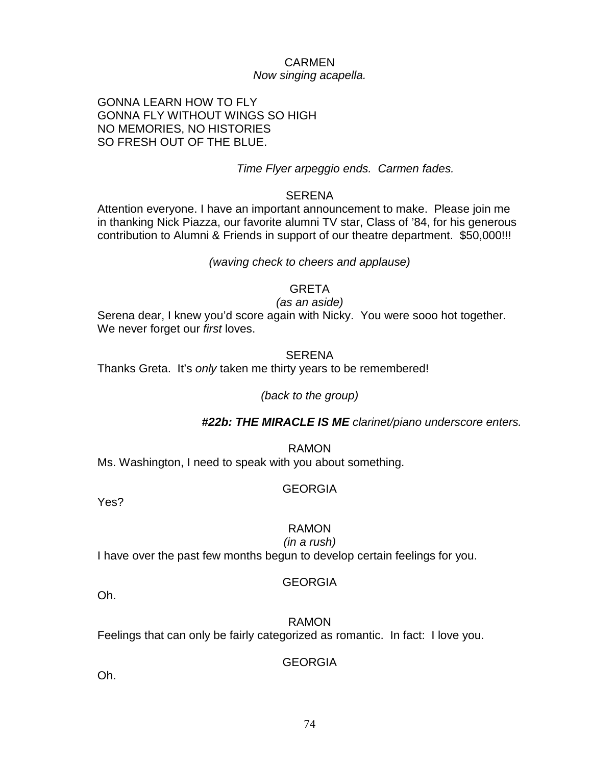CARMEN

*Now singing acapella.*

GONNA LEARN HOW TO FLY
GONNA FLY WITHOUT WINGS SO HIGH
NO MEMORIES, NO HISTORIES
SO FRESH OUT OF THE BLUE.

*Time Flyer arpeggio ends. Carmen fades.*

SERENA

Attention everyone. I have an important announcement to make. Please join me in thanking Nick Piazza, our favorite alumni TV star, Class of '84, for his generous contribution to Alumni & Friends in support of our theatre department. $50,000!!!

*(waving check to cheers and applause)*

GRETA

*(as an aside)*

Serena dear, I knew you'd score again with Nicky. You were sooo hot together. We never forget our *first* loves.

SERENA

Thanks Greta. It's *only* taken me thirty years to be remembered!

*(back to the group)*

***#22b: THE MIRACLE IS ME*** *clarinet/piano underscore enters.*

RAMON

Ms. Washington, I need to speak with you about something.

GEORGIA

Yes?

RAMON

*(in a rush)*

I have over the past few months begun to develop certain feelings for you.

GEORGIA

Oh.

RAMON

Feelings that can only be fairly categorized as romantic. In fact: I love you.

GEORGIA

Oh.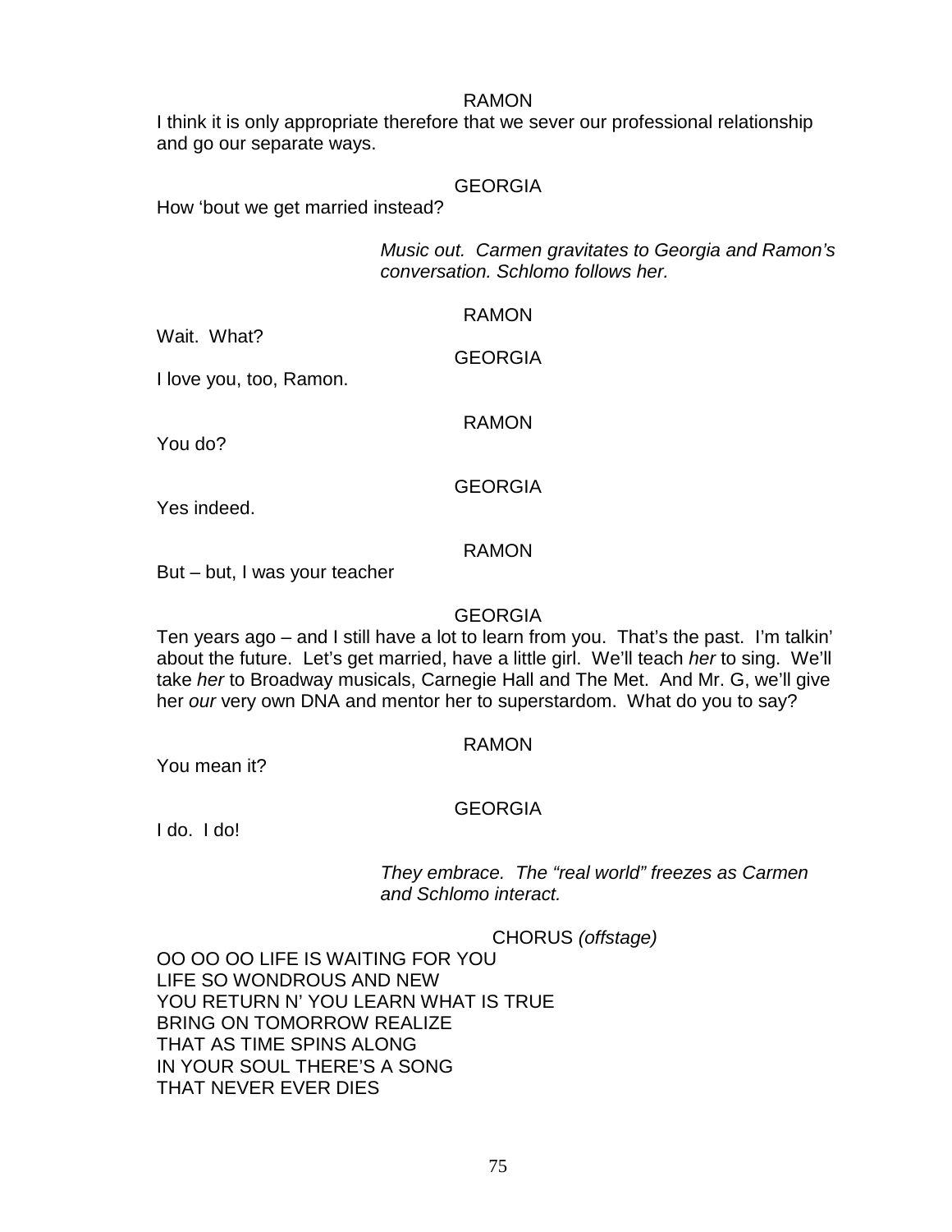RAMON

I think it is only appropriate therefore that we sever our professional relationship and go our separate ways.

GEORGIA

How 'bout we get married instead?

*Music out. Carmen gravitates to Georgia and Ramon's conversation. Schlomo follows her.*

RAMON

Wait. What?

GEORGIA

I love you, too, Ramon.

RAMON

You do?

GEORGIA

Yes indeed.

RAMON

But – but, I was your teacher

GEORGIA

Ten years ago – and I still have a lot to learn from you. That's the past. I'm talkin' about the future. Let's get married, have a little girl. We'll teach *her* to sing. We'll take *her* to Broadway musicals, Carnegie Hall and The Met. And Mr. G, we'll give her *our* very own DNA and mentor her to superstardom. What do you to say?

RAMON

You mean it?

GEORGIA

I do. I do!

*They embrace. The "real world" freezes as Carmen and Schlomo interact.*

CHORUS *(offstage)*

OO OO OO LIFE IS WAITING FOR YOU
LIFE SO WONDROUS AND NEW
YOU RETURN N' YOU LEARN WHAT IS TRUE
BRING ON TOMORROW REALIZE
THAT AS TIME SPINS ALONG
IN YOUR SOUL THERE'S A SONG
THAT NEVER EVER DIES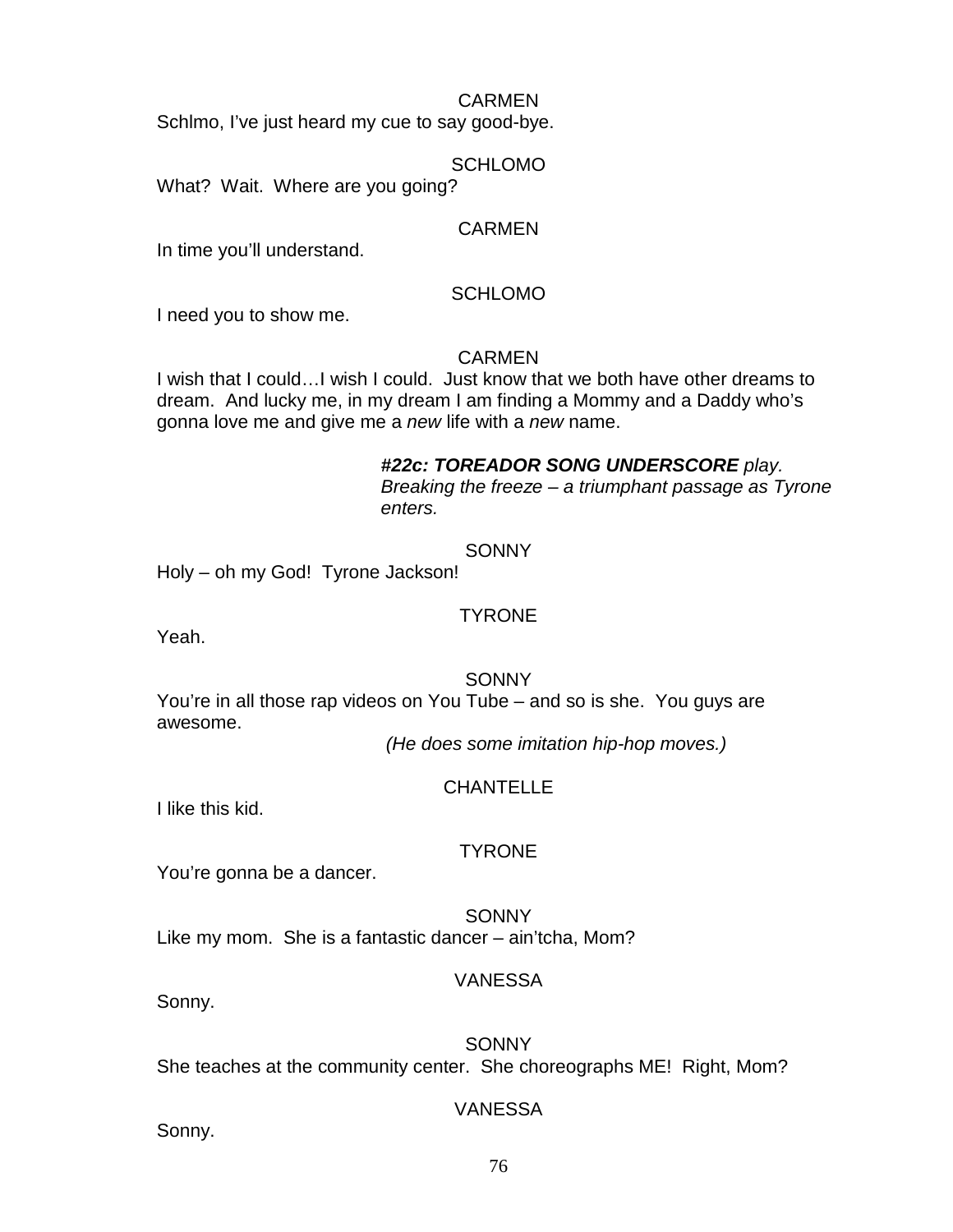CARMEN

Schlmo, I've just heard my cue to say good-bye.

SCHLOMO

What? Wait. Where are you going?

CARMEN

In time you'll understand.

SCHLOMO

I need you to show me.

CARMEN

I wish that I could…I wish I could. Just know that we both have other dreams to dream. And lucky me, in my dream I am finding a Mommy and a Daddy who's gonna love me and give me a *new* life with a *new* name.

> ***#22c: TOREADOR SONG UNDERSCORE*** *play. Breaking the freeze – a triumphant passage as Tyrone enters.*

SONNY

Holy – oh my God! Tyrone Jackson!

TYRONE

Yeah.

SONNY

You're in all those rap videos on You Tube – and so is she. You guys are awesome.

*(He does some imitation hip-hop moves.)*

CHANTELLE

I like this kid.

TYRONE

You're gonna be a dancer.

SONNY

Like my mom. She is a fantastic dancer – ain'tcha, Mom?

VANESSA

Sonny.

SONNY

She teaches at the community center. She choreographs ME! Right, Mom?

VANESSA

Sonny.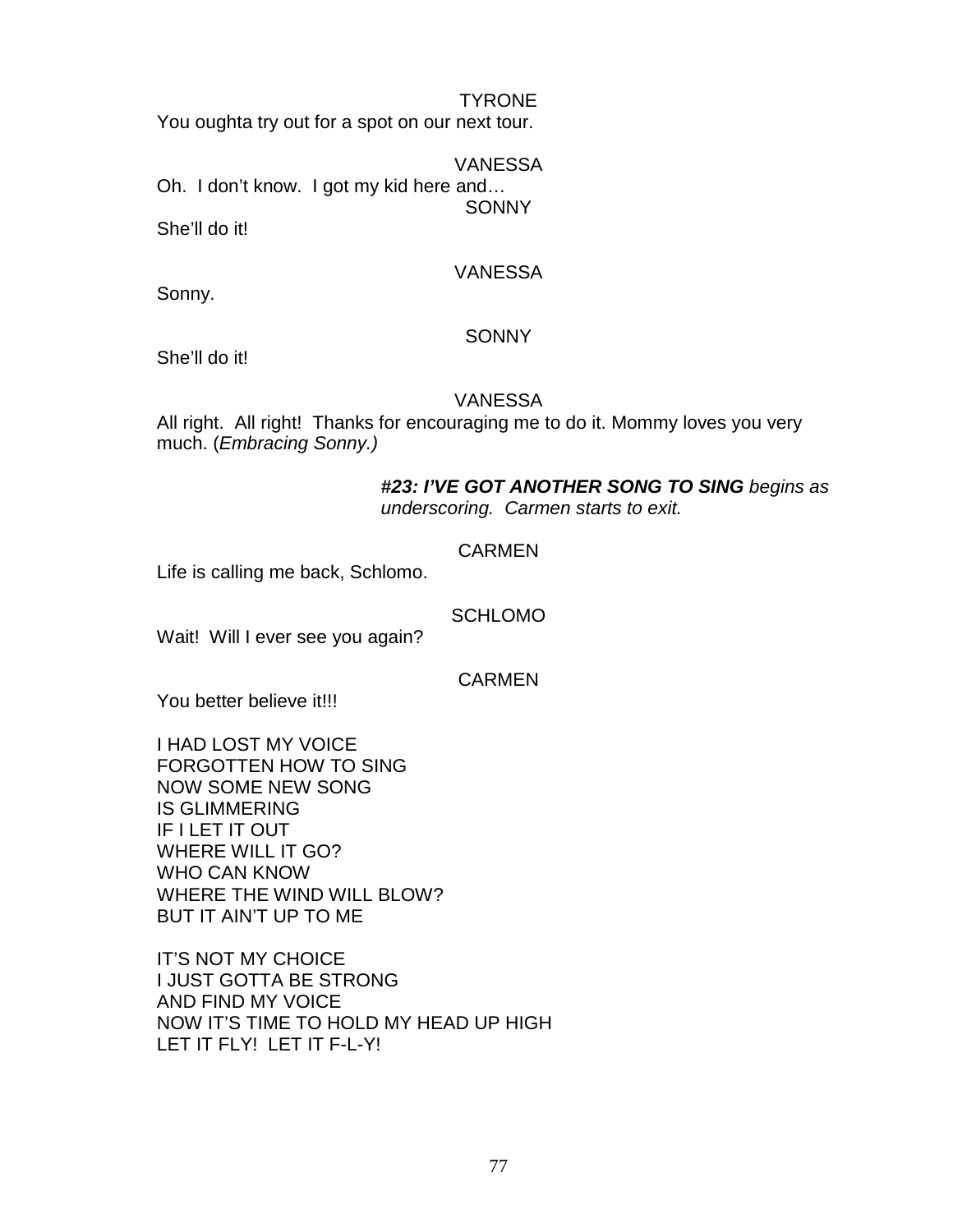TYRONE

You oughta try out for a spot on our next tour.

VANESSA

Oh. I don't know. I got my kid here and…

SONNY

She'll do it!

VANESSA

Sonny.

SONNY

She'll do it!

VANESSA

All right. All right! Thanks for encouraging me to do it. Mommy loves you very much. (*Embracing Sonny.)*

*#**23: I'VE GOT ANOTHER SONG TO SING** begins as underscoring. Carmen starts to exit.*

CARMEN

Life is calling me back, Schlomo.

SCHLOMO

Wait! Will I ever see you again?

CARMEN

You better believe it!!!

I HAD LOST MY VOICE
FORGOTTEN HOW TO SING
NOW SOME NEW SONG
IS GLIMMERING
IF I LET IT OUT
WHERE WILL IT GO?
WHO CAN KNOW
WHERE THE WIND WILL BLOW?
BUT IT AIN'T UP TO ME

IT'S NOT MY CHOICE
I JUST GOTTA BE STRONG
AND FIND MY VOICE
NOW IT'S TIME TO HOLD MY HEAD UP HIGH
LET IT FLY! LET IT F-L-Y!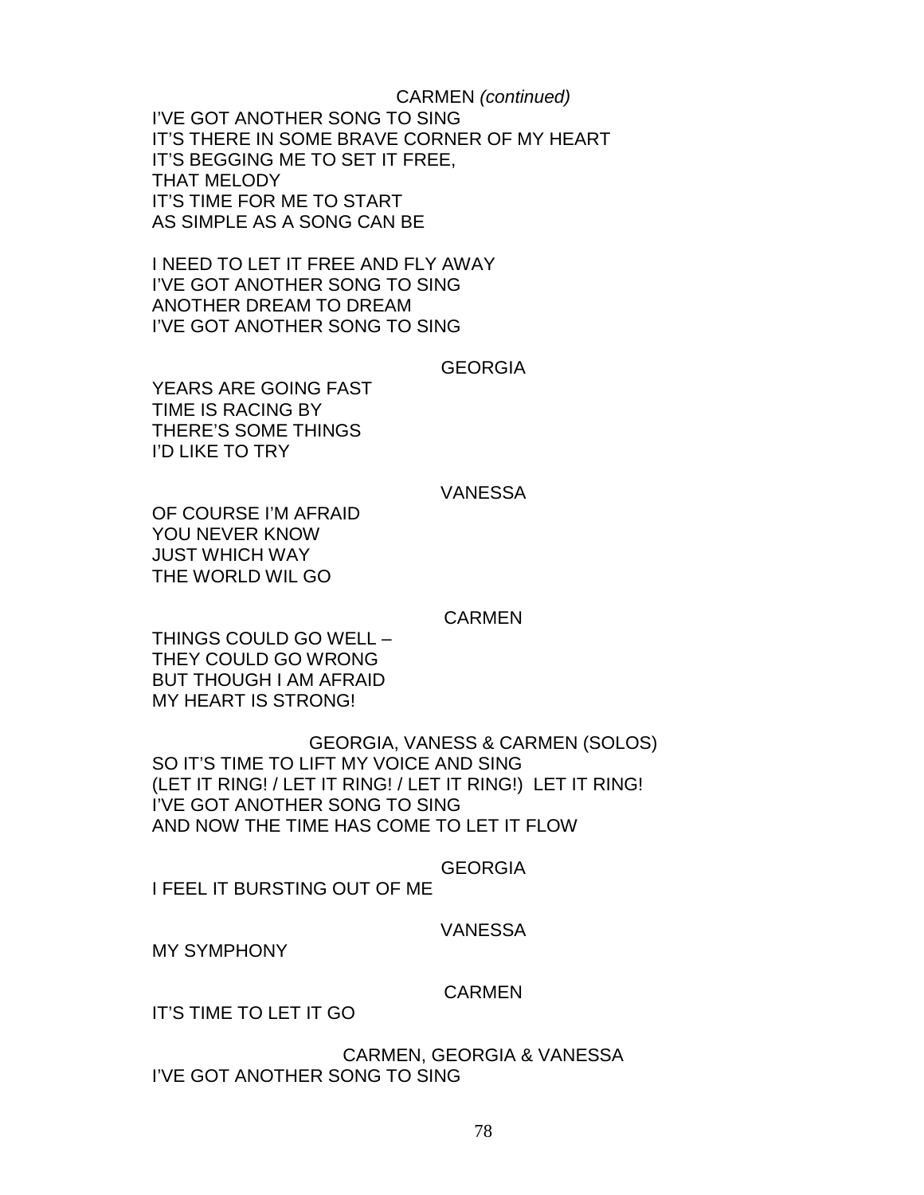CARMEN *(continued)*

I'VE GOT ANOTHER SONG TO SING
IT'S THERE IN SOME BRAVE CORNER OF MY HEART
IT'S BEGGING ME TO SET IT FREE,
THAT MELODY
IT'S TIME FOR ME TO START
AS SIMPLE AS A SONG CAN BE

I NEED TO LET IT FREE AND FLY AWAY
I'VE GOT ANOTHER SONG TO SING
ANOTHER DREAM TO DREAM
I'VE GOT ANOTHER SONG TO SING

GEORGIA

YEARS ARE GOING FAST
TIME IS RACING BY
THERE'S SOME THINGS
I'D LIKE TO TRY

VANESSA

OF COURSE I'M AFRAID
YOU NEVER KNOW
JUST WHICH WAY
THE WORLD WIL GO

CARMEN

THINGS COULD GO WELL –
THEY COULD GO WRONG
BUT THOUGH I AM AFRAID
MY HEART IS STRONG!

GEORGIA, VANESS & CARMEN (SOLOS)

SO IT'S TIME TO LIFT MY VOICE AND SING
(LET IT RING! / LET IT RING! / LET IT RING!) LET IT RING!
I'VE GOT ANOTHER SONG TO SING
AND NOW THE TIME HAS COME TO LET IT FLOW

GEORGIA

I FEEL IT BURSTING OUT OF ME

VANESSA

MY SYMPHONY

CARMEN

IT'S TIME TO LET IT GO

CARMEN, GEORGIA & VANESSA

I'VE GOT ANOTHER SONG TO SING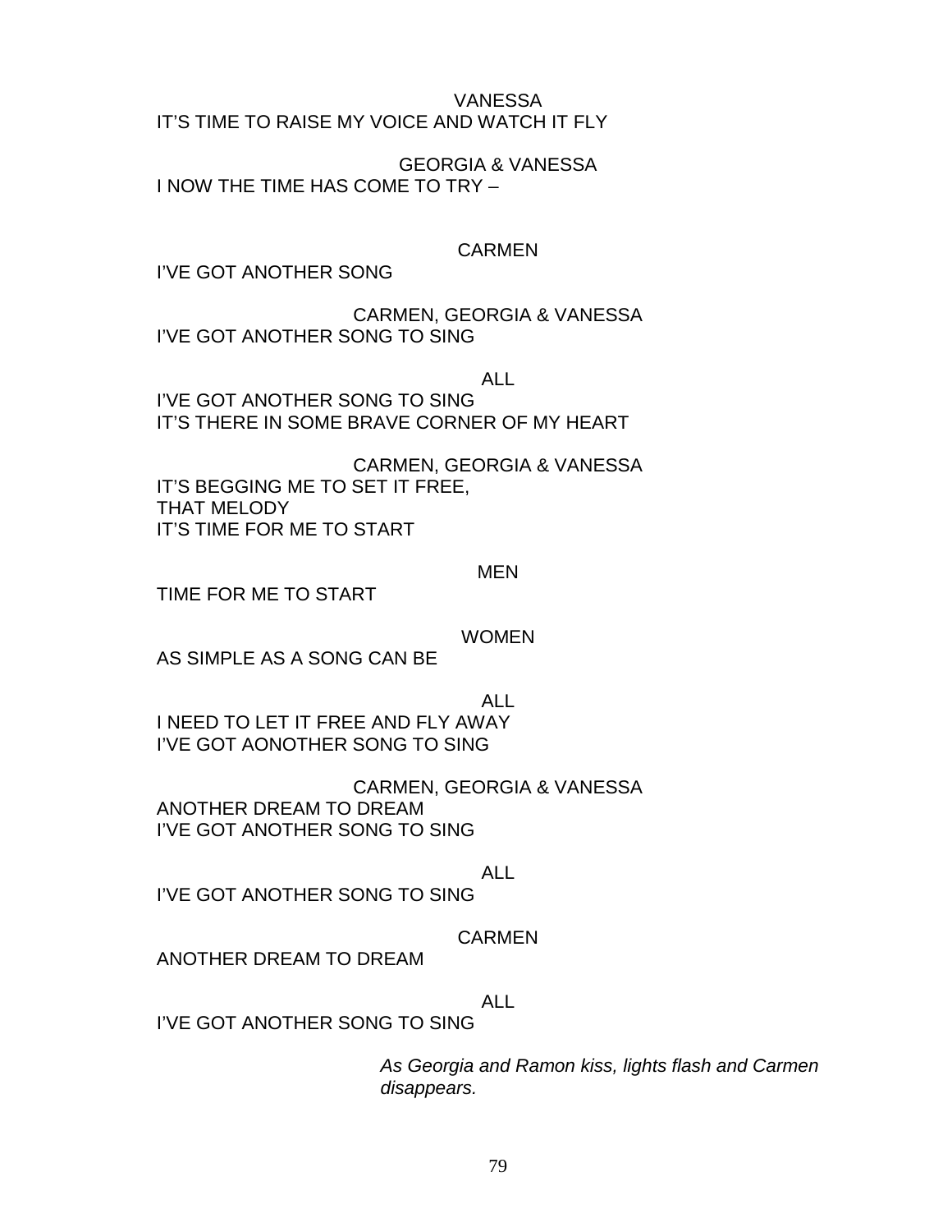VANESSA

IT'S TIME TO RAISE MY VOICE AND WATCH IT FLY

GEORGIA & VANESSA

I NOW THE TIME HAS COME TO TRY –

CARMEN

I'VE GOT ANOTHER SONG

CARMEN, GEORGIA & VANESSA

I'VE GOT ANOTHER SONG TO SING

ALL

I'VE GOT ANOTHER SONG TO SING
IT'S THERE IN SOME BRAVE CORNER OF MY HEART

CARMEN, GEORGIA & VANESSA

IT'S BEGGING ME TO SET IT FREE,
THAT MELODY
IT'S TIME FOR ME TO START

MEN

TIME FOR ME TO START

WOMEN

AS SIMPLE AS A SONG CAN BE

ALL

I NEED TO LET IT FREE AND FLY AWAY
I'VE GOT AONOTHER SONG TO SING

CARMEN, GEORGIA & VANESSA

ANOTHER DREAM TO DREAM
I'VE GOT ANOTHER SONG TO SING

ALL

I'VE GOT ANOTHER SONG TO SING

CARMEN

ANOTHER DREAM TO DREAM

ALL

I'VE GOT ANOTHER SONG TO SING

*As Georgia and Ramon kiss, lights flash and Carmen disappears.*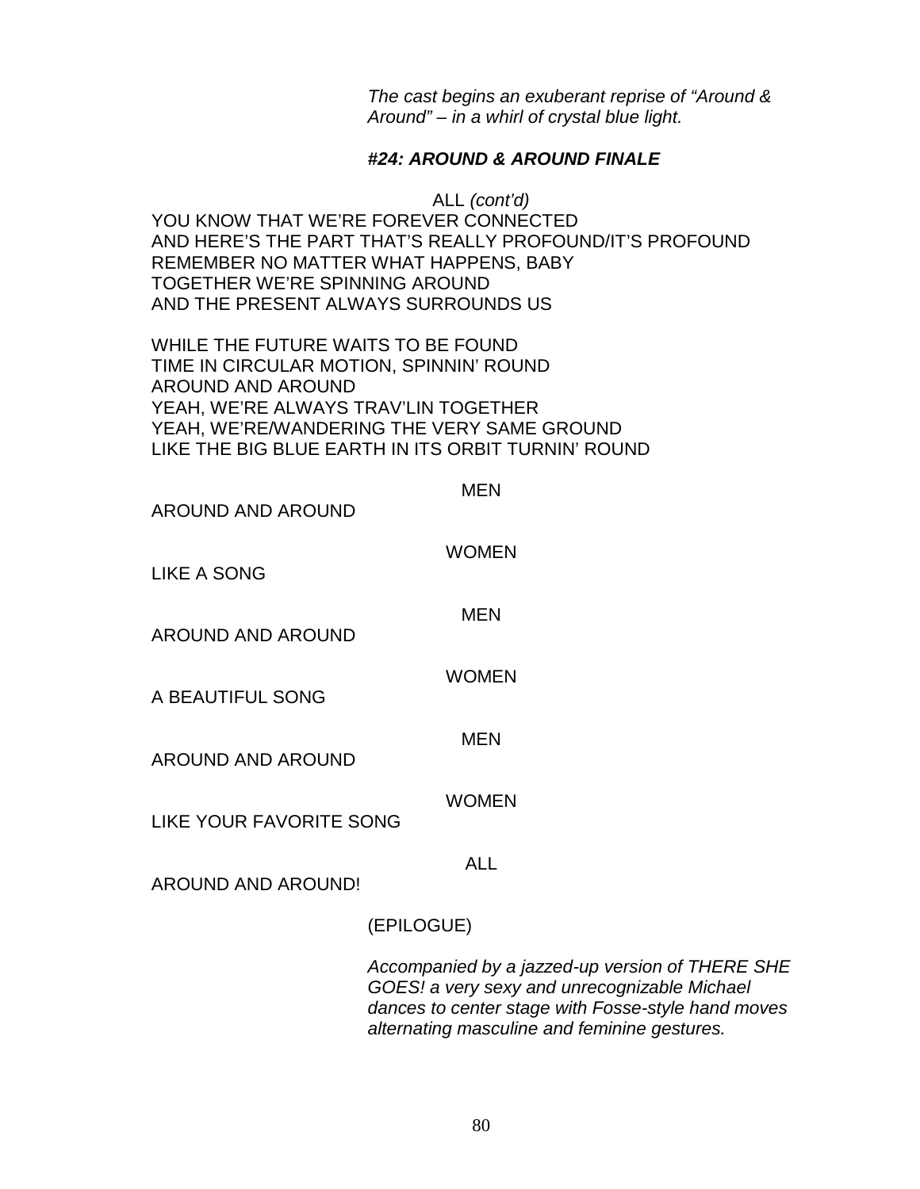*The cast begins an exuberant reprise of "Around & Around" – in a whirl of crystal blue light.*

***#24: AROUND & AROUND FINALE***

ALL *(cont'd)*

YOU KNOW THAT WE'RE FOREVER CONNECTED
AND HERE'S THE PART THAT'S REALLY PROFOUND/IT'S PROFOUND
REMEMBER NO MATTER WHAT HAPPENS, BABY
TOGETHER WE'RE SPINNING AROUND
AND THE PRESENT ALWAYS SURROUNDS US

WHILE THE FUTURE WAITS TO BE FOUND
TIME IN CIRCULAR MOTION, SPINNIN' ROUND
AROUND AND AROUND
YEAH, WE'RE ALWAYS TRAV'LIN TOGETHER
YEAH, WE'RE/WANDERING THE VERY SAME GROUND
LIKE THE BIG BLUE EARTH IN ITS ORBIT TURNIN' ROUND

MEN

AROUND AND AROUND

WOMEN

LIKE A SONG

MEN

AROUND AND AROUND

WOMEN

A BEAUTIFUL SONG

MEN

AROUND AND AROUND

WOMEN

LIKE YOUR FAVORITE SONG

ALL

AROUND AND AROUND!

(EPILOGUE)

*Accompanied by a jazzed-up version of THERE SHE GOES! a very sexy and unrecognizable Michael dances to center stage with Fosse-style hand moves alternating masculine and feminine gestures.*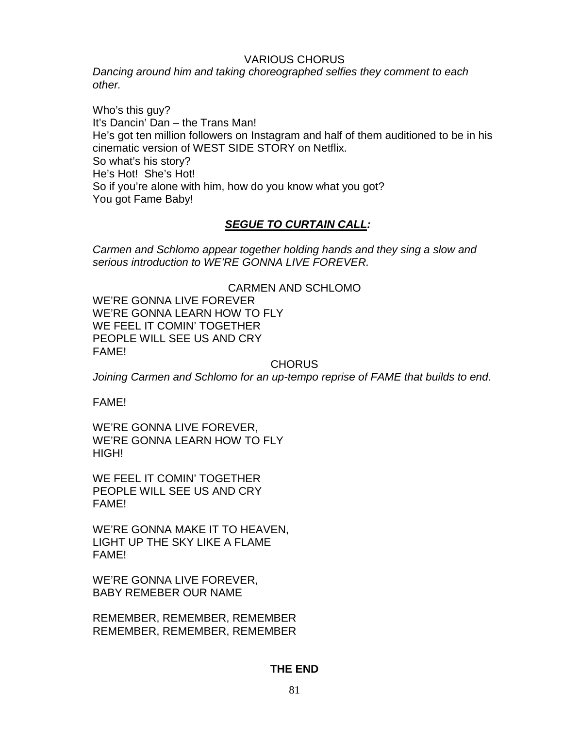VARIOUS CHORUS

*Dancing around him and taking choreographed selfies they comment to each other.*

Who's this guy?
It's Dancin' Dan – the Trans Man!
He's got ten million followers on Instagram and half of them auditioned to be in his cinematic version of WEST SIDE STORY on Netflix.
So what's his story?
He's Hot! She's Hot!
So if you're alone with him, how do you know what you got?
You got Fame Baby!

***SEGUE TO CURTAIN CALL:***

*Carmen and Schlomo appear together holding hands and they sing a slow and serious introduction to WE'RE GONNA LIVE FOREVER.*

CARMEN AND SCHLOMO

WE'RE GONNA LIVE FOREVER
WE'RE GONNA LEARN HOW TO FLY
WE FEEL IT COMIN' TOGETHER
PEOPLE WILL SEE US AND CRY
FAME!

CHORUS

*Joining Carmen and Schlomo for an up-tempo reprise of FAME that builds to end.*

FAME!

WE'RE GONNA LIVE FOREVER,
WE'RE GONNA LEARN HOW TO FLY
HIGH!

WE FEEL IT COMIN' TOGETHER
PEOPLE WILL SEE US AND CRY
FAME!

WE'RE GONNA MAKE IT TO HEAVEN,
LIGHT UP THE SKY LIKE A FLAME
FAME!

WE'RE GONNA LIVE FOREVER,
BABY REMEBER OUR NAME

REMEMBER, REMEMBER, REMEMBER
REMEMBER, REMEMBER, REMEMBER

**THE END**